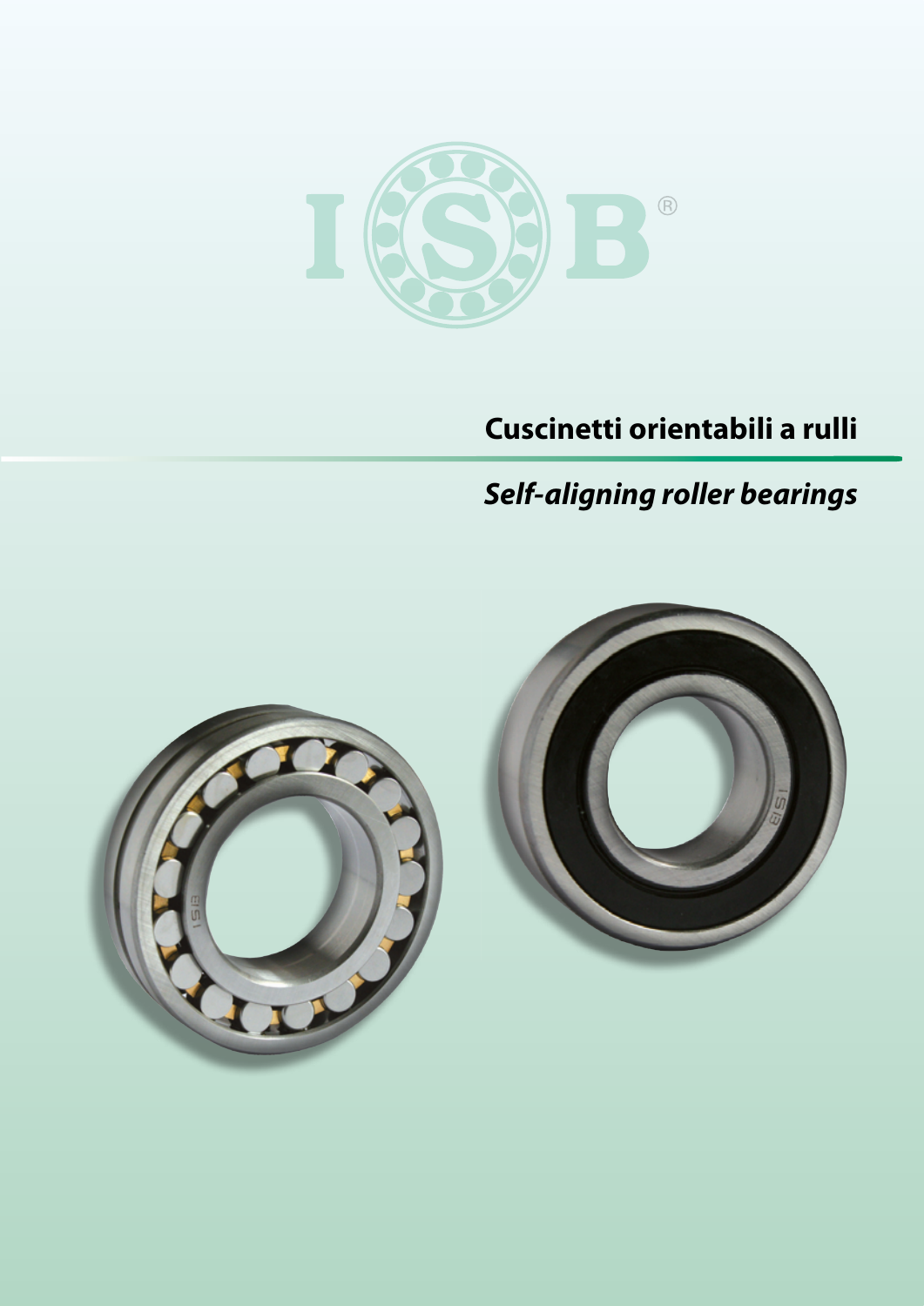# Cuscinetti orientabili a rulli

## *Self-aligning roller bearings*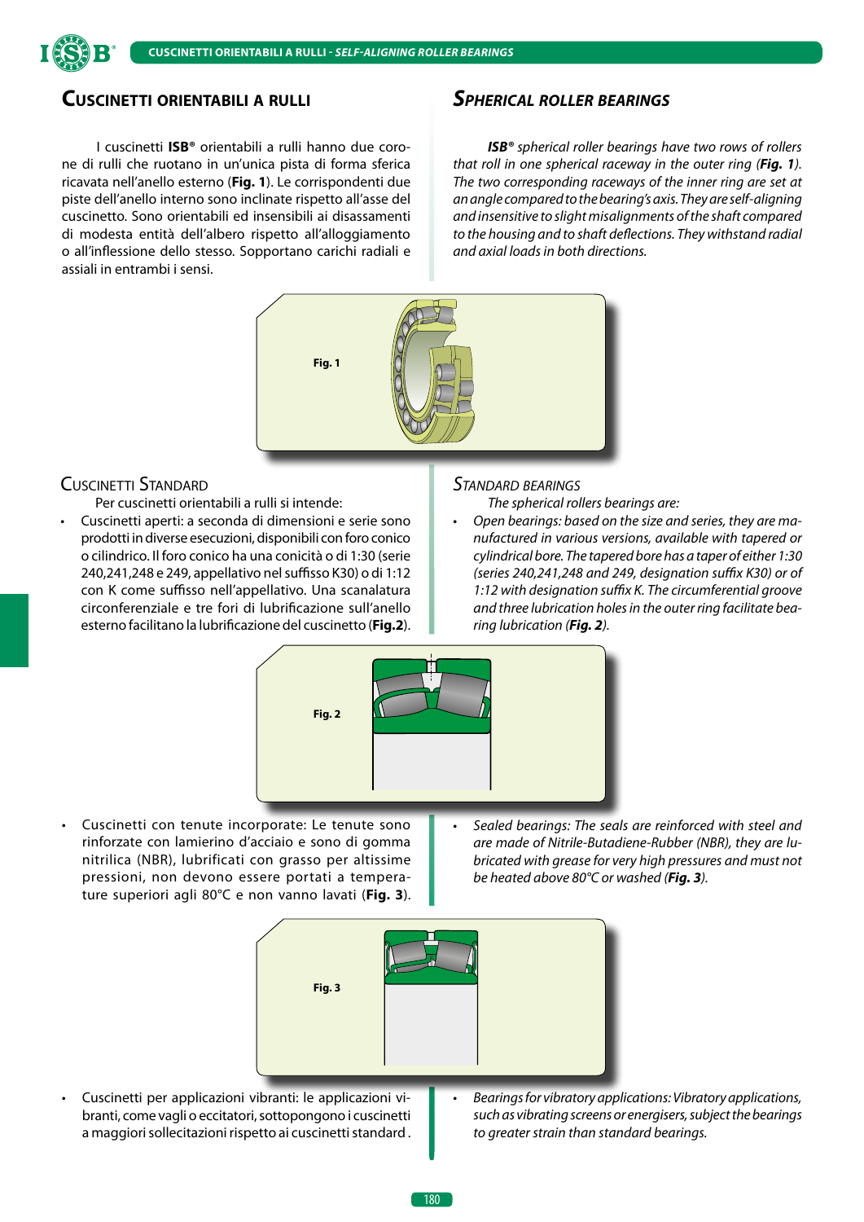## Cuscinetti orientabili a rulli

I cuscinetti **ISB®** orientabili a rulli hanno due corone di rulli che ruotano in un'unica pista di forma sferica ricavata nell'anello esterno (**Fig. 1**). Le corrispondenti due piste dell'anello interno sono inclinate rispetto all'asse del cuscinetto. Sono orientabili ed insensibili ai disassamenti di modesta entità dell'albero rispetto all'alloggiamento o all'inflessione dello stesso. Sopportano carichi radiali e assiali in entrambi i sensi.

## *Spherical roller bearings*

***ISB®*** *spherical roller bearings have two rows of rollers that roll in one spherical raceway in the outer ring (**Fig. 1**). The two corresponding raceways of the inner ring are set at an angle compared to the bearing's axis. They are self-aligning and insensitive to slight misalignments of the shaft compared to the housing and to shaft deflections. They withstand radial and axial loads in both directions.*

**Fig. 1**

### Cuscinetti Standard

Per cuscinetti orientabili a rulli si intende:

- Cuscinetti aperti: a seconda di dimensioni e serie sono prodotti in diverse esecuzioni, disponibili con foro conico o cilindrico. Il foro conico ha una conicità o di 1:30 (serie 240,241,248 e 249, appellativo nel suffisso K30) o di 1:12 con K come suffisso nell'appellativo. Una scanalatura circonferenziale e tre fori di lubrificazione sull'anello esterno facilitano la lubrificazione del cuscinetto (**Fig.2**).

### *Standard bearings*

*The spherical rollers bearings are:*

- *Open bearings: based on the size and series, they are manufactured in various versions, available with tapered or cylindrical bore. The tapered bore has a taper of either 1:30 (series 240,241,248 and 249, designation suffix K30) or of 1:12 with designation suffix K. The circumferential groove and three lubrication holes in the outer ring facilitate bearing lubrication (**Fig. 2**).*

**Fig. 2**

- Cuscinetti con tenute incorporate: Le tenute sono rinforzate con lamierino d'acciaio e sono di gomma nitrilica (NBR), lubrificati con grasso per altissime pressioni, non devono essere portati a temperature superiori agli 80°C e non vanno lavati (**Fig. 3**).

- *Sealed bearings: The seals are reinforced with steel and are made of Nitrile-Butadiene-Rubber (NBR), they are lubricated with grease for very high pressures and must not be heated above 80°C or washed (**Fig. 3**).*

**Fig. 3**

- Cuscinetti per applicazioni vibranti: le applicazioni vibranti, come vagli o eccitatori, sottopongono i cuscinetti a maggiori sollecitazioni rispetto ai cuscinetti standard .

- *Bearings for vibratory applications: Vibratory applications, such as vibrating screens or energisers, subject the bearings to greater strain than standard bearings.*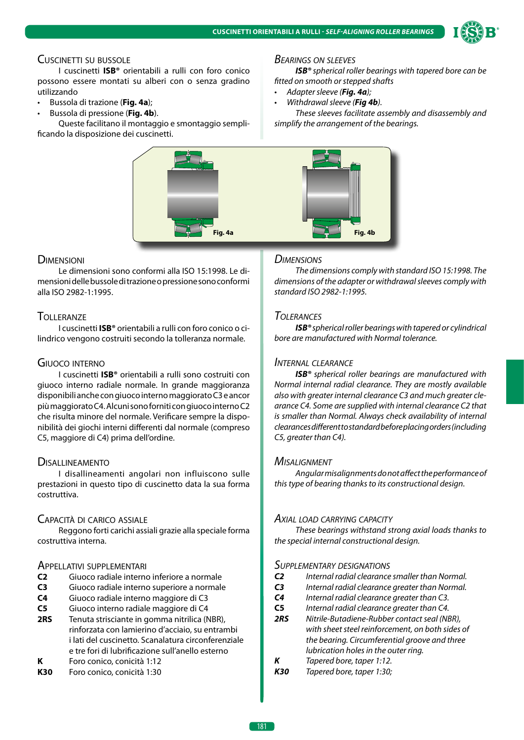## Cuscinetti su bussole

I cuscinetti **ISB®** orientabili a rulli con foro conico possono essere montati su alberi con o senza gradino utilizzando

- Bussola di trazione (**Fig. 4a**);
- Bussola di pressione (**Fig. 4b**).

Queste facilitano il montaggio e smontaggio semplificando la disposizione dei cuscinetti.

## *Bearings on sleeves*

***ISB®** spherical roller bearings with tapered bore can be fitted on smooth or stepped shafts*

- *Adapter sleeve (**Fig. 4a**);*
- *Withdrawal sleeve (**Fig 4b**).*

*These sleeves facilitate assembly and disassembly and simplify the arrangement of the bearings.*

Fig. 4a

Fig. 4b

## Dimensioni

Le dimensioni sono conformi alla ISO 15:1998. Le dimensioni delle bussole di trazione o pressione sono conformi alla ISO 2982-1:1995.

## *Dimensions*

*The dimensions comply with standard ISO 15:1998. The dimensions of the adapter or withdrawal sleeves comply with standard ISO 2982-1:1995.*

## Tolleranze

I cuscinetti **ISB®** orientabili a rulli con foro conico o cilindrico vengono costruiti secondo la tolleranza normale.

## *Tolerances*

***ISB®** spherical roller bearings with tapered or cylindrical bore are manufactured with Normal tolerance.*

## Giuoco interno

I cuscinetti **ISB®** orientabili a rulli sono costruiti con giuoco interno radiale normale. In grande maggioranza disponibili anche con giuoco interno maggiorato C3 e ancor più maggiorato C4. Alcuni sono forniti con giuoco interno C2 che risulta minore del normale. Verificare sempre la disponibilità dei giochi interni differenti dal normale (compreso C5, maggiore di C4) prima dell'ordine.

## *Internal clearance*

***ISB®** spherical roller bearings are manufactured with Normal internal radial clearance. They are mostly available also with greater internal clearance C3 and much greater clearance C4. Some are supplied with internal clearance C2 that is smaller than Normal. Always check availability of internal clearances different to standard before placing orders (including C5, greater than C4).*

## Disallineamento

I disallineamenti angolari non influiscono sulle prestazioni in questo tipo di cuscinetto data la sua forma costruttiva.

## *Misalignment*

*Angular misalignments do not affect the performance of this type of bearing thanks to its constructional design.*

## Capacità di carico assiale

Reggono forti carichi assiali grazie alla speciale forma costruttiva interna.

## *Axial load carrying capacity*

*These bearings withstand strong axial loads thanks to the special internal constructional design.*

## Appellativi supplementari

| | |
|---|---|
| **C2** | Giuoco radiale interno inferiore a normale |
| **C3** | Giuoco radiale interno superiore a normale |
| **C4** | Giuoco radiale interno maggiore di C3 |
| **C5** | Giuoco interno radiale maggiore di C4 |
| **2RS** | Tenuta strisciante in gomma nitrilica (NBR), rinforzata con lamierino d'acciaio, su entrambi i lati del cuscinetto. Scanalatura circonferenziale e tre fori di lubrificazione sull'anello esterno |
| **K** | Foro conico, conicità 1:12 |
| **K30** | Foro conico, conicità 1:30 |

## *Supplementary designations*

| | |
|---|---|
| ***C2*** | *Internal radial clearance smaller than Normal.* |
| ***C3*** | *Internal radial clearance greater than Normal.* |
| ***C4*** | *Internal radial clearance greater than C3.* |
| ***C5*** | *Internal radial clearance greater than C4.* |
| ***2RS*** | *Nitrile-Butadiene-Rubber contact seal (NBR), with sheet steel reinforcement, on both sides of the bearing. Circumferential groove and three lubrication holes in the outer ring.* |
| ***K*** | *Tapered bore, taper 1:12.* |
| ***K30*** | *Tapered bore, taper 1:30;* |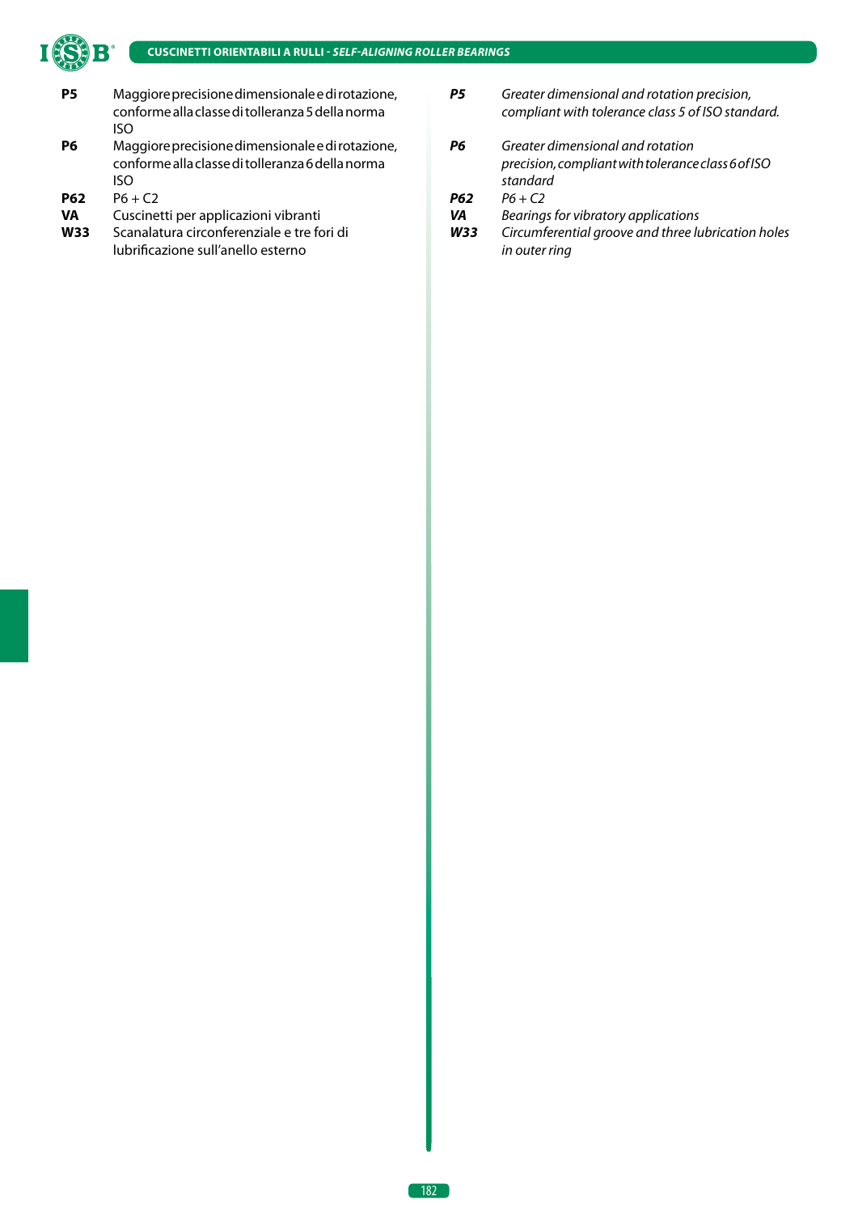**P5** Maggiore precisione dimensionale e di rotazione, conforme alla classe di tolleranza 5 della norma ISO

**P6** Maggiore precisione dimensionale e di rotazione, conforme alla classe di tolleranza 6 della norma ISO

**P62** P6 + C2

**VA** Cuscinetti per applicazioni vibranti

**W33** Scanalatura circonferenziale e tre fori di lubrificazione sull'anello esterno

***P5*** *Greater dimensional and rotation precision, compliant with tolerance class 5 of ISO standard.*

***P6*** *Greater dimensional and rotation precision, compliant with tolerance class 6 of ISO standard*

***P62*** *P6 + C2*

***VA*** *Bearings for vibratory applications*

***W33*** *Circumferential groove and three lubrication holes in outer ring*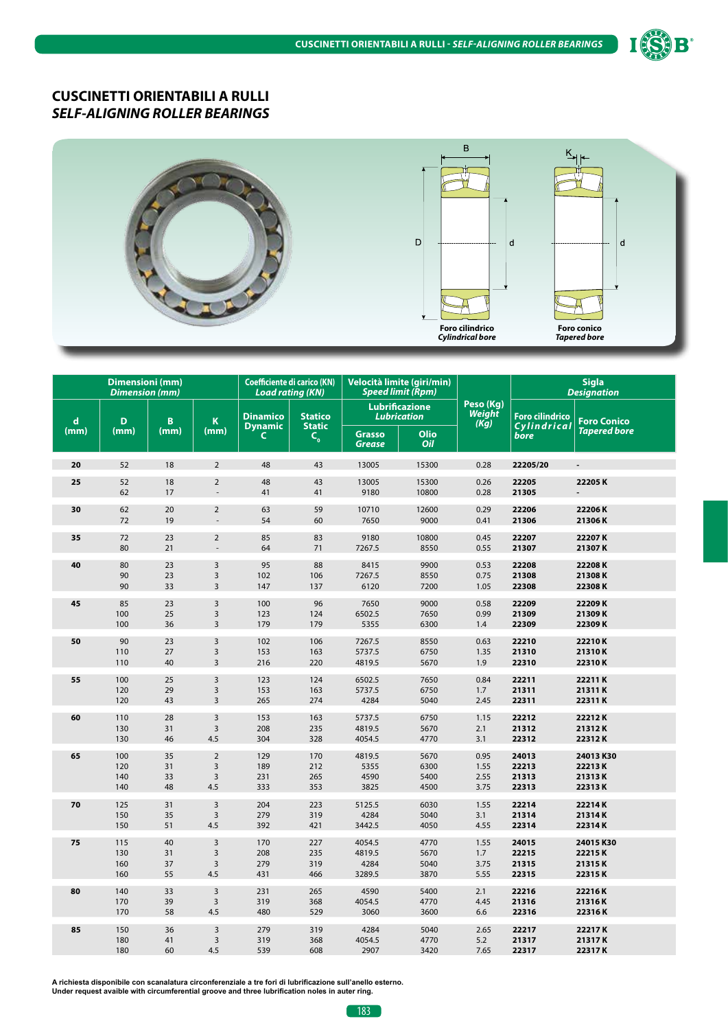# CUSCINETTI ORIENTABILI A RULLI
## *SELF-ALIGNING ROLLER BEARINGS*

**Foro cilindrico** *Cylindrical bore*

**Foro conico** *Tapered bore*

| Dimensioni (mm) *Dimension (mm)* | | | | Coefficiente di carico (KN) *Load rating (KN)* | | Velocità limite (giri/min) *Speed limit (Rpm)* | | Peso (Kg) *Weight (Kg)* | Sigla *Designation* | |
|---|---|---|---|---|---|---|---|---|---|---|
| | | | | | | Lubrificazione *Lubrication* | | | | |
| d (mm) | D (mm) | B (mm) | K (mm) | Dinamico Dynamic C | Statico Static $C_0$ | Grasso *Grease* | Olio *Oil* | | Foro cilindrico *Cylindrical bore* | Foro Conico *Tapered bore* |
| **20** | 52 | 18 | 2 | 48 | 43 | 13005 | 15300 | 0.28 | **22205/20** | - |
| **25** | 52 | 18 | 2 | 48 | 43 | 13005 | 15300 | 0.26 | **22205** | **22205 K** |
| | 62 | 17 | - | 41 | 41 | 9180 | 10800 | 0.28 | **21305** | - |
| **30** | 62 | 20 | 2 | 63 | 59 | 10710 | 12600 | 0.29 | **22206** | **22206 K** |
| | 72 | 19 | - | 54 | 60 | 7650 | 9000 | 0.41 | **21306** | **21306 K** |
| **35** | 72 | 23 | 2 | 85 | 83 | 9180 | 10800 | 0.45 | **22207** | **22207 K** |
| | 80 | 21 | - | 64 | 71 | 7267.5 | 8550 | 0.55 | **21307** | **21307 K** |
| **40** | 80 | 23 | 3 | 95 | 88 | 8415 | 9900 | 0.53 | **22208** | **22208 K** |
| | 90 | 23 | 3 | 102 | 106 | 7267.5 | 8550 | 0.75 | **21308** | **21308 K** |
| | 90 | 33 | 3 | 147 | 137 | 6120 | 7200 | 1.05 | **22308** | **22308 K** |
| **45** | 85 | 23 | 3 | 100 | 96 | 7650 | 9000 | 0.58 | **22209** | **22209 K** |
| | 100 | 25 | 3 | 123 | 124 | 6502.5 | 7650 | 0.99 | **21309** | **21309 K** |
| | 100 | 36 | 3 | 179 | 179 | 5355 | 6300 | 1.4 | **22309** | **22309 K** |
| **50** | 90 | 23 | 3 | 102 | 106 | 7267.5 | 8550 | 0.63 | **22210** | **22210 K** |
| | 110 | 27 | 3 | 153 | 163 | 5737.5 | 6750 | 1.35 | **21310** | **21310 K** |
| | 110 | 40 | 3 | 216 | 220 | 4819.5 | 5670 | 1.9 | **22310** | **22310 K** |
| **55** | 100 | 25 | 3 | 123 | 124 | 6502.5 | 7650 | 0.84 | **22211** | **22211 K** |
| | 120 | 29 | 3 | 153 | 163 | 5737.5 | 6750 | 1.7 | **21311** | **21311 K** |
| | 120 | 43 | 3 | 265 | 274 | 4284 | 5040 | 2.45 | **22311** | **22311 K** |
| **60** | 110 | 28 | 3 | 153 | 163 | 5737.5 | 6750 | 1.15 | **22212** | **22212 K** |
| | 130 | 31 | 3 | 208 | 235 | 4819.5 | 5670 | 2.1 | **21312** | **21312 K** |
| | 130 | 46 | 4.5 | 304 | 328 | 4054.5 | 4770 | 3.1 | **22312** | **22312 K** |
| **65** | 100 | 35 | 2 | 129 | 170 | 4819.5 | 5670 | 0.95 | **24013** | **24013 K30** |
| | 120 | 31 | 3 | 189 | 212 | 5355 | 6300 | 1.55 | **22213** | **22213 K** |
| | 140 | 33 | 3 | 231 | 265 | 4590 | 5400 | 2.55 | **21313** | **21313 K** |
| | 140 | 48 | 4.5 | 333 | 353 | 3825 | 4500 | 3.75 | **22313** | **22313 K** |
| **70** | 125 | 31 | 3 | 204 | 223 | 5125.5 | 6030 | 1.55 | **22214** | **22214 K** |
| | 150 | 35 | 3 | 279 | 319 | 4284 | 5040 | 3.1 | **21314** | **21314 K** |
| | 150 | 51 | 4.5 | 392 | 421 | 3442.5 | 4050 | 4.55 | **22314** | **22314 K** |
| **75** | 115 | 40 | 3 | 170 | 227 | 4054.5 | 4770 | 1.55 | **24015** | **24015 K30** |
| | 130 | 31 | 3 | 208 | 235 | 4819.5 | 5670 | 1.7 | **22215** | **22215 K** |
| | 160 | 37 | 3 | 279 | 319 | 4284 | 5040 | 3.75 | **21315** | **21315 K** |
| | 160 | 55 | 4.5 | 431 | 466 | 3289.5 | 3870 | 5.55 | **22315** | **22315 K** |
| **80** | 140 | 33 | 3 | 231 | 265 | 4590 | 5400 | 2.1 | **22216** | **22216 K** |
| | 170 | 39 | 3 | 319 | 368 | 4054.5 | 4770 | 4.45 | **21316** | **21316 K** |
| | 170 | 58 | 4.5 | 480 | 529 | 3060 | 3600 | 6.6 | **22316** | **22316 K** |
| **85** | 150 | 36 | 3 | 279 | 319 | 4284 | 5040 | 2.65 | **22217** | **22217 K** |
| | 180 | 41 | 3 | 319 | 368 | 4054.5 | 4770 | 5.2 | **21317** | **21317 K** |
| | 180 | 60 | 4.5 | 539 | 608 | 2907 | 3420 | 7.65 | **22317** | **22317 K** |

**A richiesta disponibile con scanalatura circonferenziale a tre fori di lubrificazione sull'anello esterno.**
**Under request avaible with circumferential groove and three lubrification noles in auter ring.**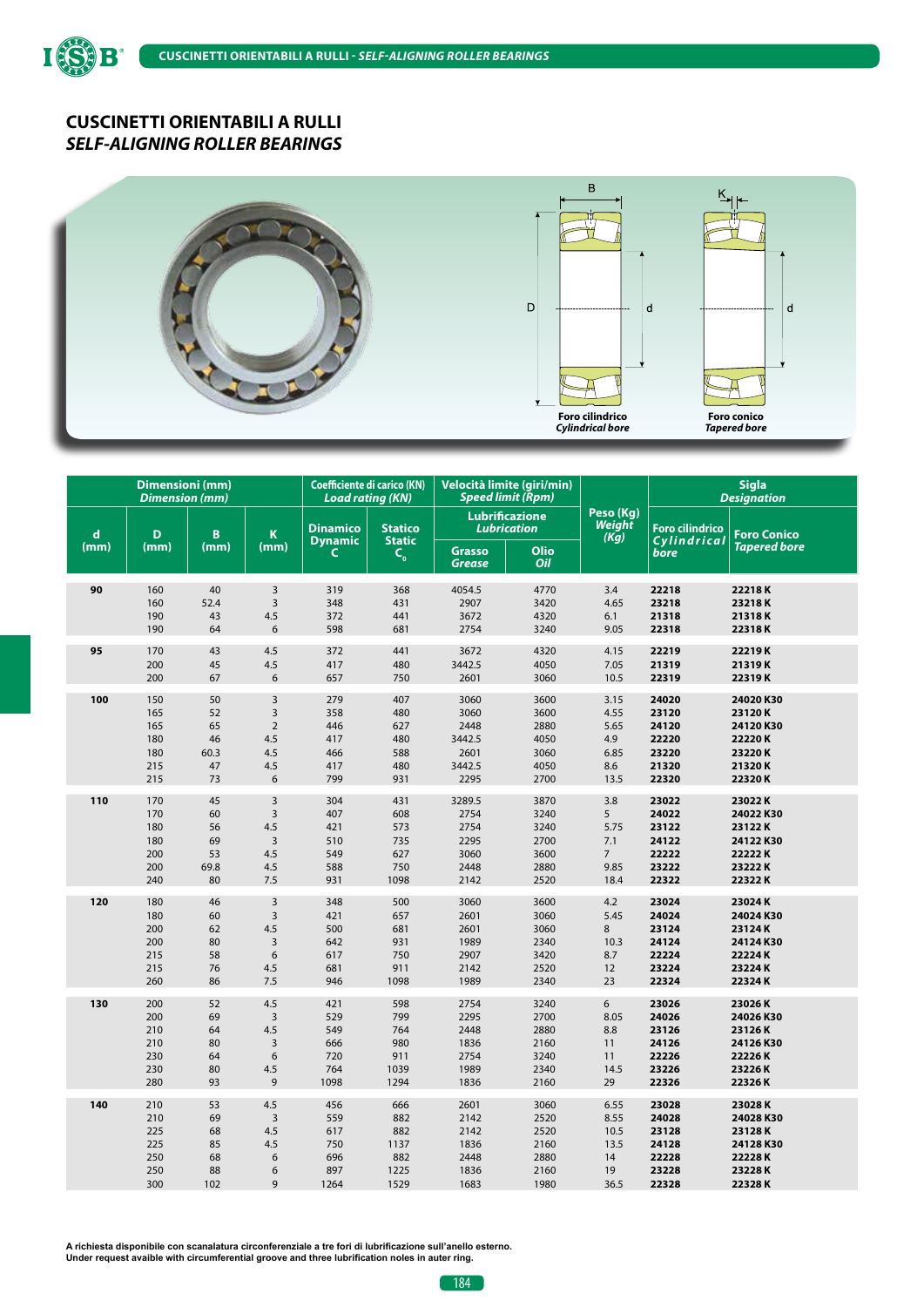# CUSCINETTI ORIENTABILI A RULLI
## *SELF-ALIGNING ROLLER BEARINGS*

B K D d d

**Foro cilindrico**
*Cylindrical bore*

**Foro conico**
*Tapered bore*

| Dimensioni (mm) *Dimension (mm)* | | | | Coefficiente di carico (KN) *Load rating (KN)* | | Velocità limite (giri/min) *Speed limit (Rpm)* | | Peso (Kg) *Weight (Kg)* | Sigla *Designation* | |
|---|---|---|---|---|---|---|---|---|---|---|
| | | | | | | Lubrificazione *Lubrication* | | | | |
| d (mm) | D (mm) | B (mm) | K (mm) | Dinamico Dynamic C | Statico Static $C_0$ | Grasso *Grease* | Olio *Oil* | | Foro cilindrico *Cylindrical bore* | Foro Conico *Tapered bore* |
| **90** | 160 | 40 | 3 | 319 | 368 | 4054.5 | 4770 | 3.4 | **22218** | **22218 K** |
| | 160 | 52.4 | 3 | 348 | 431 | 2907 | 3420 | 4.65 | **23218** | **23218 K** |
| | 190 | 43 | 4.5 | 372 | 441 | 3672 | 4320 | 6.1 | **21318** | **21318 K** |
| | 190 | 64 | 6 | 598 | 681 | 2754 | 3240 | 9.05 | **22318** | **22318 K** |
| **95** | 170 | 43 | 4.5 | 372 | 441 | 3672 | 4320 | 4.15 | **22219** | **22219 K** |
| | 200 | 45 | 4.5 | 417 | 480 | 3442.5 | 4050 | 7.05 | **21319** | **21319 K** |
| | 200 | 67 | 6 | 657 | 750 | 2601 | 3060 | 10.5 | **22319** | **22319 K** |
| **100** | 150 | 50 | 3 | 279 | 407 | 3060 | 3600 | 3.15 | **24020** | **24020 K30** |
| | 165 | 52 | 3 | 358 | 480 | 3060 | 3600 | 4.55 | **23120** | **23120 K** |
| | 165 | 65 | 2 | 446 | 627 | 2448 | 2880 | 5.65 | **24120** | **24120 K30** |
| | 180 | 46 | 4.5 | 417 | 480 | 3442.5 | 4050 | 4.9 | **22220** | **22220 K** |
| | 180 | 60.3 | 4.5 | 466 | 588 | 2601 | 3060 | 6.85 | **23220** | **23220 K** |
| | 215 | 47 | 4.5 | 417 | 480 | 3442.5 | 4050 | 8.6 | **21320** | **21320 K** |
| | 215 | 73 | 6 | 799 | 931 | 2295 | 2700 | 13.5 | **22320** | **22320 K** |
| **110** | 170 | 45 | 3 | 304 | 431 | 3289.5 | 3870 | 3.8 | **23022** | **23022 K** |
| | 170 | 60 | 3 | 407 | 608 | 2754 | 3240 | 5 | **24022** | **24022 K30** |
| | 180 | 56 | 4.5 | 421 | 573 | 2754 | 3240 | 5.75 | **23122** | **23122 K** |
| | 180 | 69 | 3 | 510 | 735 | 2295 | 2700 | 7.1 | **24122** | **24122 K30** |
| | 200 | 53 | 4.5 | 549 | 627 | 3060 | 3600 | 7 | **22222** | **22222 K** |
| | 200 | 69.8 | 4.5 | 588 | 750 | 2448 | 2880 | 9.85 | **23222** | **23222 K** |
| | 240 | 80 | 7.5 | 931 | 1098 | 2142 | 2520 | 18.4 | **22322** | **22322 K** |
| **120** | 180 | 46 | 3 | 348 | 500 | 3060 | 3600 | 4.2 | **23024** | **23024 K** |
| | 180 | 60 | 3 | 421 | 657 | 2601 | 3060 | 5.45 | **24024** | **24024 K30** |
| | 200 | 62 | 4.5 | 500 | 681 | 2601 | 3060 | 8 | **23124** | **23124 K** |
| | 200 | 80 | 3 | 642 | 931 | 1989 | 2340 | 10.3 | **24124** | **24124 K30** |
| | 215 | 58 | 6 | 617 | 750 | 2907 | 3420 | 8.7 | **22224** | **22224 K** |
| | 215 | 76 | 4.5 | 681 | 911 | 2142 | 2520 | 12 | **23224** | **23224 K** |
| | 260 | 86 | 7.5 | 946 | 1098 | 1989 | 2340 | 23 | **22324** | **22324 K** |
| **130** | 200 | 52 | 4.5 | 421 | 598 | 2754 | 3240 | 6 | **23026** | **23026 K** |
| | 200 | 69 | 3 | 529 | 799 | 2295 | 2700 | 8.05 | **24026** | **24026 K30** |
| | 210 | 64 | 4.5 | 549 | 764 | 2448 | 2880 | 8.8 | **23126** | **23126 K** |
| | 210 | 80 | 3 | 666 | 980 | 1836 | 2160 | 11 | **24126** | **24126 K30** |
| | 230 | 64 | 6 | 720 | 911 | 2754 | 3240 | 11 | **22226** | **22226 K** |
| | 230 | 80 | 4.5 | 764 | 1039 | 1989 | 2340 | 14.5 | **23226** | **23226 K** |
| | 280 | 93 | 9 | 1098 | 1294 | 1836 | 2160 | 29 | **22326** | **22326 K** |
| **140** | 210 | 53 | 4.5 | 456 | 666 | 2601 | 3060 | 6.55 | **23028** | **23028 K** |
| | 210 | 69 | 3 | 559 | 882 | 2142 | 2520 | 8.55 | **24028** | **24028 K30** |
| | 225 | 68 | 4.5 | 617 | 882 | 2142 | 2520 | 10.5 | **23128** | **23128 K** |
| | 225 | 85 | 4.5 | 750 | 1137 | 1836 | 2160 | 13.5 | **24128** | **24128 K30** |
| | 250 | 68 | 6 | 696 | 882 | 2448 | 2880 | 14 | **22228** | **22228 K** |
| | 250 | 88 | 6 | 897 | 1225 | 1836 | 2160 | 19 | **23228** | **23228 K** |
| | 300 | 102 | 9 | 1264 | 1529 | 1683 | 1980 | 36.5 | **22328** | **22328 K** |

**A richiesta disponibile con scanalatura circonferenziale a tre fori di lubrificazione sull'anello esterno.**
**Under request avaible with circumferential groove and three lubrification noles in auter ring.**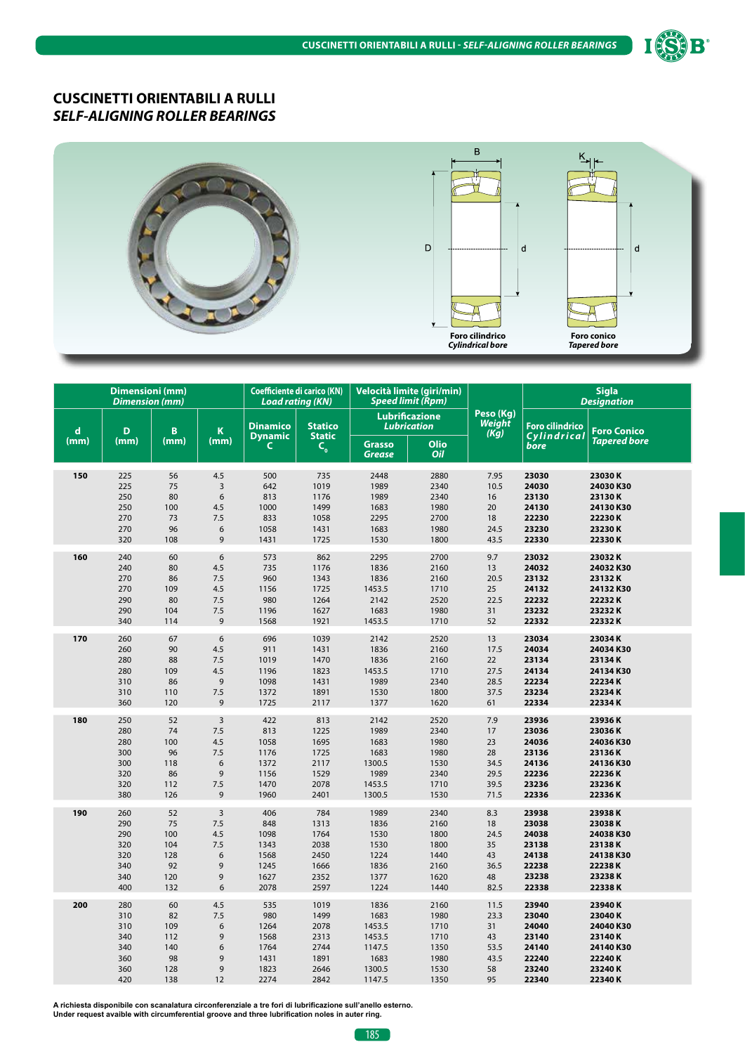# CUSCINETTI ORIENTABILI A RULLI
## *SELF-ALIGNING ROLLER BEARINGS*

Foro cilindrico *Cylindrical bore*

Foro conico *Tapered bore*

| Dimensioni (mm) *Dimension (mm)* | | | | Coefficiente di carico (KN) *Load rating (KN)* | | Velocità limite (giri/min) *Speed limit (Rpm)* | | Peso (Kg) *Weight (Kg)* | Sigla *Designation* | |
|---|---|---|---|---|---|---|---|---|---|---|
| | | | | | | Lubrificazione *Lubrication* | | | | |
| d (mm) | D (mm) | B (mm) | K (mm) | Dinamico *Dynamic* C | Statico *Static* $C_0$ | Grasso *Grease* | Olio *Oil* | | Foro cilindrico *Cylindrical bore* | Foro Conico *Tapered bore* |
| **150** | 225 | 56 | 4.5 | 500 | 735 | 2448 | 2880 | 7.95 | **23030** | **23030 K** |
| | 225 | 75 | 3 | 642 | 1019 | 1989 | 2340 | 10.5 | **24030** | **24030 K30** |
| | 250 | 80 | 6 | 813 | 1176 | 1989 | 2340 | 16 | **23130** | **23130 K** |
| | 250 | 100 | 4.5 | 1000 | 1499 | 1683 | 1980 | 20 | **24130** | **24130 K30** |
| | 270 | 73 | 7.5 | 833 | 1058 | 2295 | 2700 | 18 | **22230** | **22230 K** |
| | 270 | 96 | 6 | 1058 | 1431 | 1683 | 1980 | 24.5 | **23230** | **23230 K** |
| | 320 | 108 | 9 | 1431 | 1725 | 1530 | 1800 | 43.5 | **22330** | **22330 K** |
| **160** | 240 | 60 | 6 | 573 | 862 | 2295 | 2700 | 9.7 | **23032** | **23032 K** |
| | 240 | 80 | 4.5 | 735 | 1176 | 1836 | 2160 | 13 | **24032** | **24032 K30** |
| | 270 | 86 | 7.5 | 960 | 1343 | 1836 | 2160 | 20.5 | **23132** | **23132 K** |
| | 270 | 109 | 4.5 | 1156 | 1725 | 1453.5 | 1710 | 25 | **24132** | **24132 K30** |
| | 290 | 80 | 7.5 | 980 | 1264 | 2142 | 2520 | 22.5 | **22232** | **22232 K** |
| | 290 | 104 | 7.5 | 1196 | 1627 | 1683 | 1980 | 31 | **23232** | **23232 K** |
| | 340 | 114 | 9 | 1568 | 1921 | 1453.5 | 1710 | 52 | **22332** | **22332 K** |
| **170** | 260 | 67 | 6 | 696 | 1039 | 2142 | 2520 | 13 | **23034** | **23034 K** |
| | 260 | 90 | 4.5 | 911 | 1431 | 1836 | 2160 | 17.5 | **24034** | **24034 K30** |
| | 280 | 88 | 7.5 | 1019 | 1470 | 1836 | 2160 | 22 | **23134** | **23134 K** |
| | 280 | 109 | 4.5 | 1196 | 1823 | 1453.5 | 1710 | 27.5 | **24134** | **24134 K30** |
| | 310 | 86 | 9 | 1098 | 1431 | 1989 | 2340 | 28.5 | **22234** | **22234 K** |
| | 310 | 110 | 7.5 | 1372 | 1891 | 1530 | 1800 | 37.5 | **23234** | **23234 K** |
| | 360 | 120 | 9 | 1725 | 2117 | 1377 | 1620 | 61 | **22334** | **22334 K** |
| **180** | 250 | 52 | 3 | 422 | 813 | 2142 | 2520 | 7.9 | **23936** | **23936 K** |
| | 280 | 74 | 7.5 | 813 | 1225 | 1989 | 2340 | 17 | **23036** | **23036 K** |
| | 280 | 100 | 4.5 | 1058 | 1695 | 1683 | 1980 | 23 | **24036** | **24036 K30** |
| | 300 | 96 | 7.5 | 1176 | 1725 | 1683 | 1980 | 28 | **23136** | **23136 K** |
| | 300 | 118 | 6 | 1372 | 2117 | 1300.5 | 1530 | 34.5 | **24136** | **24136 K30** |
| | 320 | 86 | 9 | 1156 | 1529 | 1989 | 2340 | 29.5 | **22236** | **22236 K** |
| | 320 | 112 | 7.5 | 1470 | 2078 | 1453.5 | 1710 | 39.5 | **23236** | **23236 K** |
| | 380 | 126 | 9 | 1960 | 2401 | 1300.5 | 1530 | 71.5 | **22336** | **22336 K** |
| **190** | 260 | 52 | 3 | 406 | 784 | 1989 | 2340 | 8.3 | **23938** | **23938 K** |
| | 290 | 75 | 7.5 | 848 | 1313 | 1836 | 2160 | 18 | **23038** | **23038 K** |
| | 290 | 100 | 4.5 | 1098 | 1764 | 1530 | 1800 | 24.5 | **24038** | **24038 K30** |
| | 320 | 104 | 7.5 | 1343 | 2038 | 1530 | 1800 | 35 | **23138** | **23138 K** |
| | 320 | 128 | 6 | 1568 | 2450 | 1224 | 1440 | 43 | **24138** | **24138 K30** |
| | 340 | 92 | 9 | 1245 | 1666 | 1836 | 2160 | 36.5 | **22238** | **22238 K** |
| | 340 | 120 | 9 | 1627 | 2352 | 1377 | 1620 | 48 | **23238** | **23238 K** |
| | 400 | 132 | 6 | 2078 | 2597 | 1224 | 1440 | 82.5 | **22338** | **22338 K** |
| **200** | 280 | 60 | 4.5 | 535 | 1019 | 1836 | 2160 | 11.5 | **23940** | **23940 K** |
| | 310 | 82 | 7.5 | 980 | 1499 | 1683 | 1980 | 23.3 | **23040** | **23040 K** |
| | 310 | 109 | 6 | 1264 | 2078 | 1453.5 | 1710 | 31 | **24040** | **24040 K30** |
| | 340 | 112 | 9 | 1568 | 2313 | 1453.5 | 1710 | 43 | **23140** | **23140 K** |
| | 340 | 140 | 6 | 1764 | 2744 | 1147.5 | 1350 | 53.5 | **24140** | **24140 K30** |
| | 360 | 98 | 9 | 1431 | 1891 | 1683 | 1980 | 43.5 | **22240** | **22240 K** |
| | 360 | 128 | 9 | 1823 | 2646 | 1300.5 | 1530 | 58 | **23240** | **23240 K** |
| | 420 | 138 | 12 | 2274 | 2842 | 1147.5 | 1350 | 95 | **22340** | **22340 K** |

**A richiesta disponibile con scanalatura circonferenziale a tre fori di lubrificazione sull'anello esterno.**
**Under request avaible with circumferential groove and three lubrification noles in auter ring.**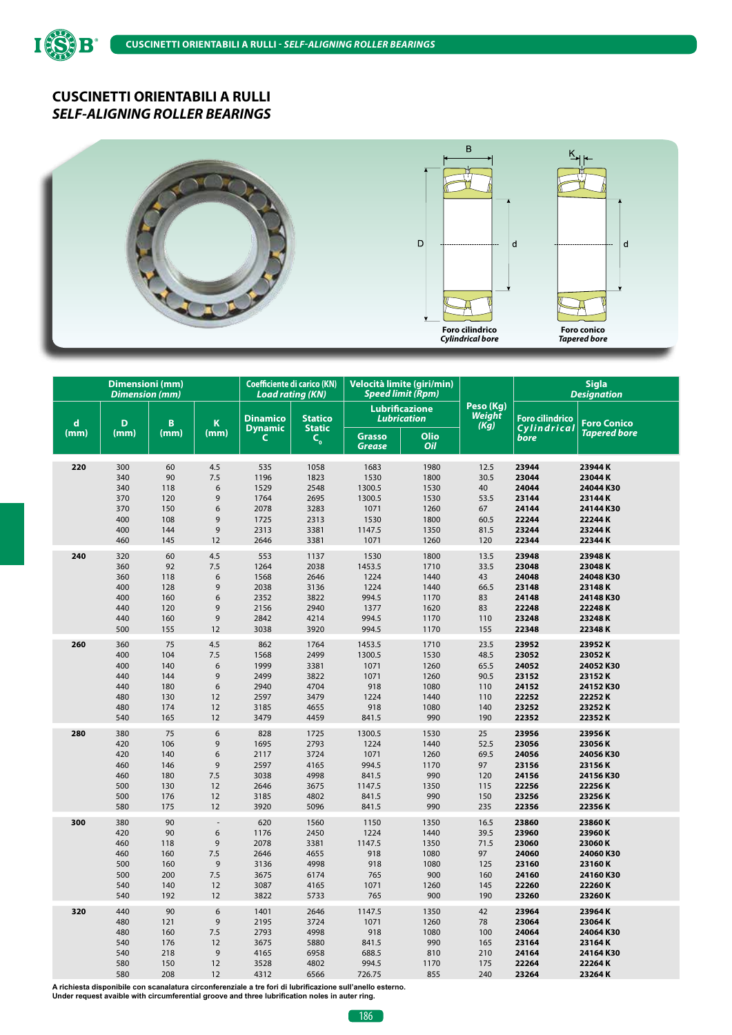# CUSCINETTI ORIENTABILI A RULLI
## *SELF-ALIGNING ROLLER BEARINGS*

Foro cilindrico *Cylindrical bore*

Foro conico *Tapered bore*

| Dimensioni (mm) *Dimension (mm)* | | | | Coefficiente di carico (KN) *Load rating (KN)* | | Velocità limite (giri/min) *Speed limit (Rpm)* | | Peso (Kg) *Weight (Kg)* | Sigla *Designation* | |
|---|---|---|---|---|---|---|---|---|---|---|
| | | | | | | Lubrificazione *Lubrication* | | | | |
| d (mm) | D (mm) | B (mm) | K (mm) | Dinamico *Dynamic* C | Statico *Static* $C_0$ | Grasso *Grease* | Olio *Oil* | | Foro cilindrico *Cylindrical bore* | Foro Conico *Tapered bore* |
| **220** | 300 | 60 | 4.5 | 535 | 1058 | 1683 | 1980 | 12.5 | **23944** | **23944 K** |
| | 340 | 90 | 7.5 | 1196 | 1823 | 1530 | 1800 | 30.5 | **23044** | **23044 K** |
| | 340 | 118 | 6 | 1529 | 2548 | 1300.5 | 1530 | 40 | **24044** | **24044 K30** |
| | 370 | 120 | 9 | 1764 | 2695 | 1300.5 | 1530 | 53.5 | **23144** | **23144 K** |
| | 370 | 150 | 6 | 2078 | 3283 | 1071 | 1260 | 67 | **24144** | **24144 K30** |
| | 400 | 108 | 9 | 1725 | 2313 | 1530 | 1800 | 60.5 | **22244** | **22244 K** |
| | 400 | 144 | 9 | 2313 | 3381 | 1147.5 | 1350 | 81.5 | **23244** | **23244 K** |
| | 460 | 145 | 12 | 2646 | 3381 | 1071 | 1260 | 120 | **22344** | **22344 K** |
| **240** | 320 | 60 | 4.5 | 553 | 1137 | 1530 | 1800 | 13.5 | **23948** | **23948 K** |
| | 360 | 92 | 7.5 | 1264 | 2038 | 1453.5 | 1710 | 33.5 | **23048** | **23048 K** |
| | 360 | 118 | 6 | 1568 | 2646 | 1224 | 1440 | 43 | **24048** | **24048 K30** |
| | 400 | 128 | 9 | 2038 | 3136 | 1224 | 1440 | 66.5 | **23148** | **23148 K** |
| | 400 | 160 | 6 | 2352 | 3822 | 994.5 | 1170 | 83 | **24148** | **24148 K30** |
| | 440 | 120 | 9 | 2156 | 2940 | 1377 | 1620 | 83 | **22248** | **22248 K** |
| | 440 | 160 | 9 | 2842 | 4214 | 994.5 | 1170 | 110 | **23248** | **23248 K** |
| | 500 | 155 | 12 | 3038 | 3920 | 994.5 | 1170 | 155 | **22348** | **22348 K** |
| **260** | 360 | 75 | 4.5 | 862 | 1764 | 1453.5 | 1710 | 23.5 | **23952** | **23952 K** |
| | 400 | 104 | 7.5 | 1568 | 2499 | 1300.5 | 1530 | 48.5 | **23052** | **23052 K** |
| | 400 | 140 | 6 | 1999 | 3381 | 1071 | 1260 | 65.5 | **24052** | **24052 K30** |
| | 440 | 144 | 9 | 2499 | 3822 | 1071 | 1260 | 90.5 | **23152** | **23152 K** |
| | 440 | 180 | 6 | 2940 | 4704 | 918 | 1080 | 110 | **24152** | **24152 K30** |
| | 480 | 130 | 12 | 2597 | 3479 | 1224 | 1440 | 110 | **22252** | **22252 K** |
| | 480 | 174 | 12 | 3185 | 4655 | 918 | 1080 | 140 | **23252** | **23252 K** |
| | 540 | 165 | 12 | 3479 | 4459 | 841.5 | 990 | 190 | **22352** | **22352 K** |
| **280** | 380 | 75 | 6 | 828 | 1725 | 1300.5 | 1530 | 25 | **23956** | **23956 K** |
| | 420 | 106 | 9 | 1695 | 2793 | 1224 | 1440 | 52.5 | **23056** | **23056 K** |
| | 420 | 140 | 6 | 2117 | 3724 | 1071 | 1260 | 69.5 | **24056** | **24056 K30** |
| | 460 | 146 | 9 | 2597 | 4165 | 994.5 | 1170 | 97 | **23156** | **23156 K** |
| | 460 | 180 | 7.5 | 3038 | 4998 | 841.5 | 990 | 120 | **24156** | **24156 K30** |
| | 500 | 130 | 12 | 2646 | 3675 | 1147.5 | 1350 | 115 | **22256** | **22256 K** |
| | 500 | 176 | 12 | 3185 | 4802 | 841.5 | 990 | 150 | **23256** | **23256 K** |
| | 580 | 175 | 12 | 3920 | 5096 | 841.5 | 990 | 235 | **22356** | **22356 K** |
| **300** | 380 | 90 | - | 620 | 1560 | 1150 | 1350 | 16.5 | **23860** | **23860 K** |
| | 420 | 90 | 6 | 1176 | 2450 | 1224 | 1440 | 39.5 | **23960** | **23960 K** |
| | 460 | 118 | 9 | 2078 | 3381 | 1147.5 | 1350 | 71.5 | **23060** | **23060 K** |
| | 460 | 160 | 7.5 | 2646 | 4655 | 918 | 1080 | 97 | **24060** | **24060 K30** |
| | 500 | 160 | 9 | 3136 | 4998 | 918 | 1080 | 125 | **23160** | **23160 K** |
| | 500 | 200 | 7.5 | 3675 | 6174 | 765 | 900 | 160 | **24160** | **24160 K30** |
| | 540 | 140 | 12 | 3087 | 4165 | 1071 | 1260 | 145 | **22260** | **22260 K** |
| | 540 | 192 | 12 | 3822 | 5733 | 765 | 900 | 190 | **23260** | **23260 K** |
| **320** | 440 | 90 | 6 | 1401 | 2646 | 1147.5 | 1350 | 42 | **23964** | **23964 K** |
| | 480 | 121 | 9 | 2195 | 3724 | 1071 | 1260 | 78 | **23064** | **23064 K** |
| | 480 | 160 | 7.5 | 2793 | 4998 | 918 | 1080 | 100 | **24064** | **24064 K30** |
| | 540 | 176 | 12 | 3675 | 5880 | 841.5 | 990 | 165 | **23164** | **23164 K** |
| | 540 | 218 | 9 | 4165 | 6958 | 688.5 | 810 | 210 | **24164** | **24164 K30** |
| | 580 | 150 | 12 | 3528 | 4802 | 994.5 | 1170 | 175 | **22264** | **22264 K** |
| | 580 | 208 | 12 | 4312 | 6566 | 726.75 | 855 | 240 | **23264** | **23264 K** |

**A richiesta disponibile con scanalatura circonferenziale a tre fori di lubrificazione sull'anello esterno.**
**Under request avaible with circumferential groove and three lubrification noles in auter ring.**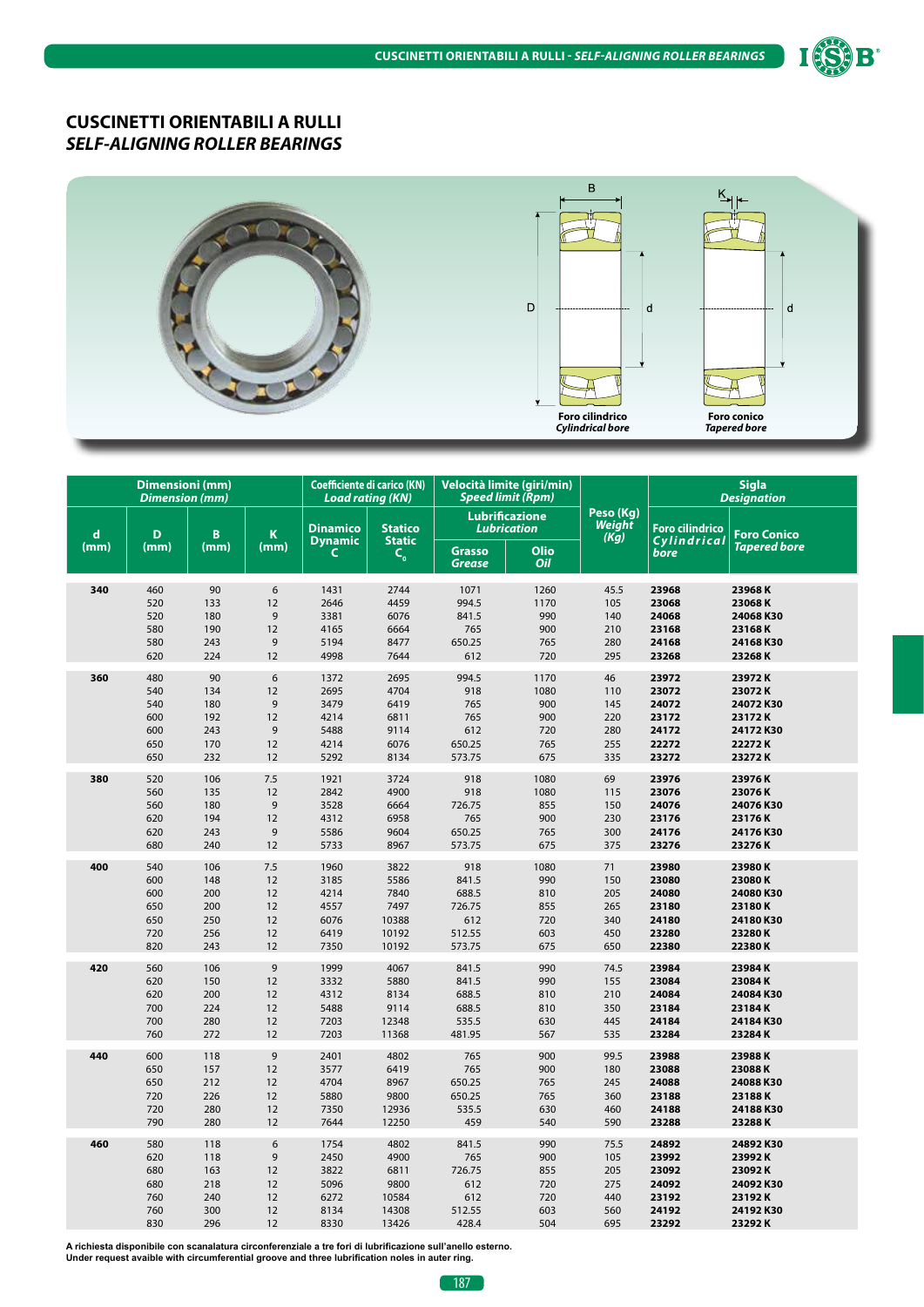# CUSCINETTI ORIENTABILI A RULLI
## *SELF-ALIGNING ROLLER BEARINGS*

Foro cilindrico
*Cylindrical bore*

Foro conico
*Tapered bore*

| Dimensioni (mm) *Dimension (mm)* | | | | Coefficiente di carico (KN) *Load rating (KN)* | | Velocità limite (giri/min) *Speed limit (Rpm)* | | Peso (Kg) *Weight (Kg)* | Sigla *Designation* | |
|---|---|---|---|---|---|---|---|---|---|---|
| | | | | | | Lubrificazione *Lubrication* | | | | |
| d (mm) | D (mm) | B (mm) | K (mm) | Dinamico *Dynamic* C | Statico *Static* $C_0$ | Grasso *Grease* | Olio *Oil* | | Foro cilindrico *Cylindrical bore* | Foro Conico *Tapered bore* |
| **340** | 460 | 90 | 6 | 1431 | 2744 | 1071 | 1260 | 45.5 | **23968** | **23968 K** |
| | 520 | 133 | 12 | 2646 | 4459 | 994.5 | 1170 | 105 | **23068** | **23068 K** |
| | 520 | 180 | 9 | 3381 | 6076 | 841.5 | 990 | 140 | **24068** | **24068 K30** |
| | 580 | 190 | 12 | 4165 | 6664 | 765 | 900 | 210 | **23168** | **23168 K** |
| | 580 | 243 | 9 | 5194 | 8477 | 650.25 | 765 | 280 | **24168** | **24168 K30** |
| | 620 | 224 | 12 | 4998 | 7644 | 612 | 720 | 295 | **23268** | **23268 K** |
| **360** | 480 | 90 | 6 | 1372 | 2695 | 994.5 | 1170 | 46 | **23972** | **23972 K** |
| | 540 | 134 | 12 | 2695 | 4704 | 918 | 1080 | 110 | **23072** | **23072 K** |
| | 540 | 180 | 9 | 3479 | 6419 | 765 | 900 | 145 | **24072** | **24072 K30** |
| | 600 | 192 | 12 | 4214 | 6811 | 765 | 900 | 220 | **23172** | **23172 K** |
| | 600 | 243 | 9 | 5488 | 9114 | 612 | 720 | 280 | **24172** | **24172 K30** |
| | 650 | 170 | 12 | 4214 | 6076 | 650.25 | 765 | 255 | **22272** | **22272 K** |
| | 650 | 232 | 12 | 5292 | 8134 | 573.75 | 675 | 335 | **23272** | **23272 K** |
| **380** | 520 | 106 | 7.5 | 1921 | 3724 | 918 | 1080 | 69 | **23976** | **23976 K** |
| | 560 | 135 | 12 | 2842 | 4900 | 918 | 1080 | 115 | **23076** | **23076 K** |
| | 560 | 180 | 9 | 3528 | 6664 | 726.75 | 855 | 150 | **24076** | **24076 K30** |
| | 620 | 194 | 12 | 4312 | 6958 | 765 | 900 | 230 | **23176** | **23176 K** |
| | 620 | 243 | 9 | 5586 | 9604 | 650.25 | 765 | 300 | **24176** | **24176 K30** |
| | 680 | 240 | 12 | 5733 | 8967 | 573.75 | 675 | 375 | **23276** | **23276 K** |
| **400** | 540 | 106 | 7.5 | 1960 | 3822 | 918 | 1080 | 71 | **23980** | **23980 K** |
| | 600 | 148 | 12 | 3185 | 5586 | 841.5 | 990 | 150 | **23080** | **23080 K** |
| | 600 | 200 | 12 | 4214 | 7840 | 688.5 | 810 | 205 | **24080** | **24080 K30** |
| | 650 | 200 | 12 | 4557 | 7497 | 726.75 | 855 | 265 | **23180** | **23180 K** |
| | 650 | 250 | 12 | 6076 | 10388 | 612 | 720 | 340 | **24180** | **24180 K30** |
| | 720 | 256 | 12 | 6419 | 10192 | 512.55 | 603 | 450 | **23280** | **23280 K** |
| | 820 | 243 | 12 | 7350 | 10192 | 573.75 | 675 | 650 | **22380** | **22380 K** |
| **420** | 560 | 106 | 9 | 1999 | 4067 | 841.5 | 990 | 74.5 | **23984** | **23984 K** |
| | 620 | 150 | 12 | 3332 | 5880 | 841.5 | 990 | 155 | **23084** | **23084 K** |
| | 620 | 200 | 12 | 4312 | 8134 | 688.5 | 810 | 210 | **24084** | **24084 K30** |
| | 700 | 224 | 12 | 5488 | 9114 | 688.5 | 810 | 350 | **23184** | **23184 K** |
| | 700 | 280 | 12 | 7203 | 12348 | 535.5 | 630 | 445 | **24184** | **24184 K30** |
| | 760 | 272 | 12 | 7203 | 11368 | 481.95 | 567 | 535 | **23284** | **23284 K** |
| **440** | 600 | 118 | 9 | 2401 | 4802 | 765 | 900 | 99.5 | **23988** | **23988 K** |
| | 650 | 157 | 12 | 3577 | 6419 | 765 | 900 | 180 | **23088** | **23088 K** |
| | 650 | 212 | 12 | 4704 | 8967 | 650.25 | 765 | 245 | **24088** | **24088 K30** |
| | 720 | 226 | 12 | 5880 | 9800 | 650.25 | 765 | 360 | **23188** | **23188 K** |
| | 720 | 280 | 12 | 7350 | 12936 | 535.5 | 630 | 460 | **24188** | **24188 K30** |
| | 790 | 280 | 12 | 7644 | 12250 | 459 | 540 | 590 | **23288** | **23288 K** |
| **460** | 580 | 118 | 6 | 1754 | 4802 | 841.5 | 990 | 75.5 | **24892** | **24892 K30** |
| | 620 | 118 | 9 | 2450 | 4900 | 765 | 900 | 105 | **23992** | **23992 K** |
| | 680 | 163 | 12 | 3822 | 6811 | 726.75 | 855 | 205 | **23092** | **23092 K** |
| | 680 | 218 | 12 | 5096 | 9800 | 612 | 720 | 275 | **24092** | **24092 K30** |
| | 760 | 240 | 12 | 6272 | 10584 | 612 | 720 | 440 | **23192** | **23192 K** |
| | 760 | 300 | 12 | 8134 | 14308 | 512.55 | 603 | 560 | **24192** | **24192 K30** |
| | 830 | 296 | 12 | 8330 | 13426 | 428.4 | 504 | 695 | **23292** | **23292 K** |

**A richiesta disponibile con scanalatura circonferenziale a tre fori di lubrificazione sull'anello esterno.**
**Under request avaible with circumferential groove and three lubrification noles in auter ring.**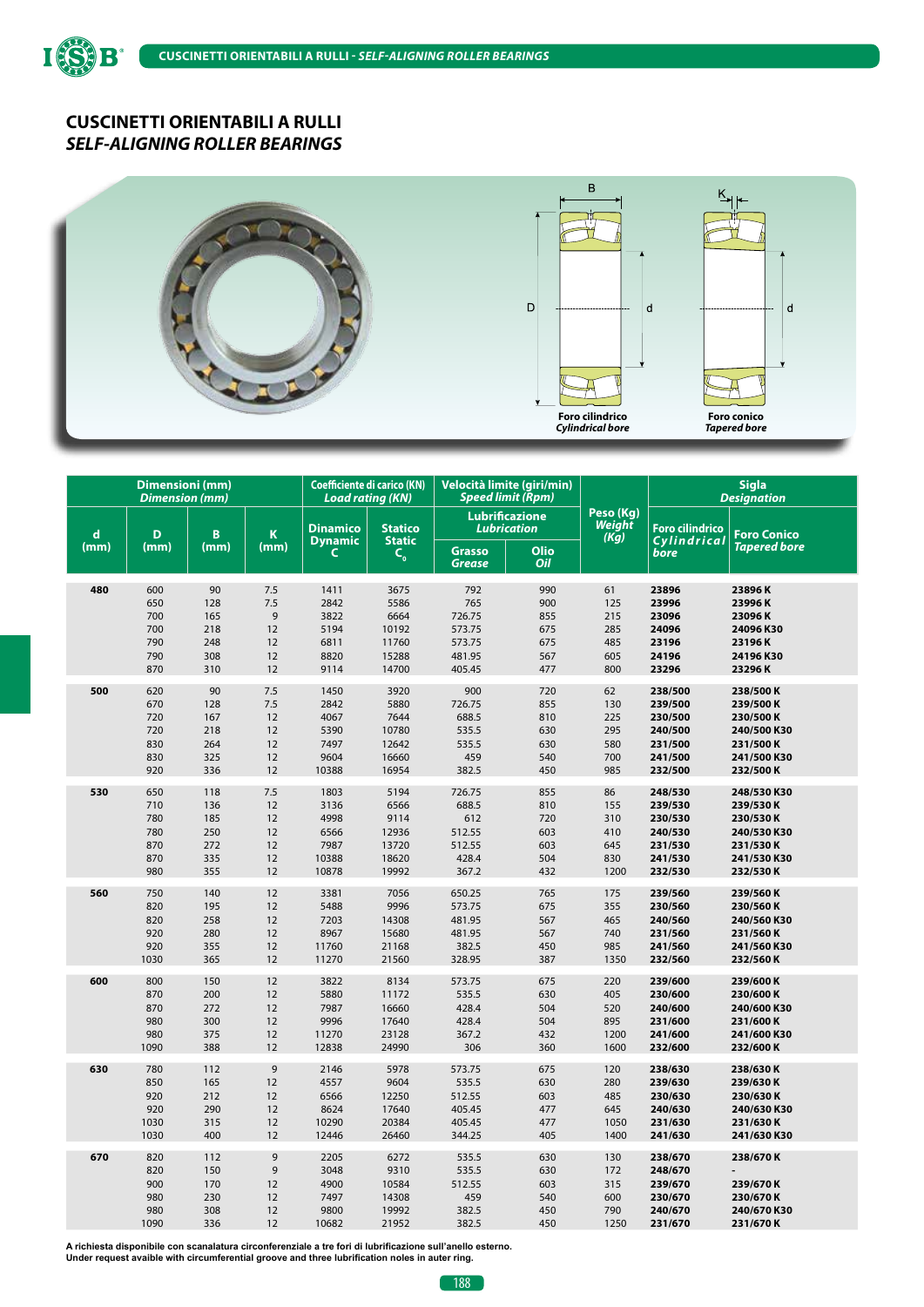# CUSCINETTI ORIENTABILI A RULLI
## *SELF-ALIGNING ROLLER BEARINGS*

Foro cilindrico
*Cylindrical bore*

Foro conico
*Tapered bore*

| Dimensioni (mm) *Dimension (mm)* | | | | Coefficiente di carico (KN) *Load rating (KN)* | | Velocità limite (giri/min) *Speed limit (Rpm)* | | Peso (Kg) *Weight* *(Kg)* | Sigla *Designation* | |
|---|---|---|---|---|---|---|---|---|---|---|
| | | | | | | Lubrificazione *Lubrication* | | | | |
| d (mm) | D (mm) | B (mm) | K (mm) | Dinamico Dynamic C | Statico Static $C_0$ | Grasso *Grease* | Olio *Oil* | | Foro cilindrico *Cylindrical bore* | Foro Conico *Tapered bore* |
| **480** | 600 | 90 | 7.5 | 1411 | 3675 | 792 | 990 | 61 | **23896** | **23896 K** |
| | 650 | 128 | 7.5 | 2842 | 5586 | 765 | 900 | 125 | **23996** | **23996 K** |
| | 700 | 165 | 9 | 3822 | 6664 | 726.75 | 855 | 215 | **23096** | **23096 K** |
| | 700 | 218 | 12 | 5194 | 10192 | 573.75 | 675 | 285 | **24096** | **24096 K30** |
| | 790 | 248 | 12 | 6811 | 11760 | 573.75 | 675 | 485 | **23196** | **23196 K** |
| | 790 | 308 | 12 | 8820 | 15288 | 481.95 | 567 | 605 | **24196** | **24196 K30** |
| | 870 | 310 | 12 | 9114 | 14700 | 405.45 | 477 | 800 | **23296** | **23296 K** |
| **500** | 620 | 90 | 7.5 | 1450 | 3920 | 900 | 720 | 62 | **238/500** | **238/500 K** |
| | 670 | 128 | 7.5 | 2842 | 5880 | 726.75 | 855 | 130 | **239/500** | **239/500 K** |
| | 720 | 167 | 12 | 4067 | 7644 | 688.5 | 810 | 225 | **230/500** | **230/500 K** |
| | 720 | 218 | 12 | 5390 | 10780 | 535.5 | 630 | 295 | **240/500** | **240/500 K30** |
| | 830 | 264 | 12 | 7497 | 12642 | 535.5 | 630 | 580 | **231/500** | **231/500 K** |
| | 830 | 325 | 12 | 9604 | 16660 | 459 | 540 | 700 | **241/500** | **241/500 K30** |
| | 920 | 336 | 12 | 10388 | 16954 | 382.5 | 450 | 985 | **232/500** | **232/500 K** |
| **530** | 650 | 118 | 7.5 | 1803 | 5194 | 726.75 | 855 | 86 | **248/530** | **248/530 K30** |
| | 710 | 136 | 12 | 3136 | 6566 | 688.5 | 810 | 155 | **239/530** | **239/530 K** |
| | 780 | 185 | 12 | 4998 | 9114 | 612 | 720 | 310 | **230/530** | **230/530 K** |
| | 780 | 250 | 12 | 6566 | 12936 | 512.55 | 603 | 410 | **240/530** | **240/530 K30** |
| | 870 | 272 | 12 | 7987 | 13720 | 512.55 | 603 | 645 | **231/530** | **231/530 K** |
| | 870 | 335 | 12 | 10388 | 18620 | 428.4 | 504 | 830 | **241/530** | **241/530 K30** |
| | 980 | 355 | 12 | 10878 | 19992 | 367.2 | 432 | 1200 | **232/530** | **232/530 K** |
| **560** | 750 | 140 | 12 | 3381 | 7056 | 650.25 | 765 | 175 | **239/560** | **239/560 K** |
| | 820 | 195 | 12 | 5488 | 9996 | 573.75 | 675 | 355 | **230/560** | **230/560 K** |
| | 820 | 258 | 12 | 7203 | 14308 | 481.95 | 567 | 465 | **240/560** | **240/560 K30** |
| | 920 | 280 | 12 | 8967 | 15680 | 481.95 | 567 | 740 | **231/560** | **231/560 K** |
| | 920 | 355 | 12 | 11760 | 21168 | 382.5 | 450 | 985 | **241/560** | **241/560 K30** |
| | 1030 | 365 | 12 | 11270 | 21560 | 328.95 | 387 | 1350 | **232/560** | **232/560 K** |
| **600** | 800 | 150 | 12 | 3822 | 8134 | 573.75 | 675 | 220 | **239/600** | **239/600 K** |
| | 870 | 200 | 12 | 5880 | 11172 | 535.5 | 630 | 405 | **230/600** | **230/600 K** |
| | 870 | 272 | 12 | 7987 | 16660 | 428.4 | 504 | 520 | **240/600** | **240/600 K30** |
| | 980 | 300 | 12 | 9996 | 17640 | 428.4 | 504 | 895 | **231/600** | **231/600 K** |
| | 980 | 375 | 12 | 11270 | 23128 | 367.2 | 432 | 1200 | **241/600** | **241/600 K30** |
| | 1090 | 388 | 12 | 12838 | 24990 | 306 | 360 | 1600 | **232/600** | **232/600 K** |
| **630** | 780 | 112 | 9 | 2146 | 5978 | 573.75 | 675 | 120 | **238/630** | **238/630 K** |
| | 850 | 165 | 12 | 4557 | 9604 | 535.5 | 630 | 280 | **239/630** | **239/630 K** |
| | 920 | 212 | 12 | 6566 | 12250 | 512.55 | 603 | 485 | **230/630** | **230/630 K** |
| | 920 | 290 | 12 | 8624 | 17640 | 405.45 | 477 | 645 | **240/630** | **240/630 K30** |
| | 1030 | 315 | 12 | 10290 | 20384 | 405.45 | 477 | 1050 | **231/630** | **231/630 K** |
| | 1030 | 400 | 12 | 12446 | 26460 | 344.25 | 405 | 1400 | **241/630** | **241/630 K30** |
| **670** | 820 | 112 | 9 | 2205 | 6272 | 535.5 | 630 | 130 | **238/670** | **238/670 K** |
| | 820 | 150 | 9 | 3048 | 9310 | 535.5 | 630 | 172 | **248/670** | - |
| | 900 | 170 | 12 | 4900 | 10584 | 512.55 | 603 | 315 | **239/670** | **239/670 K** |
| | 980 | 230 | 12 | 7497 | 14308 | 459 | 540 | 600 | **230/670** | **230/670 K** |
| | 980 | 308 | 12 | 9800 | 19992 | 382.5 | 450 | 790 | **240/670** | **240/670 K30** |
| | 1090 | 336 | 12 | 10682 | 21952 | 382.5 | 450 | 1250 | **231/670** | **231/670 K** |

**A richiesta disponibile con scanalatura circonferenziale a tre fori di lubrificazione sull'anello esterno.**
**Under request avaible with circumferential groove and three lubrification noles in auter ring.**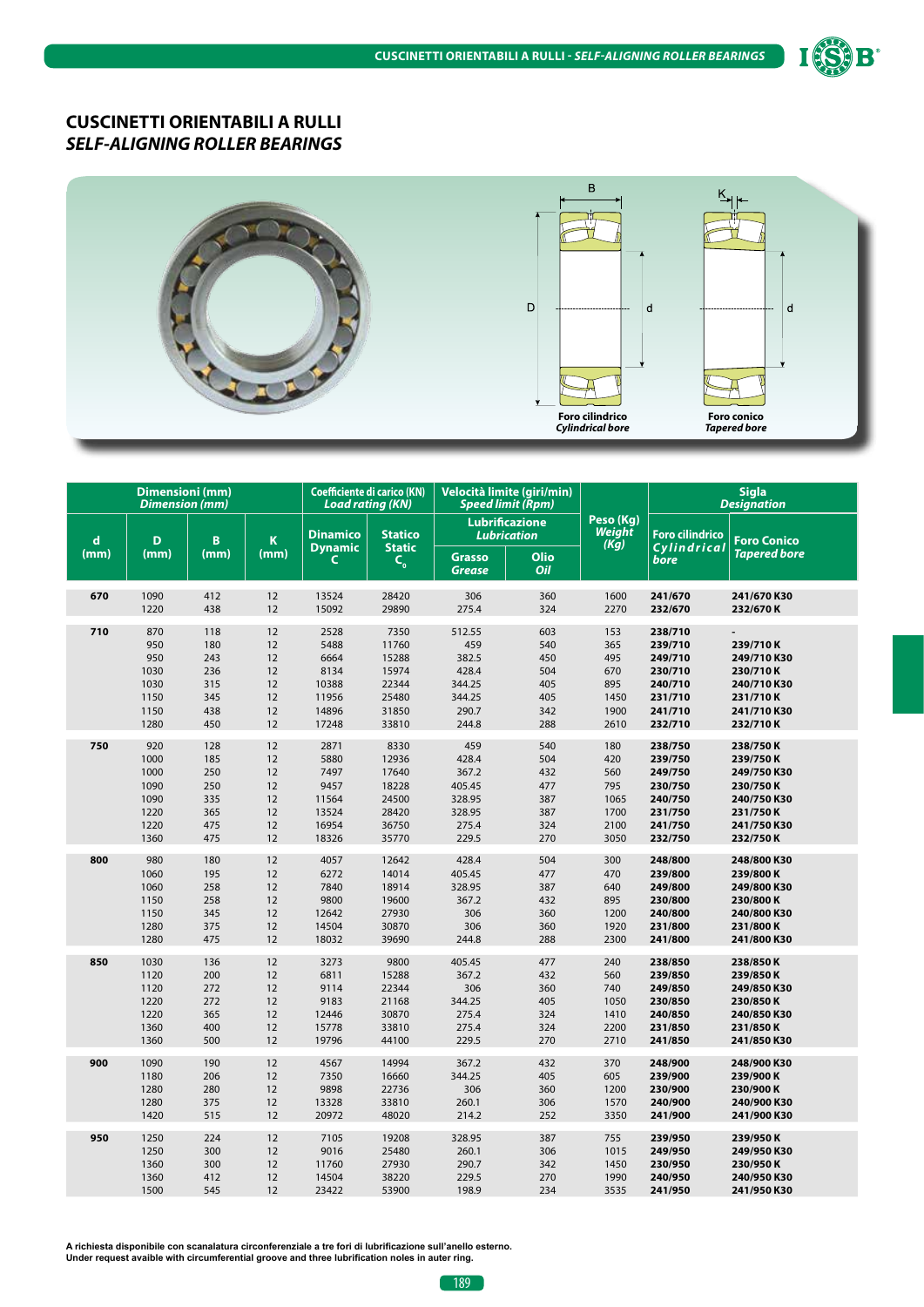# CUSCINETTI ORIENTABILI A RULLI
## *SELF-ALIGNING ROLLER BEARINGS*

Foro cilindrico *Cylindrical bore*

Foro conico *Tapered bore*

| Dimensioni (mm) *Dimension (mm)* | | | | Coefficiente di carico (KN) *Load rating (KN)* | | Velocità limite (giri/min) *Speed limit (Rpm)* | | Peso (Kg) *Weight (Kg)* | Sigla *Designation* | |
|---|---|---|---|---|---|---|---|---|---|---|
| d (mm) | D (mm) | B (mm) | K (mm) | Dinamico *Dynamic* C | Statico *Static* $C_0$ | Lubrificazione *Lubrication* Grasso *Grease* | Olio *Oil* | | Foro cilindrico *Cylindrical bore* | Foro Conico *Tapered bore* |
| **670** | 1090 | 412 | 12 | 13524 | 28420 | 306 | 360 | 1600 | **241/670** | **241/670 K30** |
| | 1220 | 438 | 12 | 15092 | 29890 | 275.4 | 324 | 2270 | **232/670** | **232/670 K** |
| **710** | 870 | 118 | 12 | 2528 | 7350 | 512.55 | 603 | 153 | **238/710** | - |
| | 950 | 180 | 12 | 5488 | 11760 | 459 | 540 | 365 | **239/710** | **239/710 K** |
| | 950 | 243 | 12 | 6664 | 15288 | 382.5 | 450 | 495 | **249/710** | **249/710 K30** |
| | 1030 | 236 | 12 | 8134 | 15974 | 428.4 | 504 | 670 | **230/710** | **230/710 K** |
| | 1030 | 315 | 12 | 10388 | 22344 | 344.25 | 405 | 895 | **240/710** | **240/710 K30** |
| | 1150 | 345 | 12 | 11956 | 25480 | 344.25 | 405 | 1450 | **231/710** | **231/710 K** |
| | 1150 | 438 | 12 | 14896 | 31850 | 290.7 | 342 | 1900 | **241/710** | **241/710 K30** |
| | 1280 | 450 | 12 | 17248 | 33810 | 244.8 | 288 | 2610 | **232/710** | **232/710 K** |
| **750** | 920 | 128 | 12 | 2871 | 8330 | 459 | 540 | 180 | **238/750** | **238/750 K** |
| | 1000 | 185 | 12 | 5880 | 12936 | 428.4 | 504 | 420 | **239/750** | **239/750 K** |
| | 1000 | 250 | 12 | 7497 | 17640 | 367.2 | 432 | 560 | **249/750** | **249/750 K30** |
| | 1090 | 250 | 12 | 9457 | 18228 | 405.45 | 477 | 795 | **230/750** | **230/750 K** |
| | 1090 | 335 | 12 | 11564 | 24500 | 328.95 | 387 | 1065 | **240/750** | **240/750 K30** |
| | 1220 | 365 | 12 | 13524 | 28420 | 328.95 | 387 | 1700 | **231/750** | **231/750 K** |
| | 1220 | 475 | 12 | 16954 | 36750 | 275.4 | 324 | 2100 | **241/750** | **241/750 K30** |
| | 1360 | 475 | 12 | 18326 | 35770 | 229.5 | 270 | 3050 | **232/750** | **232/750 K** |
| **800** | 980 | 180 | 12 | 4057 | 12642 | 428.4 | 504 | 300 | **248/800** | **248/800 K30** |
| | 1060 | 195 | 12 | 6272 | 14014 | 405.45 | 477 | 470 | **239/800** | **239/800 K** |
| | 1060 | 258 | 12 | 7840 | 18914 | 328.95 | 387 | 640 | **249/800** | **249/800 K30** |
| | 1150 | 258 | 12 | 9800 | 19600 | 367.2 | 432 | 895 | **230/800** | **230/800 K** |
| | 1150 | 345 | 12 | 12642 | 27930 | 306 | 360 | 1200 | **240/800** | **240/800 K30** |
| | 1280 | 375 | 12 | 14504 | 30870 | 306 | 360 | 1920 | **231/800** | **231/800 K** |
| | 1280 | 475 | 12 | 18032 | 39690 | 244.8 | 288 | 2300 | **241/800** | **241/800 K30** |
| **850** | 1030 | 136 | 12 | 3273 | 9800 | 405.45 | 477 | 240 | **238/850** | **238/850 K** |
| | 1120 | 200 | 12 | 6811 | 15288 | 367.2 | 432 | 560 | **239/850** | **239/850 K** |
| | 1120 | 272 | 12 | 9114 | 22344 | 306 | 360 | 740 | **249/850** | **249/850 K30** |
| | 1220 | 272 | 12 | 9183 | 21168 | 344.25 | 405 | 1050 | **230/850** | **230/850 K** |
| | 1220 | 365 | 12 | 12446 | 30870 | 275.4 | 324 | 1410 | **240/850** | **240/850 K30** |
| | 1360 | 400 | 12 | 15778 | 33810 | 275.4 | 324 | 2200 | **231/850** | **231/850 K** |
| | 1360 | 500 | 12 | 19796 | 44100 | 229.5 | 270 | 2710 | **241/850** | **241/850 K30** |
| **900** | 1090 | 190 | 12 | 4567 | 14994 | 367.2 | 432 | 370 | **248/900** | **248/900 K30** |
| | 1180 | 206 | 12 | 7350 | 16660 | 344.25 | 405 | 605 | **239/900** | **239/900 K** |
| | 1280 | 280 | 12 | 9898 | 22736 | 306 | 360 | 1200 | **230/900** | **230/900 K** |
| | 1280 | 375 | 12 | 13328 | 33810 | 260.1 | 306 | 1570 | **240/900** | **240/900 K30** |
| | 1420 | 515 | 12 | 20972 | 48020 | 214.2 | 252 | 3350 | **241/900** | **241/900 K30** |
| **950** | 1250 | 224 | 12 | 7105 | 19208 | 328.95 | 387 | 755 | **239/950** | **239/950 K** |
| | 1250 | 300 | 12 | 9016 | 25480 | 260.1 | 306 | 1015 | **249/950** | **249/950 K30** |
| | 1360 | 300 | 12 | 11760 | 27930 | 290.7 | 342 | 1450 | **230/950** | **230/950 K** |
| | 1360 | 412 | 12 | 14504 | 38220 | 229.5 | 270 | 1990 | **240/950** | **240/950 K30** |
| | 1500 | 545 | 12 | 23422 | 53900 | 198.9 | 234 | 3535 | **241/950** | **241/950 K30** |

A richiesta disponibile con scanalatura circonferenziale a tre fori di lubrificazione sull'anello esterno.
Under request avaible with circumferential groove and three lubrification noles in auter ring.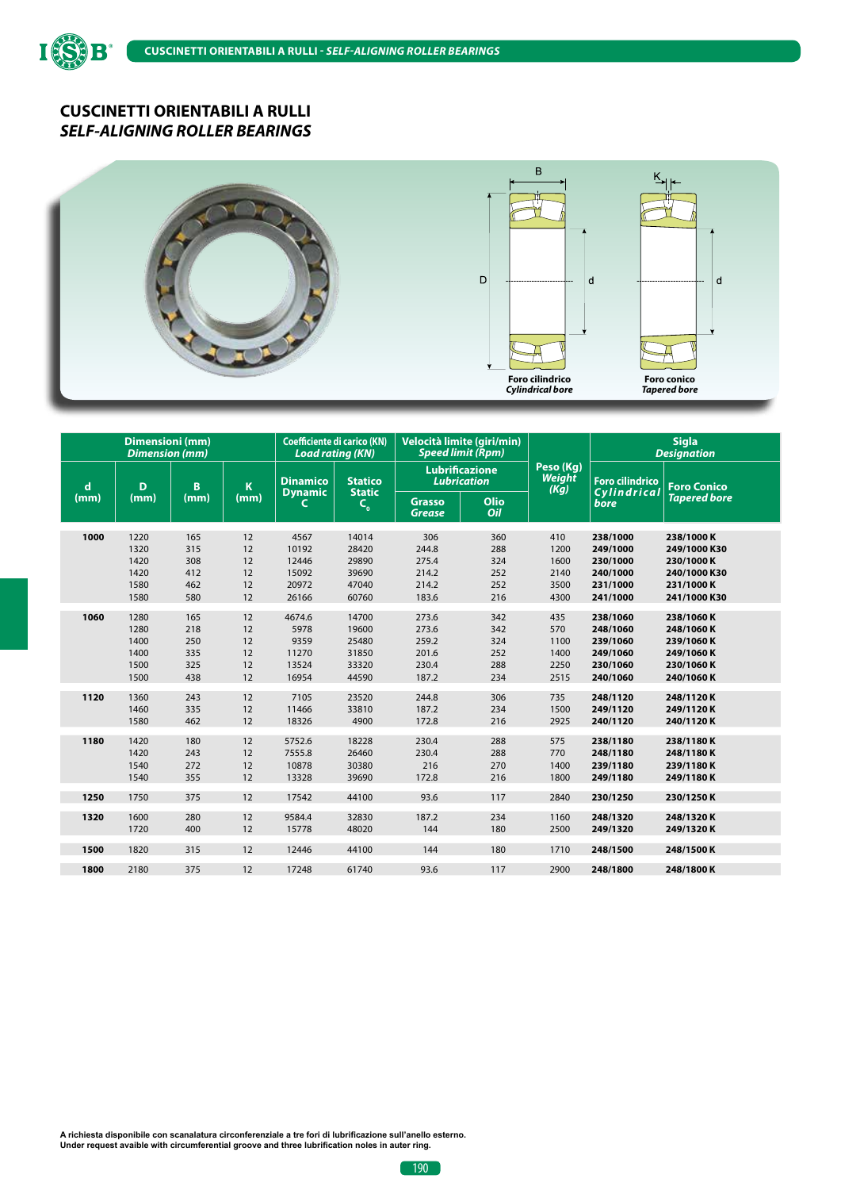## CUSCINETTI ORIENTABILI A RULLI
## *SELF-ALIGNING ROLLER BEARINGS*

Foro cilindrico
*Cylindrical bore*

Foro conico
*Tapered bore*

| Dimensioni (mm) *Dimension (mm)* | | | | Coefficiente di carico (KN) *Load rating (KN)* | | Velocità limite (giri/min) *Speed limit (Rpm)* | | Peso (Kg) *Weight (Kg)* | Sigla *Designation* | |
|---|---|---|---|---|---|---|---|---|---|---|
| | | | | | | Lubrificazione *Lubrication* | | | | |
| d (mm) | D (mm) | B (mm) | K (mm) | Dinamico *Dynamic* C | Statico *Static* $C_0$ | Grasso *Grease* | Olio *Oil* | | Foro cilindrico *Cylindrical bore* | Foro Conico *Tapered bore* |
| **1000** | 1220 | 165 | 12 | 4567 | 14014 | 306 | 360 | 410 | **238/1000** | **238/1000 K** |
| | 1320 | 315 | 12 | 10192 | 28420 | 244.8 | 288 | 1200 | **249/1000** | **249/1000 K30** |
| | 1420 | 308 | 12 | 12446 | 29890 | 275.4 | 324 | 1600 | **230/1000** | **230/1000 K** |
| | 1420 | 412 | 12 | 15092 | 39690 | 214.2 | 252 | 2140 | **240/1000** | **240/1000 K30** |
| | 1580 | 462 | 12 | 20972 | 47040 | 214.2 | 252 | 3500 | **231/1000** | **231/1000 K** |
| | 1580 | 580 | 12 | 26166 | 60760 | 183.6 | 216 | 4300 | **241/1000** | **241/1000 K30** |
| **1060** | 1280 | 165 | 12 | 4674.6 | 14700 | 273.6 | 342 | 435 | **238/1060** | **238/1060 K** |
| | 1280 | 218 | 12 | 5978 | 19600 | 273.6 | 342 | 570 | **248/1060** | **248/1060 K** |
| | 1400 | 250 | 12 | 9359 | 25480 | 259.2 | 324 | 1100 | **239/1060** | **239/1060 K** |
| | 1400 | 335 | 12 | 11270 | 31850 | 201.6 | 252 | 1400 | **249/1060** | **249/1060 K** |
| | 1500 | 325 | 12 | 13524 | 33320 | 230.4 | 288 | 2250 | **230/1060** | **230/1060 K** |
| | 1500 | 438 | 12 | 16954 | 44590 | 187.2 | 234 | 2515 | **240/1060** | **240/1060 K** |
| **1120** | 1360 | 243 | 12 | 7105 | 23520 | 244.8 | 306 | 735 | **248/1120** | **248/1120 K** |
| | 1460 | 335 | 12 | 11466 | 33810 | 187.2 | 234 | 1500 | **249/1120** | **249/1120 K** |
| | 1580 | 462 | 12 | 18326 | 4900 | 172.8 | 216 | 2925 | **240/1120** | **240/1120 K** |
| **1180** | 1420 | 180 | 12 | 5752.6 | 18228 | 230.4 | 288 | 575 | **238/1180** | **238/1180 K** |
| | 1420 | 243 | 12 | 7555.8 | 26460 | 230.4 | 288 | 770 | **248/1180** | **248/1180 K** |
| | 1540 | 272 | 12 | 10878 | 30380 | 216 | 270 | 1400 | **239/1180** | **239/1180 K** |
| | 1540 | 355 | 12 | 13328 | 39690 | 172.8 | 216 | 1800 | **249/1180** | **249/1180 K** |
| **1250** | 1750 | 375 | 12 | 17542 | 44100 | 93.6 | 117 | 2840 | **230/1250** | **230/1250 K** |
| **1320** | 1600 | 280 | 12 | 9584.4 | 32830 | 187.2 | 234 | 1160 | **248/1320** | **248/1320 K** |
| | 1720 | 400 | 12 | 15778 | 48020 | 144 | 180 | 2500 | **249/1320** | **249/1320 K** |
| **1500** | 1820 | 315 | 12 | 12446 | 44100 | 144 | 180 | 1710 | **248/1500** | **248/1500 K** |
| **1800** | 2180 | 375 | 12 | 17248 | 61740 | 93.6 | 117 | 2900 | **248/1800** | **248/1800 K** |

**A richiesta disponibile con scanalatura circonferenziale a tre fori di lubrificazione sull'anello esterno.**
**Under request avaible with circumferential groove and three lubrification noles in auter ring.**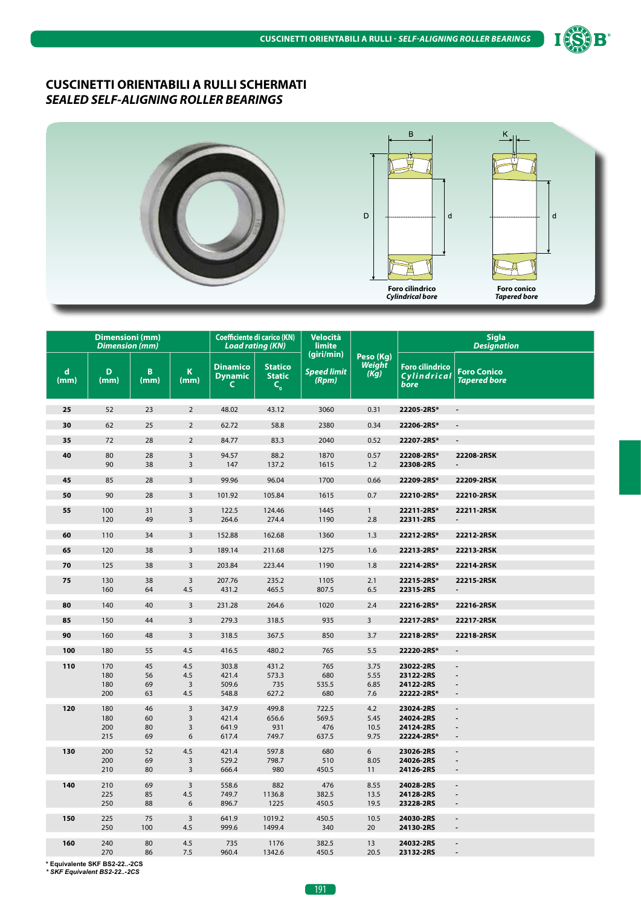## CUSCINETTI ORIENTABILI A RULLI SCHERMATI
## *SEALED SELF-ALIGNING ROLLER BEARINGS*

Foro cilindrico
*Cylindrical bore*

Foro conico
*Tapered bore*

| Dimensioni (mm) *Dimension (mm)* | | | | Coefficiente di carico (KN) *Load rating (KN)* | | Velocità limite (giri/min) | Peso (Kg) *Weight (Kg)* | Sigla *Designation* | |
|---|---|---|---|---|---|---|---|---|---|
| d (mm) | D (mm) | B (mm) | K (mm) | Dinamico *Dynamic* C | Statico *Static* $C_0$ | *Speed limit (Rpm)* | | Foro cilindrico *Cylindrical bore* | Foro Conico *Tapered bore* |
| **25** | 52 | 23 | 2 | 48.02 | 43.12 | 3060 | 0.31 | **22205-2RS*** | - |
| **30** | 62 | 25 | 2 | 62.72 | 58.8 | 2380 | 0.34 | **22206-2RS*** | - |
| **35** | 72 | 28 | 2 | 84.77 | 83.3 | 2040 | 0.52 | **22207-2RS*** | - |
| **40** | 80 | 28 | 3 | 94.57 | 88.2 | 1870 | 0.57 | **22208-2RS*** | **22208-2RSK** |
| | 90 | 38 | 3 | 147 | 137.2 | 1615 | 1.2 | **22308-2RS** | - |
| **45** | 85 | 28 | 3 | 99.96 | 96.04 | 1700 | 0.66 | **22209-2RS*** | **22209-2RSK** |
| **50** | 90 | 28 | 3 | 101.92 | 105.84 | 1615 | 0.7 | **22210-2RS*** | **22210-2RSK** |
| **55** | 100 | 31 | 3 | 122.5 | 124.46 | 1445 | 1 | **22211-2RS*** | **22211-2RSK** |
| | 120 | 49 | 3 | 264.6 | 274.4 | 1190 | 2.8 | **22311-2RS** | - |
| **60** | 110 | 34 | 3 | 152.88 | 162.68 | 1360 | 1.3 | **22212-2RS*** | **22212-2RSK** |
| **65** | 120 | 38 | 3 | 189.14 | 211.68 | 1275 | 1.6 | **22213-2RS*** | **22213-2RSK** |
| **70** | 125 | 38 | 3 | 203.84 | 223.44 | 1190 | 1.8 | **22214-2RS*** | **22214-2RSK** |
| **75** | 130 | 38 | 3 | 207.76 | 235.2 | 1105 | 2.1 | **22215-2RS*** | **22215-2RSK** |
| | 160 | 64 | 4.5 | 431.2 | 465.5 | 807.5 | 6.5 | **22315-2RS** | - |
| **80** | 140 | 40 | 3 | 231.28 | 264.6 | 1020 | 2.4 | **22216-2RS*** | **22216-2RSK** |
| **85** | 150 | 44 | 3 | 279.3 | 318.5 | 935 | 3 | **22217-2RS*** | **22217-2RSK** |
| **90** | 160 | 48 | 3 | 318.5 | 367.5 | 850 | 3.7 | **22218-2RS*** | **22218-2RSK** |
| **100** | 180 | 55 | 4.5 | 416.5 | 480.2 | 765 | 5.5 | **22220-2RS*** | - |
| **110** | 170 | 45 | 4.5 | 303.8 | 431.2 | 765 | 3.75 | **23022-2RS** | - |
| | 180 | 56 | 4.5 | 421.4 | 573.3 | 680 | 5.55 | **23122-2RS** | - |
| | 180 | 69 | 3 | 509.6 | 735 | 535.5 | 6.85 | **24122-2RS** | - |
| | 200 | 63 | 4.5 | 548.8 | 627.2 | 680 | 7.6 | **22222-2RS*** | - |
| **120** | 180 | 46 | 3 | 347.9 | 499.8 | 722.5 | 4.2 | **23024-2RS** | - |
| | 180 | 60 | 3 | 421.4 | 656.6 | 569.5 | 5.45 | **24024-2RS** | - |
| | 200 | 80 | 3 | 641.9 | 931 | 476 | 10.5 | **24124-2RS** | - |
| | 215 | 69 | 6 | 617.4 | 749.7 | 637.5 | 9.75 | **22224-2RS*** | - |
| **130** | 200 | 52 | 4.5 | 421.4 | 597.8 | 680 | 6 | **23026-2RS** | - |
| | 200 | 69 | 3 | 529.2 | 798.7 | 510 | 8.05 | **24026-2RS** | - |
| | 210 | 80 | 3 | 666.4 | 980 | 450.5 | 11 | **24126-2RS** | - |
| **140** | 210 | 69 | 3 | 558.6 | 882 | 476 | 8.55 | **24028-2RS** | - |
| | 225 | 85 | 4.5 | 749.7 | 1136.8 | 382.5 | 13.5 | **24128-2RS** | - |
| | 250 | 88 | 6 | 896.7 | 1225 | 450.5 | 19.5 | **23228-2RS** | - |
| **150** | 225 | 75 | 3 | 641.9 | 1019.2 | 450.5 | 10.5 | **24030-2RS** | - |
| | 250 | 100 | 4.5 | 999.6 | 1499.4 | 340 | 20 | **24130-2RS** | - |
| **160** | 240 | 80 | 4.5 | 735 | 1176 | 382.5 | 13 | **24032-2RS** | - |
| | 270 | 86 | 7.5 | 960.4 | 1342.6 | 450.5 | 20.5 | **23132-2RS** | - |

**\* Equivalente SKF BS2-22..-2CS**
***\* SKF Equivalent BS2-22..-2CS***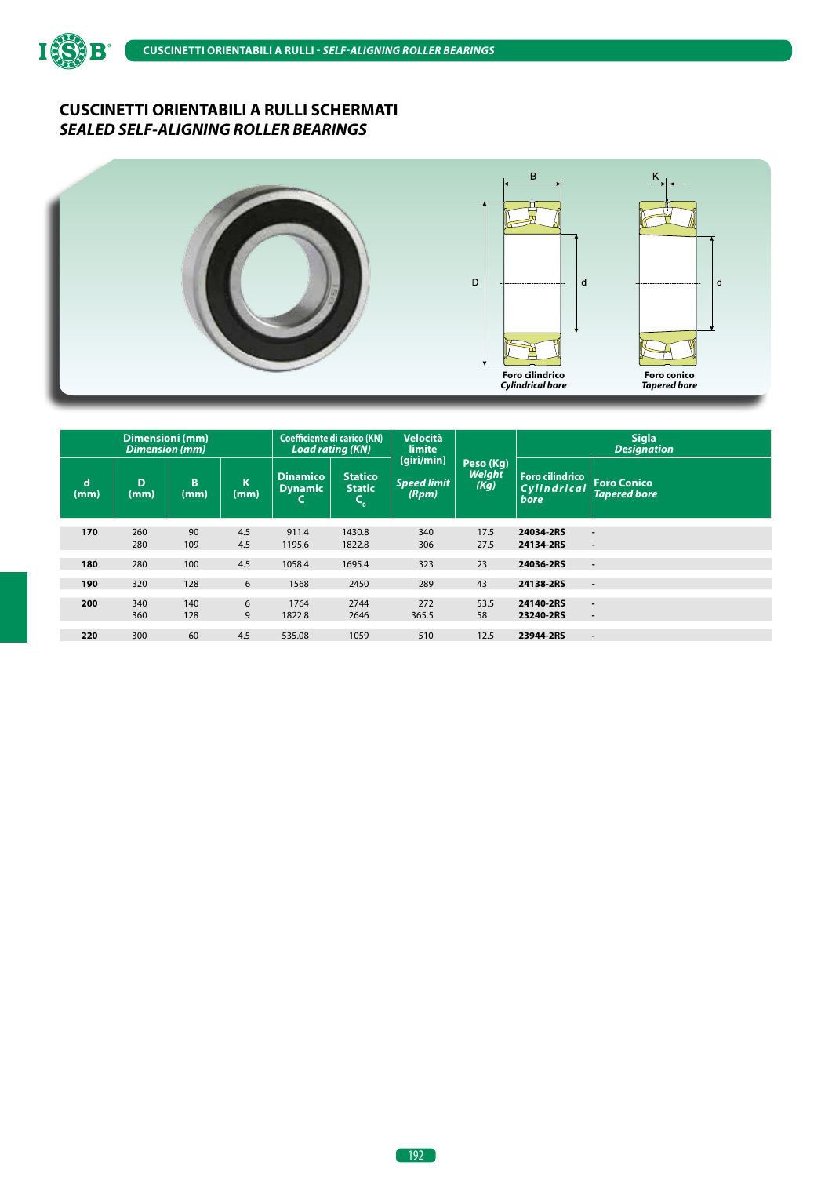# CUSCINETTI ORIENTABILI A RULLI SCHERMATI
## *SEALED SELF-ALIGNING ROLLER BEARINGS*

Foro cilindrico
*Cylindrical bore*

Foro conico
*Tapered bore*

| Dimensioni (mm) *Dimension (mm)* | | | | Coefficiente di carico (KN) *Load rating (KN)* | | Velocità limite (giri/min) | Peso (Kg) *Weight (Kg)* | Sigla *Designation* | |
|---|---|---|---|---|---|---|---|---|---|
| d (mm) | D (mm) | B (mm) | K (mm) | Dinamico *Dynamic* C | Statico *Static* $C_0$ | *Speed limit (Rpm)* | | Foro cilindrico *Cylindrical bore* | Foro Conico *Tapered bore* |
| **170** | 260 | 90 | 4.5 | 911.4 | 1430.8 | 340 | 17.5 | **24034-2RS** | - |
| | 280 | 109 | 4.5 | 1195.6 | 1822.8 | 306 | 27.5 | **24134-2RS** | - |
| **180** | 280 | 100 | 4.5 | 1058.4 | 1695.4 | 323 | 23 | **24036-2RS** | - |
| **190** | 320 | 128 | 6 | 1568 | 2450 | 289 | 43 | **24138-2RS** | - |
| **200** | 340 | 140 | 6 | 1764 | 2744 | 272 | 53.5 | **24140-2RS** | - |
| | 360 | 128 | 9 | 1822.8 | 2646 | 365.5 | 58 | **23240-2RS** | - |
| **220** | 300 | 60 | 4.5 | 535.08 | 1059 | 510 | 12.5 | **23944-2RS** | - |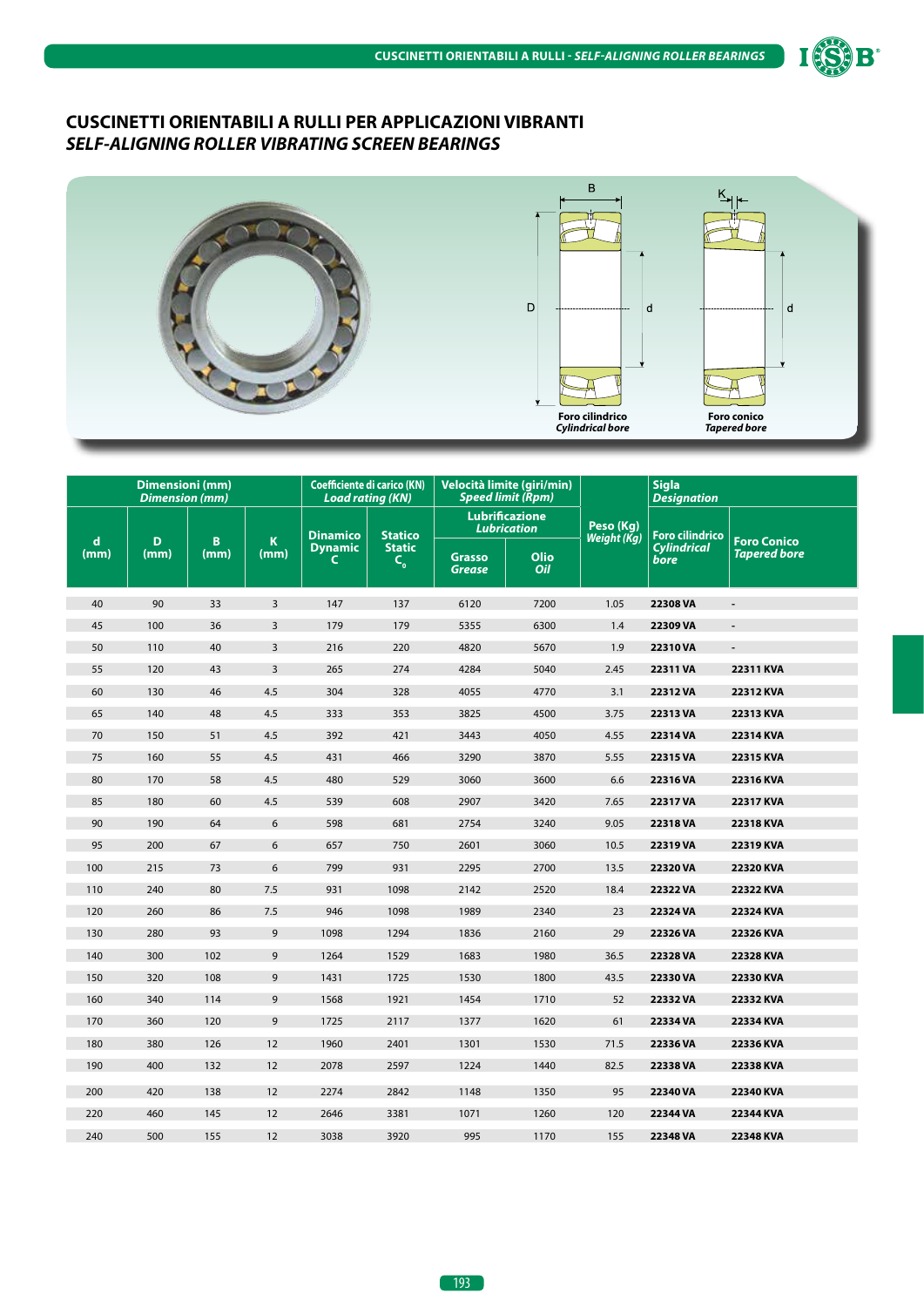# CUSCINETTI ORIENTABILI A RULLI PER APPLICAZIONI VIBRANTI
## *SELF-ALIGNING ROLLER VIBRATING SCREEN BEARINGS*

**Foro cilindrico** *Cylindrical bore*

**Foro conico** *Tapered bore*

| Dimensioni (mm) *Dimension (mm)* | | | | Coefficiente di carico (KN) *Load rating (KN)* | | Velocità limite (giri/min) *Speed limit (Rpm)* | | Peso (Kg) *Weight (Kg)* | Sigla *Designation* | |
|---|---|---|---|---|---|---|---|---|---|---|
| | | | | | | Lubrificazione *Lubrication* | | | | |
| d (mm) | D (mm) | B (mm) | K (mm) | Dinamico *Dynamic* C | Statico *Static* $C_0$ | Grasso *Grease* | Olio *Oil* | | Foro cilindrico *Cylindrical bore* | Foro Conico *Tapered bore* |
| 40 | 90 | 33 | 3 | 147 | 137 | 6120 | 7200 | 1.05 | **22308 VA** | - |
| 45 | 100 | 36 | 3 | 179 | 179 | 5355 | 6300 | 1.4 | **22309 VA** | - |
| 50 | 110 | 40 | 3 | 216 | 220 | 4820 | 5670 | 1.9 | **22310 VA** | - |
| 55 | 120 | 43 | 3 | 265 | 274 | 4284 | 5040 | 2.45 | **22311 VA** | **22311 KVA** |
| 60 | 130 | 46 | 4.5 | 304 | 328 | 4055 | 4770 | 3.1 | **22312 VA** | **22312 KVA** |
| 65 | 140 | 48 | 4.5 | 333 | 353 | 3825 | 4500 | 3.75 | **22313 VA** | **22313 KVA** |
| 70 | 150 | 51 | 4.5 | 392 | 421 | 3443 | 4050 | 4.55 | **22314 VA** | **22314 KVA** |
| 75 | 160 | 55 | 4.5 | 431 | 466 | 3290 | 3870 | 5.55 | **22315 VA** | **22315 KVA** |
| 80 | 170 | 58 | 4.5 | 480 | 529 | 3060 | 3600 | 6.6 | **22316 VA** | **22316 KVA** |
| 85 | 180 | 60 | 4.5 | 539 | 608 | 2907 | 3420 | 7.65 | **22317 VA** | **22317 KVA** |
| 90 | 190 | 64 | 6 | 598 | 681 | 2754 | 3240 | 9.05 | **22318 VA** | **22318 KVA** |
| 95 | 200 | 67 | 6 | 657 | 750 | 2601 | 3060 | 10.5 | **22319 VA** | **22319 KVA** |
| 100 | 215 | 73 | 6 | 799 | 931 | 2295 | 2700 | 13.5 | **22320 VA** | **22320 KVA** |
| 110 | 240 | 80 | 7.5 | 931 | 1098 | 2142 | 2520 | 18.4 | **22322 VA** | **22322 KVA** |
| 120 | 260 | 86 | 7.5 | 946 | 1098 | 1989 | 2340 | 23 | **22324 VA** | **22324 KVA** |
| 130 | 280 | 93 | 9 | 1098 | 1294 | 1836 | 2160 | 29 | **22326 VA** | **22326 KVA** |
| 140 | 300 | 102 | 9 | 1264 | 1529 | 1683 | 1980 | 36.5 | **22328 VA** | **22328 KVA** |
| 150 | 320 | 108 | 9 | 1431 | 1725 | 1530 | 1800 | 43.5 | **22330 VA** | **22330 KVA** |
| 160 | 340 | 114 | 9 | 1568 | 1921 | 1454 | 1710 | 52 | **22332 VA** | **22332 KVA** |
| 170 | 360 | 120 | 9 | 1725 | 2117 | 1377 | 1620 | 61 | **22334 VA** | **22334 KVA** |
| 180 | 380 | 126 | 12 | 1960 | 2401 | 1301 | 1530 | 71.5 | **22336 VA** | **22336 KVA** |
| 190 | 400 | 132 | 12 | 2078 | 2597 | 1224 | 1440 | 82.5 | **22338 VA** | **22338 KVA** |
| 200 | 420 | 138 | 12 | 2274 | 2842 | 1148 | 1350 | 95 | **22340 VA** | **22340 KVA** |
| 220 | 460 | 145 | 12 | 2646 | 3381 | 1071 | 1260 | 120 | **22344 VA** | **22344 KVA** |
| 240 | 500 | 155 | 12 | 3038 | 3920 | 995 | 1170 | 155 | **22348 VA** | **22348 KVA** |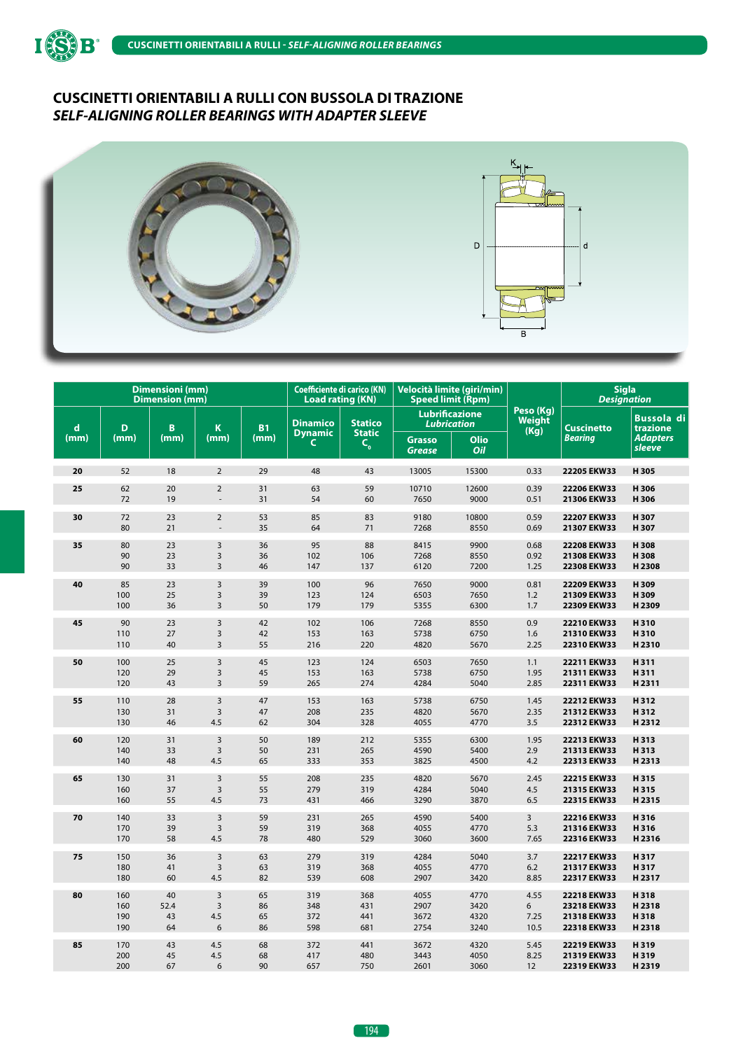# CUSCINETTI ORIENTABILI A RULLI CON BUSSOLA DI TRAZIONE

## *SELF-ALIGNING ROLLER BEARINGS WITH ADAPTER SLEEVE*

| Dimensioni (mm) Dimension (mm) | | | | | Coefficiente di carico (KN) Load rating (KN) | | Velocità limite (giri/min) Speed limit (Rpm) | | Peso (Kg) Weight (Kg) | Sigla *Designation* | |
|---|---|---|---|---|---|---|---|---|---|---|---|
| | | | | | | | Lubrificazione *Lubrication* | | | | |
| d (mm) | D (mm) | B (mm) | K (mm) | B1 (mm) | Dinamico Dynamic C | Statico Static $C_0$ | Grasso *Grease* | Olio *Oil* | | Cuscinetto *Bearing* | Bussola di trazione *Adapters sleeve* |
| **20** | 52 | 18 | 2 | 29 | 48 | 43 | 13005 | 15300 | 0.33 | **22205 EKW33** | **H 305** |
| **25** | 62 | 20 | 2 | 31 | 63 | 59 | 10710 | 12600 | 0.39 | **22206 EKW33** | **H 306** |
| | 72 | 19 | - | 31 | 54 | 60 | 7650 | 9000 | 0.51 | **21306 EKW33** | **H 306** |
| **30** | 72 | 23 | 2 | 53 | 85 | 83 | 9180 | 10800 | 0.59 | **22207 EKW33** | **H 307** |
| | 80 | 21 | - | 35 | 64 | 71 | 7268 | 8550 | 0.69 | **21307 EKW33** | **H 307** |
| **35** | 80 | 23 | 3 | 36 | 95 | 88 | 8415 | 9900 | 0.68 | **22208 EKW33** | **H 308** |
| | 90 | 23 | 3 | 36 | 102 | 106 | 7268 | 8550 | 0.92 | **21308 EKW33** | **H 308** |
| | 90 | 33 | 3 | 46 | 147 | 137 | 6120 | 7200 | 1.25 | **22308 EKW33** | **H 2308** |
| **40** | 85 | 23 | 3 | 39 | 100 | 96 | 7650 | 9000 | 0.81 | **22209 EKW33** | **H 309** |
| | 100 | 25 | 3 | 39 | 123 | 124 | 6503 | 7650 | 1.2 | **21309 EKW33** | **H 309** |
| | 100 | 36 | 3 | 50 | 179 | 179 | 5355 | 6300 | 1.7 | **22309 EKW33** | **H 2309** |
| **45** | 90 | 23 | 3 | 42 | 102 | 106 | 7268 | 8550 | 0.9 | **22210 EKW33** | **H 310** |
| | 110 | 27 | 3 | 42 | 153 | 163 | 5738 | 6750 | 1.6 | **21310 EKW33** | **H 310** |
| | 110 | 40 | 3 | 55 | 216 | 220 | 4820 | 5670 | 2.25 | **22310 EKW33** | **H 2310** |
| **50** | 100 | 25 | 3 | 45 | 123 | 124 | 6503 | 7650 | 1.1 | **22211 EKW33** | **H 311** |
| | 120 | 29 | 3 | 45 | 153 | 163 | 5738 | 6750 | 1.95 | **21311 EKW33** | **H 311** |
| | 120 | 43 | 3 | 59 | 265 | 274 | 4284 | 5040 | 2.85 | **22311 EKW33** | **H 2311** |
| **55** | 110 | 28 | 3 | 47 | 153 | 163 | 5738 | 6750 | 1.45 | **22212 EKW33** | **H 312** |
| | 130 | 31 | 3 | 47 | 208 | 235 | 4820 | 5670 | 2.35 | **21312 EKW33** | **H 312** |
| | 130 | 46 | 4.5 | 62 | 304 | 328 | 4055 | 4770 | 3.5 | **22312 EKW33** | **H 2312** |
| **60** | 120 | 31 | 3 | 50 | 189 | 212 | 5355 | 6300 | 1.95 | **22213 EKW33** | **H 313** |
| | 140 | 33 | 3 | 50 | 231 | 265 | 4590 | 5400 | 2.9 | **21313 EKW33** | **H 313** |
| | 140 | 48 | 4.5 | 65 | 333 | 353 | 3825 | 4500 | 4.2 | **22313 EKW33** | **H 2313** |
| **65** | 130 | 31 | 3 | 55 | 208 | 235 | 4820 | 5670 | 2.45 | **22215 EKW33** | **H 315** |
| | 160 | 37 | 3 | 55 | 279 | 319 | 4284 | 5040 | 4.5 | **21315 EKW33** | **H 315** |
| | 160 | 55 | 4.5 | 73 | 431 | 466 | 3290 | 3870 | 6.5 | **22315 EKW33** | **H 2315** |
| **70** | 140 | 33 | 3 | 59 | 231 | 265 | 4590 | 5400 | 3 | **22216 EKW33** | **H 316** |
| | 170 | 39 | 3 | 59 | 319 | 368 | 4055 | 4770 | 5.3 | **21316 EKW33** | **H 316** |
| | 170 | 58 | 4.5 | 78 | 480 | 529 | 3060 | 3600 | 7.65 | **22316 EKW33** | **H 2316** |
| **75** | 150 | 36 | 3 | 63 | 279 | 319 | 4284 | 5040 | 3.7 | **22217 EKW33** | **H 317** |
| | 180 | 41 | 3 | 63 | 319 | 368 | 4055 | 4770 | 6.2 | **21317 EKW33** | **H 317** |
| | 180 | 60 | 4.5 | 82 | 539 | 608 | 2907 | 3420 | 8.85 | **22317 EKW33** | **H 2317** |
| **80** | 160 | 40 | 3 | 65 | 319 | 368 | 4055 | 4770 | 4.55 | **22218 EKW33** | **H 318** |
| | 160 | 52.4 | 3 | 86 | 348 | 431 | 2907 | 3420 | 6 | **23218 EKW33** | **H 2318** |
| | 190 | 43 | 4.5 | 65 | 372 | 441 | 3672 | 4320 | 7.25 | **21318 EKW33** | **H 318** |
| | 190 | 64 | 6 | 86 | 598 | 681 | 2754 | 3240 | 10.5 | **22318 EKW33** | **H 2318** |
| **85** | 170 | 43 | 4.5 | 68 | 372 | 441 | 3672 | 4320 | 5.45 | **22219 EKW33** | **H 319** |
| | 200 | 45 | 4.5 | 68 | 417 | 480 | 3443 | 4050 | 8.25 | **21319 EKW33** | **H 319** |
| | 200 | 67 | 6 | 90 | 657 | 750 | 2601 | 3060 | 12 | **22319 EKW33** | **H 2319** |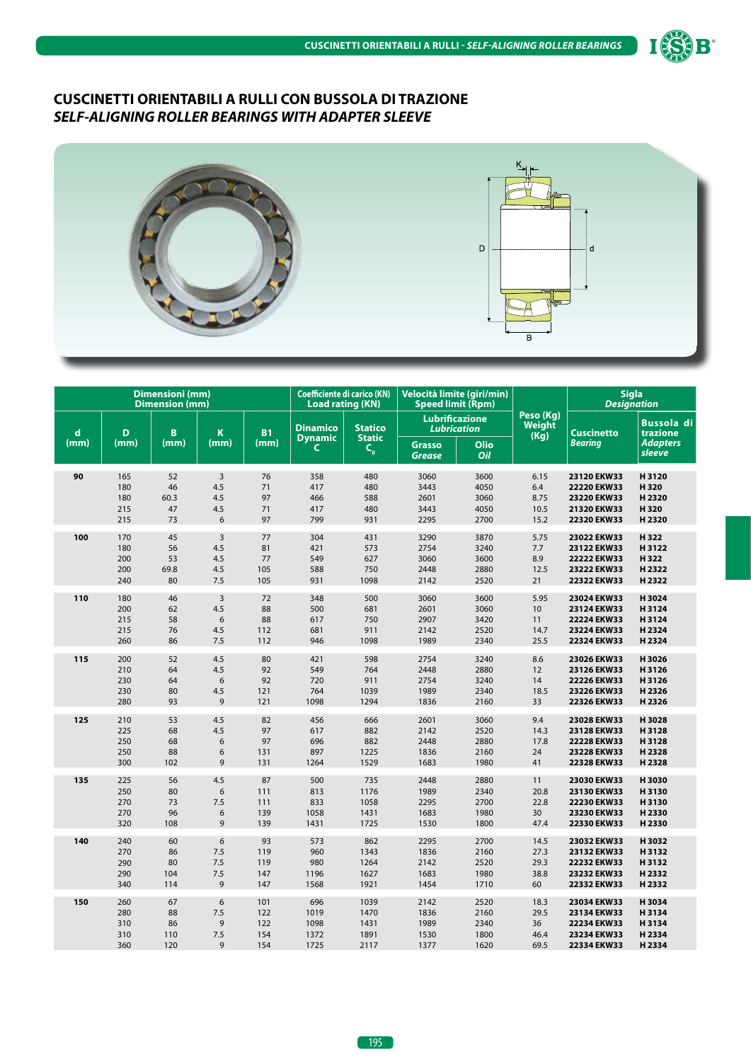## CUSCINETTI ORIENTABILI A RULLI CON BUSSOLA DI TRAZIONE
## *SELF-ALIGNING ROLLER BEARINGS WITH ADAPTER SLEEVE*

| Dimensioni (mm) Dimension (mm) | | | | | Coefficiente di carico (KN) Load rating (KN) | | Velocità limite (giri/min) Speed limit (Rpm) | | Peso (Kg) Weight (Kg) | Sigla *Designation* | |
|---|---|---|---|---|---|---|---|---|---|---|---|
| | | | | | | | Lubrificazione *Lubrication* | | | | |
| d (mm) | D (mm) | B (mm) | K (mm) | B1 (mm) | Dinamico Dynamic C | Statico Static $C_0$ | Grasso *Grease* | Olio *Oil* | | Cuscinetto *Bearing* | Bussola di trazione *Adapters sleeve* |
| **90** | 165 | 52 | 3 | 76 | 358 | 480 | 3060 | 3600 | 6.15 | **23120 EKW33** | **H 3120** |
| | 180 | 46 | 4.5 | 71 | 417 | 480 | 3443 | 4050 | 6.4 | **22220 EKW33** | **H 320** |
| | 180 | 60.3 | 4.5 | 97 | 466 | 588 | 2601 | 3060 | 8.75 | **23220 EKW33** | **H 2320** |
| | 215 | 47 | 4.5 | 71 | 417 | 480 | 3443 | 4050 | 10.5 | **21320 EKW33** | **H 320** |
| | 215 | 73 | 6 | 97 | 799 | 931 | 2295 | 2700 | 15.2 | **22320 EKW33** | **H 2320** |
| **100** | 170 | 45 | 3 | 77 | 304 | 431 | 3290 | 3870 | 5.75 | **23022 EKW33** | **H 322** |
| | 180 | 56 | 4.5 | 81 | 421 | 573 | 2754 | 3240 | 7.7 | **23122 EKW33** | **H 3122** |
| | 200 | 53 | 4.5 | 77 | 549 | 627 | 3060 | 3600 | 8.9 | **22222 EKW33** | **H 322** |
| | 200 | 69.8 | 4.5 | 105 | 588 | 750 | 2448 | 2880 | 12.5 | **23222 EKW33** | **H 2322** |
| | 240 | 80 | 7.5 | 105 | 931 | 1098 | 2142 | 2520 | 21 | **22322 EKW33** | **H 2322** |
| **110** | 180 | 46 | 3 | 72 | 348 | 500 | 3060 | 3600 | 5.95 | **23024 EKW33** | **H 3024** |
| | 200 | 62 | 4.5 | 88 | 500 | 681 | 2601 | 3060 | 10 | **23124 EKW33** | **H 3124** |
| | 215 | 58 | 6 | 88 | 617 | 750 | 2907 | 3420 | 11 | **22224 EKW33** | **H 3124** |
| | 215 | 76 | 4.5 | 112 | 681 | 911 | 2142 | 2520 | 14.7 | **23224 EKW33** | **H 2324** |
| | 260 | 86 | 7.5 | 112 | 946 | 1098 | 1989 | 2340 | 25.5 | **22324 EKW33** | **H 2324** |
| **115** | 200 | 52 | 4.5 | 80 | 421 | 598 | 2754 | 3240 | 8.6 | **23026 EKW33** | **H 3026** |
| | 210 | 64 | 4.5 | 92 | 549 | 764 | 2448 | 2880 | 12 | **23126 EKW33** | **H 3126** |
| | 230 | 64 | 6 | 92 | 720 | 911 | 2754 | 3240 | 14 | **22226 EKW33** | **H 3126** |
| | 230 | 80 | 4.5 | 121 | 764 | 1039 | 1989 | 2340 | 18.5 | **23226 EKW33** | **H 2326** |
| | 280 | 93 | 9 | 121 | 1098 | 1294 | 1836 | 2160 | 33 | **22326 EKW33** | **H 2326** |
| **125** | 210 | 53 | 4.5 | 82 | 456 | 666 | 2601 | 3060 | 9.4 | **23028 EKW33** | **H 3028** |
| | 225 | 68 | 4.5 | 97 | 617 | 882 | 2142 | 2520 | 14.3 | **23128 EKW33** | **H 3128** |
| | 250 | 68 | 6 | 97 | 696 | 882 | 2448 | 2880 | 17.8 | **22228 EKW33** | **H 3128** |
| | 250 | 88 | 6 | 131 | 897 | 1225 | 1836 | 2160 | 24 | **23228 EKW33** | **H 2328** |
| | 300 | 102 | 9 | 131 | 1264 | 1529 | 1683 | 1980 | 41 | **22328 EKW33** | **H 2328** |
| **135** | 225 | 56 | 4.5 | 87 | 500 | 735 | 2448 | 2880 | 11 | **23030 EKW33** | **H 3030** |
| | 250 | 80 | 6 | 111 | 813 | 1176 | 1989 | 2340 | 20.8 | **23130 EKW33** | **H 3130** |
| | 270 | 73 | 7.5 | 111 | 833 | 1058 | 2295 | 2700 | 22.8 | **22230 EKW33** | **H 3130** |
| | 270 | 96 | 6 | 139 | 1058 | 1431 | 1683 | 1980 | 30 | **23230 EKW33** | **H 2330** |
| | 320 | 108 | 9 | 139 | 1431 | 1725 | 1530 | 1800 | 47.4 | **22330 EKW33** | **H 2330** |
| **140** | 240 | 60 | 6 | 93 | 573 | 862 | 2295 | 2700 | 14.5 | **23032 EKW33** | **H 3032** |
| | 270 | 86 | 7.5 | 119 | 960 | 1343 | 1836 | 2160 | 27.3 | **23132 EKW33** | **H 3132** |
| | 290 | 80 | 7.5 | 119 | 980 | 1264 | 2142 | 2520 | 29.3 | **22232 EKW33** | **H 3132** |
| | 290 | 104 | 7.5 | 147 | 1196 | 1627 | 1683 | 1980 | 38.8 | **23232 EKW33** | **H 2332** |
| | 340 | 114 | 9 | 147 | 1568 | 1921 | 1454 | 1710 | 60 | **22332 EKW33** | **H 2332** |
| **150** | 260 | 67 | 6 | 101 | 696 | 1039 | 2142 | 2520 | 18.3 | **23034 EKW33** | **H 3034** |
| | 280 | 88 | 7.5 | 122 | 1019 | 1470 | 1836 | 2160 | 29.5 | **23134 EKW33** | **H 3134** |
| | 310 | 86 | 9 | 122 | 1098 | 1431 | 1989 | 2340 | 36 | **22234 EKW33** | **H 3134** |
| | 310 | 110 | 7.5 | 154 | 1372 | 1891 | 1530 | 1800 | 46.4 | **23234 EKW33** | **H 2334** |
| | 360 | 120 | 9 | 154 | 1725 | 2117 | 1377 | 1620 | 69.5 | **22334 EKW33** | **H 2334** |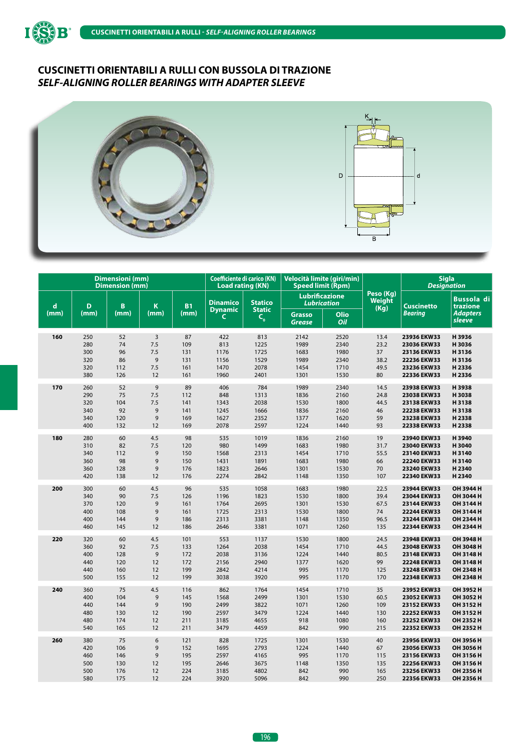# CUSCINETTI ORIENTABILI A RULLI CON BUSSOLA DI TRAZIONE
## *SELF-ALIGNING ROLLER BEARINGS WITH ADAPTER SLEEVE*

| Dimensioni (mm) Dimension (mm) | | | | | Coefficiente di carico (KN) Load rating (KN) | | Velocità limite (giri/min) Speed limit (Rpm) | | Peso (Kg) Weight (Kg) | Sigla *Designation* | |
|---|---|---|---|---|---|---|---|---|---|---|---|
| | | | | | | | Lubrificazione *Lubrication* | | | | |
| d (mm) | D (mm) | B (mm) | K (mm) | B1 (mm) | Dinamico Dynamic C | Statico Static $C_0$ | Grasso *Grease* | Olio *Oil* | | Cuscinetto *Bearing* | Bussola di trazione *Adapters sleeve* |
| **160** | 250 | 52 | 3 | 87 | 422 | 813 | 2142 | 2520 | 13.4 | **23936 EKW33** | **H 3936** |
| | 280 | 74 | 7.5 | 109 | 813 | 1225 | 1989 | 2340 | 23.2 | **23036 EKW33** | **H 3036** |
| | 300 | 96 | 7.5 | 131 | 1176 | 1725 | 1683 | 1980 | 37 | **23136 EKW33** | **H 3136** |
| | 320 | 86 | 9 | 131 | 1156 | 1529 | 1989 | 2340 | 38.2 | **22236 EKW33** | **H 3136** |
| | 320 | 112 | 7.5 | 161 | 1470 | 2078 | 1454 | 1710 | 49.5 | **23236 EKW33** | **H 2336** |
| | 380 | 126 | 12 | 161 | 1960 | 2401 | 1301 | 1530 | 80 | **22336 EKW33** | **H 2336** |
| **170** | 260 | 52 | 9 | 89 | 406 | 784 | 1989 | 2340 | 14.5 | **23938 EKW33** | **H 3938** |
| | 290 | 75 | 7.5 | 112 | 848 | 1313 | 1836 | 2160 | 24.8 | **23038 EKW33** | **H 3038** |
| | 320 | 104 | 7.5 | 141 | 1343 | 2038 | 1530 | 1800 | 44.5 | **23138 EKW33** | **H 3138** |
| | 340 | 92 | 9 | 141 | 1245 | 1666 | 1836 | 2160 | 46 | **22238 EKW33** | **H 3138** |
| | 340 | 120 | 9 | 169 | 1627 | 2352 | 1377 | 1620 | 59 | **23238 EKW33** | **H 2338** |
| | 400 | 132 | 12 | 169 | 2078 | 2597 | 1224 | 1440 | 93 | **22338 EKW33** | **H 2338** |
| **180** | 280 | 60 | 4.5 | 98 | 535 | 1019 | 1836 | 2160 | 19 | **23940 EKW33** | **H 3940** |
| | 310 | 82 | 7.5 | 120 | 980 | 1499 | 1683 | 1980 | 31.7 | **23040 EKW33** | **H 3040** |
| | 340 | 112 | 9 | 150 | 1568 | 2313 | 1454 | 1710 | 55.5 | **23140 EKW33** | **H 3140** |
| | 360 | 98 | 9 | 150 | 1431 | 1891 | 1683 | 1980 | 66 | **22240 EKW33** | **H 3140** |
| | 360 | 128 | 9 | 176 | 1823 | 2646 | 1301 | 1530 | 70 | **23240 EKW33** | **H 2340** |
| | 420 | 138 | 12 | 176 | 2274 | 2842 | 1148 | 1350 | 107 | **22340 EKW33** | **H 2340** |
| **200** | 300 | 60 | 4.5 | 96 | 535 | 1058 | 1683 | 1980 | 22.5 | **23944 EKW33** | **OH 3944 H** |
| | 340 | 90 | 7.5 | 126 | 1196 | 1823 | 1530 | 1800 | 39.4 | **23044 EKW33** | **OH 3044 H** |
| | 370 | 120 | 9 | 161 | 1764 | 2695 | 1301 | 1530 | 67.5 | **23144 EKW33** | **OH 3144 H** |
| | 400 | 108 | 9 | 161 | 1725 | 2313 | 1530 | 1800 | 74 | **22244 EKW33** | **OH 3144 H** |
| | 400 | 144 | 9 | 186 | 2313 | 3381 | 1148 | 1350 | 96.5 | **23244 EKW33** | **OH 2344 H** |
| | 460 | 145 | 12 | 186 | 2646 | 3381 | 1071 | 1260 | 135 | **22344 EKW33** | **OH 2344 H** |
| **220** | 320 | 60 | 4.5 | 101 | 553 | 1137 | 1530 | 1800 | 24.5 | **23948 EKW33** | **OH 3948 H** |
| | 360 | 92 | 7.5 | 133 | 1264 | 2038 | 1454 | 1710 | 44.5 | **23048 EKW33** | **OH 3048 H** |
| | 400 | 128 | 9 | 172 | 2038 | 3136 | 1224 | 1440 | 80.5 | **23148 EKW33** | **OH 3148 H** |
| | 440 | 120 | 12 | 172 | 2156 | 2940 | 1377 | 1620 | 99 | **22248 EKW33** | **OH 3148 H** |
| | 440 | 160 | 12 | 199 | 2842 | 4214 | 995 | 1170 | 125 | **23248 EKW33** | **OH 2348 H** |
| | 500 | 155 | 12 | 199 | 3038 | 3920 | 995 | 1170 | 170 | **22348 EKW33** | **OH 2348 H** |
| **240** | 360 | 75 | 4.5 | 116 | 862 | 1764 | 1454 | 1710 | 35 | **23952 EKW33** | **OH 3952 H** |
| | 400 | 104 | 9 | 145 | 1568 | 2499 | 1301 | 1530 | 60.5 | **23052 EKW33** | **OH 3052 H** |
| | 440 | 144 | 9 | 190 | 2499 | 3822 | 1071 | 1260 | 109 | **23152 EKW33** | **OH 3152 H** |
| | 480 | 130 | 12 | 190 | 2597 | 3479 | 1224 | 1440 | 130 | **22252 EKW33** | **OH 3152 H** |
| | 480 | 174 | 12 | 211 | 3185 | 4655 | 918 | 1080 | 160 | **23252 EKW33** | **OH 2352 H** |
| | 540 | 165 | 12 | 211 | 3479 | 4459 | 842 | 990 | 215 | **22352 EKW33** | **OH 2352 H** |
| **260** | 380 | 75 | 6 | 121 | 828 | 1725 | 1301 | 1530 | 40 | **23956 EKW33** | **OH 3956 H** |
| | 420 | 106 | 9 | 152 | 1695 | 2793 | 1224 | 1440 | 67 | **23056 EKW33** | **OH 3056 H** |
| | 460 | 146 | 9 | 195 | 2597 | 4165 | 995 | 1170 | 115 | **23156 EKW33** | **OH 3156 H** |
| | 500 | 130 | 12 | 195 | 2646 | 3675 | 1148 | 1350 | 135 | **22256 EKW33** | **OH 3156 H** |
| | 500 | 176 | 12 | 224 | 3185 | 4802 | 842 | 990 | 165 | **23256 EKW33** | **OH 2356 H** |
| | 580 | 175 | 12 | 224 | 3920 | 5096 | 842 | 990 | 250 | **22356 EKW33** | **OH 2356 H** |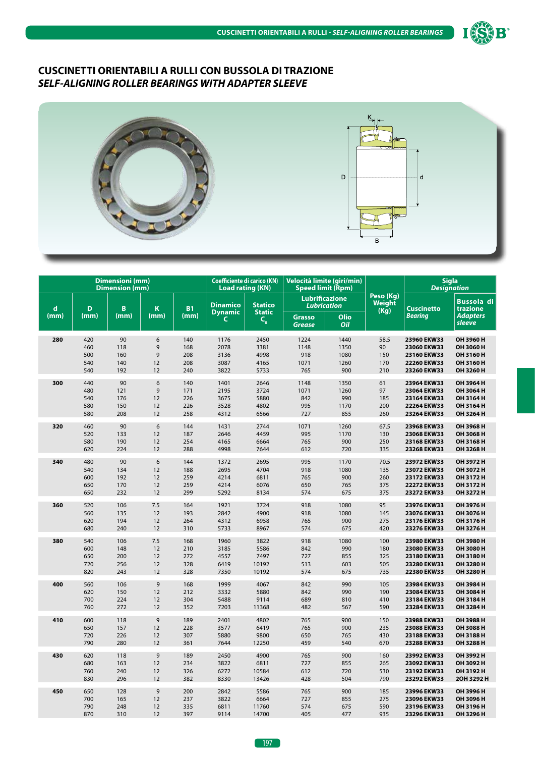# CUSCINETTI ORIENTABILI A RULLI CON BUSSOLA DI TRAZIONE
## *SELF-ALIGNING ROLLER BEARINGS WITH ADAPTER SLEEVE*

| Dimensioni (mm) *Dimension (mm)* | | | | | Coefficiente di carico (KN) *Load rating (KN)* | | Velocità limite (giri/min) *Speed limit (Rpm)* | | Peso (Kg) *Weight (Kg)* | Sigla *Designation* | |
|---|---|---|---|---|---|---|---|---|---|---|---|
| | | | | | | | Lubrificazione *Lubrication* | | | | |
| d (mm) | D (mm) | B (mm) | K (mm) | B1 (mm) | Dinamico *Dynamic* C | Statico *Static* $C_0$ | Grasso *Grease* | Olio *Oil* | | Cuscinetto *Bearing* | Bussola di trazione *Adapters sleeve* |
| **280** | 420 | 90 | 6 | 140 | 1176 | 2450 | 1224 | 1440 | 58.5 | **23960 EKW33** | **OH 3960 H** |
| | 460 | 118 | 9 | 168 | 2078 | 3381 | 1148 | 1350 | 90 | **23060 EKW33** | **OH 3060 H** |
| | 500 | 160 | 9 | 208 | 3136 | 4998 | 918 | 1080 | 150 | **23160 EKW33** | **OH 3160 H** |
| | 540 | 140 | 12 | 208 | 3087 | 4165 | 1071 | 1260 | 170 | **22260 EKW33** | **OH 3160 H** |
| | 540 | 192 | 12 | 240 | 3822 | 5733 | 765 | 900 | 210 | **23260 EKW33** | **OH 3260 H** |
| **300** | 440 | 90 | 6 | 140 | 1401 | 2646 | 1148 | 1350 | 61 | **23964 EKW33** | **OH 3964 H** |
| | 480 | 121 | 9 | 171 | 2195 | 3724 | 1071 | 1260 | 97 | **23064 EKW33** | **OH 3064 H** |
| | 540 | 176 | 12 | 226 | 3675 | 5880 | 842 | 990 | 185 | **23164 EKW33** | **OH 3164 H** |
| | 580 | 150 | 12 | 226 | 3528 | 4802 | 995 | 1170 | 200 | **22264 EKW33** | **OH 3164 H** |
| | 580 | 208 | 12 | 258 | 4312 | 6566 | 727 | 855 | 260 | **23264 EKW33** | **OH 3264 H** |
| **320** | 460 | 90 | 6 | 144 | 1431 | 2744 | 1071 | 1260 | 67.5 | **23968 EKW33** | **OH 3968 H** |
| | 520 | 133 | 12 | 187 | 2646 | 4459 | 995 | 1170 | 130 | **23068 EKW33** | **OH 3068 H** |
| | 580 | 190 | 12 | 254 | 4165 | 6664 | 765 | 900 | 250 | **23168 EKW33** | **OH 3168 H** |
| | 620 | 224 | 12 | 288 | 4998 | 7644 | 612 | 720 | 335 | **23268 EKW33** | **OH 3268 H** |
| **340** | 480 | 90 | 6 | 144 | 1372 | 2695 | 995 | 1170 | 70.5 | **23972 EKW33** | **OH 3972 H** |
| | 540 | 134 | 12 | 188 | 2695 | 4704 | 918 | 1080 | 135 | **23072 EKW33** | **OH 3072 H** |
| | 600 | 192 | 12 | 259 | 4214 | 6811 | 765 | 900 | 260 | **23172 EKW33** | **OH 3172 H** |
| | 650 | 170 | 12 | 259 | 4214 | 6076 | 650 | 765 | 375 | **22272 EKW33** | **OH 3172 H** |
| | 650 | 232 | 12 | 299 | 5292 | 8134 | 574 | 675 | 375 | **23272 EKW33** | **OH 3272 H** |
| **360** | 520 | 106 | 7.5 | 164 | 1921 | 3724 | 918 | 1080 | 95 | **23976 EKW33** | **OH 3976 H** |
| | 560 | 135 | 12 | 193 | 2842 | 4900 | 918 | 1080 | 145 | **23076 EKW33** | **OH 3076 H** |
| | 620 | 194 | 12 | 264 | 4312 | 6958 | 765 | 900 | 275 | **23176 EKW33** | **OH 3176 H** |
| | 680 | 240 | 12 | 310 | 5733 | 8967 | 574 | 675 | 420 | **23276 EKW33** | **OH 3276 H** |
| **380** | 540 | 106 | 7.5 | 168 | 1960 | 3822 | 918 | 1080 | 100 | **23980 EKW33** | **OH 3980 H** |
| | 600 | 148 | 12 | 210 | 3185 | 5586 | 842 | 990 | 180 | **23080 EKW33** | **OH 3080 H** |
| | 650 | 200 | 12 | 272 | 4557 | 7497 | 727 | 855 | 325 | **23180 EKW33** | **OH 3180 H** |
| | 720 | 256 | 12 | 328 | 6419 | 10192 | 513 | 603 | 505 | **23280 EKW33** | **OH 3280 H** |
| | 820 | 243 | 12 | 328 | 7350 | 10192 | 574 | 675 | 735 | **22380 EKW33** | **OH 3280 H** |
| **400** | 560 | 106 | 9 | 168 | 1999 | 4067 | 842 | 990 | 105 | **23984 EKW33** | **OH 3984 H** |
| | 620 | 150 | 12 | 212 | 3332 | 5880 | 842 | 990 | 190 | **23084 EKW33** | **OH 3084 H** |
| | 700 | 224 | 12 | 304 | 5488 | 9114 | 689 | 810 | 410 | **23184 EKW33** | **OH 3184 H** |
| | 760 | 272 | 12 | 352 | 7203 | 11368 | 482 | 567 | 590 | **23284 EKW33** | **OH 3284 H** |
| **410** | 600 | 118 | 9 | 189 | 2401 | 4802 | 765 | 900 | 150 | **23988 EKW33** | **OH 3988 H** |
| | 650 | 157 | 12 | 228 | 3577 | 6419 | 765 | 900 | 235 | **23088 EKW33** | **OH 3088 H** |
| | 720 | 226 | 12 | 307 | 5880 | 9800 | 650 | 765 | 430 | **23188 EKW33** | **OH 3188 H** |
| | 790 | 280 | 12 | 361 | 7644 | 12250 | 459 | 540 | 670 | **23288 EKW33** | **OH 3288 H** |
| **430** | 620 | 118 | 9 | 189 | 2450 | 4900 | 765 | 900 | 160 | **23992 EKW33** | **OH 3992 H** |
| | 680 | 163 | 12 | 234 | 3822 | 6811 | 727 | 855 | 265 | **23092 EKW33** | **OH 3092 H** |
| | 760 | 240 | 12 | 326 | 6272 | 10584 | 612 | 720 | 530 | **23192 EKW33** | **OH 3192 H** |
| | 830 | 296 | 12 | 382 | 8330 | 13426 | 428 | 504 | 790 | **23292 EKW33** | **2OH 3292 H** |
| **450** | 650 | 128 | 9 | 200 | 2842 | 5586 | 765 | 900 | 185 | **23996 EKW33** | **OH 3996 H** |
| | 700 | 165 | 12 | 237 | 3822 | 6664 | 727 | 855 | 275 | **23096 EKW33** | **OH 3096 H** |
| | 790 | 248 | 12 | 335 | 6811 | 11760 | 574 | 675 | 590 | **23196 EKW33** | **OH 3196 H** |
| | 870 | 310 | 12 | 397 | 9114 | 14700 | 405 | 477 | 935 | **23296 EKW33** | **OH 3296 H** |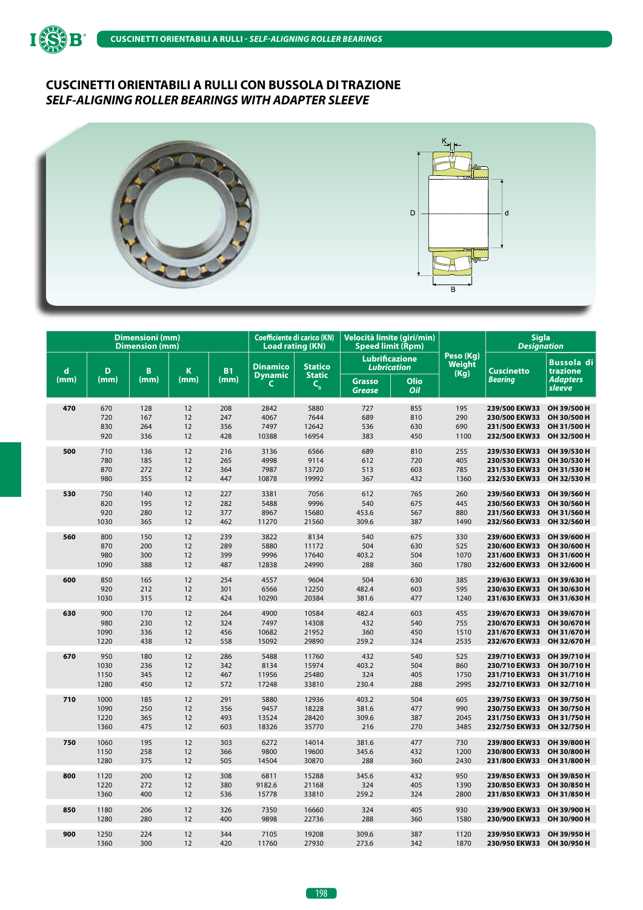# CUSCINETTI ORIENTABILI A RULLI CON BUSSOLA DI TRAZIONE
## *SELF-ALIGNING ROLLER BEARINGS WITH ADAPTER SLEEVE*

| Dimensioni (mm) *Dimension (mm)* | | | | | Coefficiente di carico (KN) *Load rating (KN)* | | Velocità limite (giri/min) *Speed limit (Rpm)* | | Peso (Kg) *Weight (Kg)* | Sigla *Designation* | |
|---|---|---|---|---|---|---|---|---|---|---|---|
| | | | | | | | Lubrificazione *Lubrication* | | | | |
| d (mm) | D (mm) | B (mm) | K (mm) | B1 (mm) | Dinamico *Dynamic* C | Statico *Static* $C_0$ | Grasso *Grease* | Olio *Oil* | | Cuscinetto *Bearing* | Bussola di trazione *Adapters sleeve* |
| **470** | 670 | 128 | 12 | 208 | 2842 | 5880 | 727 | 855 | 195 | **239/500 EKW33** | **OH 39/500 H** |
| | 720 | 167 | 12 | 247 | 4067 | 7644 | 689 | 810 | 290 | **230/500 EKW33** | **OH 30/500 H** |
| | 830 | 264 | 12 | 356 | 7497 | 12642 | 536 | 630 | 690 | **231/500 EKW33** | **OH 31/500 H** |
| | 920 | 336 | 12 | 428 | 10388 | 16954 | 383 | 450 | 1100 | **232/500 EKW33** | **OH 32/500 H** |
| **500** | 710 | 136 | 12 | 216 | 3136 | 6566 | 689 | 810 | 255 | **239/530 EKW33** | **OH 39/530 H** |
| | 780 | 185 | 12 | 265 | 4998 | 9114 | 612 | 720 | 405 | **230/530 EKW33** | **OH 30/530 H** |
| | 870 | 272 | 12 | 364 | 7987 | 13720 | 513 | 603 | 785 | **231/530 EKW33** | **OH 31/530 H** |
| | 980 | 355 | 12 | 447 | 10878 | 19992 | 367 | 432 | 1360 | **232/530 EKW33** | **OH 32/530 H** |
| **530** | 750 | 140 | 12 | 227 | 3381 | 7056 | 612 | 765 | 260 | **239/560 EKW33** | **OH 39/560 H** |
| | 820 | 195 | 12 | 282 | 5488 | 9996 | 540 | 675 | 445 | **230/560 EKW33** | **OH 30/560 H** |
| | 920 | 280 | 12 | 377 | 8967 | 15680 | 453.6 | 567 | 880 | **231/560 EKW33** | **OH 31/560 H** |
| | 1030 | 365 | 12 | 462 | 11270 | 21560 | 309.6 | 387 | 1490 | **232/560 EKW33** | **OH 32/560 H** |
| **560** | 800 | 150 | 12 | 239 | 3822 | 8134 | 540 | 675 | 330 | **239/600 EKW33** | **OH 39/600 H** |
| | 870 | 200 | 12 | 289 | 5880 | 11172 | 504 | 630 | 525 | **230/600 EKW33** | **OH 30/600 H** |
| | 980 | 300 | 12 | 399 | 9996 | 17640 | 403.2 | 504 | 1070 | **231/600 EKW33** | **OH 31/600 H** |
| | 1090 | 388 | 12 | 487 | 12838 | 24990 | 288 | 360 | 1780 | **232/600 EKW33** | **OH 32/600 H** |
| **600** | 850 | 165 | 12 | 254 | 4557 | 9604 | 504 | 630 | 385 | **239/630 EKW33** | **OH 39/630 H** |
| | 920 | 212 | 12 | 301 | 6566 | 12250 | 482.4 | 603 | 595 | **230/630 EKW33** | **OH 30/630 H** |
| | 1030 | 315 | 12 | 424 | 10290 | 20384 | 381.6 | 477 | 1240 | **231/630 EKW33** | **OH 31/630 H** |
| **630** | 900 | 170 | 12 | 264 | 4900 | 10584 | 482.4 | 603 | 455 | **239/670 EKW33** | **OH 39/670 H** |
| | 980 | 230 | 12 | 324 | 7497 | 14308 | 432 | 540 | 755 | **230/670 EKW33** | **OH 30/670 H** |
| | 1090 | 336 | 12 | 456 | 10682 | 21952 | 360 | 450 | 1510 | **231/670 EKW33** | **OH 31/670 H** |
| | 1220 | 438 | 12 | 558 | 15092 | 29890 | 259.2 | 324 | 2535 | **232/670 EKW33** | **OH 32/670 H** |
| **670** | 950 | 180 | 12 | 286 | 5488 | 11760 | 432 | 540 | 525 | **239/710 EKW33** | **OH 39/710 H** |
| | 1030 | 236 | 12 | 342 | 8134 | 15974 | 403.2 | 504 | 860 | **230/710 EKW33** | **OH 30/710 H** |
| | 1150 | 345 | 12 | 467 | 11956 | 25480 | 324 | 405 | 1750 | **231/710 EKW33** | **OH 31/710 H** |
| | 1280 | 450 | 12 | 572 | 17248 | 33810 | 230.4 | 288 | 2995 | **232/710 EKW33** | **OH 32/710 H** |
| **710** | 1000 | 185 | 12 | 291 | 5880 | 12936 | 403.2 | 504 | 605 | **239/750 EKW33** | **OH 39/750 H** |
| | 1090 | 250 | 12 | 356 | 9457 | 18228 | 381.6 | 477 | 990 | **230/750 EKW33** | **OH 30/750 H** |
| | 1220 | 365 | 12 | 493 | 13524 | 28420 | 309.6 | 387 | 2045 | **231/750 EKW33** | **OH 31/750 H** |
| | 1360 | 475 | 12 | 603 | 18326 | 35770 | 216 | 270 | 3485 | **232/750 EKW33** | **OH 32/750 H** |
| **750** | 1060 | 195 | 12 | 303 | 6272 | 14014 | 381.6 | 477 | 730 | **239/800 EKW33** | **OH 39/800 H** |
| | 1150 | 258 | 12 | 366 | 9800 | 19600 | 345.6 | 432 | 1200 | **230/800 EKW33** | **OH 30/800 H** |
| | 1280 | 375 | 12 | 505 | 14504 | 30870 | 288 | 360 | 2430 | **231/800 EKW33** | **OH 31/800 H** |
| **800** | 1120 | 200 | 12 | 308 | 6811 | 15288 | 345.6 | 432 | 950 | **239/850 EKW33** | **OH 39/850 H** |
| | 1220 | 272 | 12 | 380 | 9182.6 | 21168 | 324 | 405 | 1390 | **230/850 EKW33** | **OH 30/850 H** |
| | 1360 | 400 | 12 | 536 | 15778 | 33810 | 259.2 | 324 | 2800 | **231/850 EKW33** | **OH 31/850 H** |
| **850** | 1180 | 206 | 12 | 326 | 7350 | 16660 | 324 | 405 | 930 | **239/900 EKW33** | **OH 39/900 H** |
| | 1280 | 280 | 12 | 400 | 9898 | 22736 | 288 | 360 | 1580 | **230/900 EKW33** | **OH 30/900 H** |
| **900** | 1250 | 224 | 12 | 344 | 7105 | 19208 | 309.6 | 387 | 1120 | **239/950 EKW33** | **OH 39/950 H** |
| | 1360 | 300 | 12 | 420 | 11760 | 27930 | 273.6 | 342 | 1870 | **230/950 EKW33** | **OH 30/950 H** |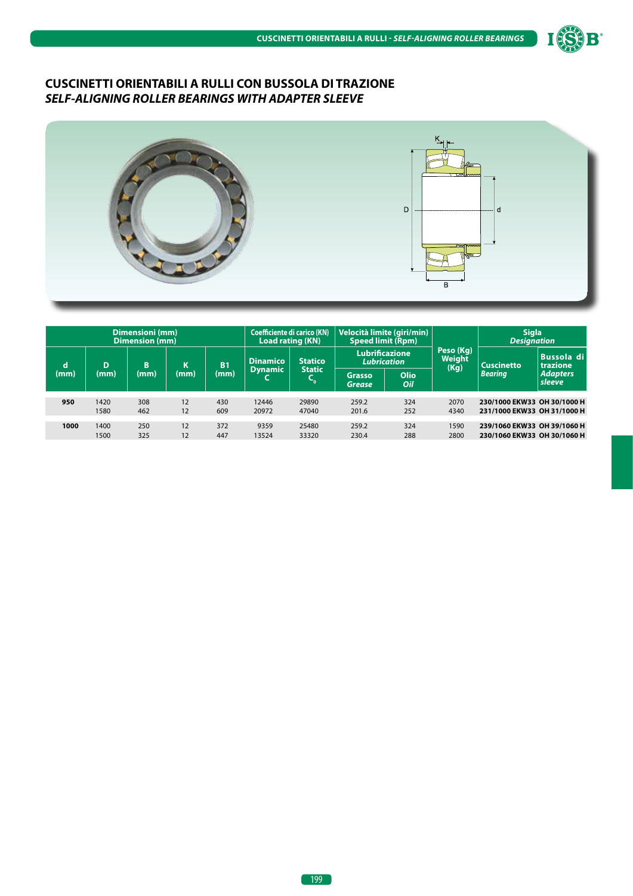## CUSCINETTI ORIENTABILI A RULLI CON BUSSOLA DI TRAZIONE
## *SELF-ALIGNING ROLLER BEARINGS WITH ADAPTER SLEEVE*

| Dimensioni (mm) *Dimension (mm)* | | | | | Coefficiente di carico (KN) *Load rating (KN)* | | Velocità limite (giri/min) *Speed limit (Rpm)* | | Peso (Kg) *Weight* (Kg) | Sigla *Designation* | |
|---|---|---|---|---|---|---|---|---|---|---|---|
| | | | | | | | Lubrificazione *Lubrication* | | | | |
| d (mm) | D (mm) | B (mm) | K (mm) | B1 (mm) | Dinamico *Dynamic* C | Statico *Static* $C_0$ | Grasso *Grease* | Olio *Oil* | | Cuscinetto *Bearing* | Bussola di trazione *Adapters sleeve* |
| **950** | 1420 | 308 | 12 | 430 | 12446 | 29890 | 259.2 | 324 | 2070 | **230/1000 EKW33** | **OH 30/1000 H** |
| | 1580 | 462 | 12 | 609 | 20972 | 47040 | 201.6 | 252 | 4340 | **231/1000 EKW33** | **OH 31/1000 H** |
| **1000** | 1400 | 250 | 12 | 372 | 9359 | 25480 | 259.2 | 324 | 1590 | **239/1060 EKW33** | **OH 39/1060 H** |
| | 1500 | 325 | 12 | 447 | 13524 | 33320 | 230.4 | 288 | 2800 | **230/1060 EKW33** | **OH 30/1060 H** |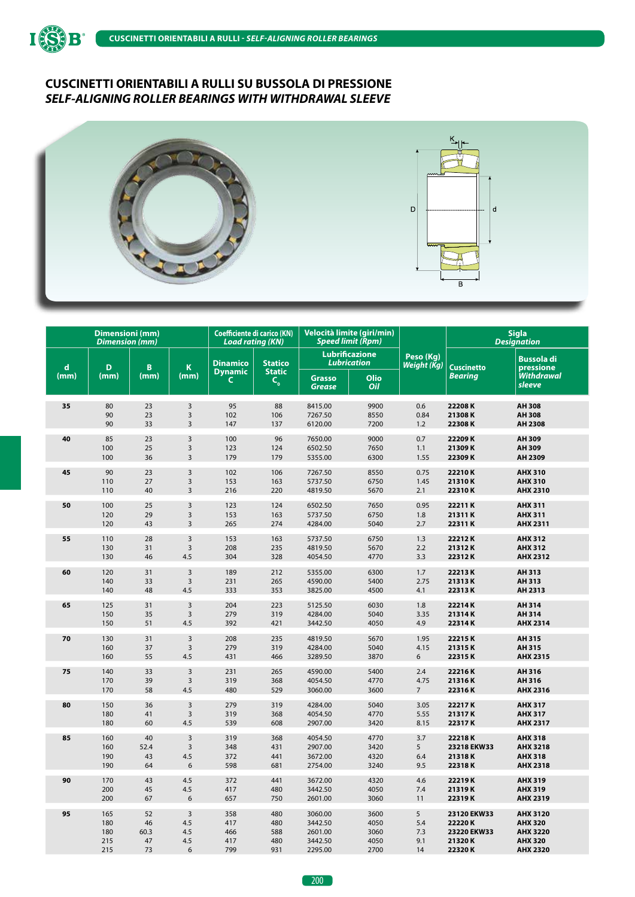# CUSCINETTI ORIENTABILI A RULLI SU BUSSOLA DI PRESSIONE
## *SELF-ALIGNING ROLLER BEARINGS WITH WITHDRAWAL SLEEVE*

| Dimensioni (mm) *Dimension (mm)* | | | | Coefficiente di carico (KN) *Load rating (KN)* | | Velocità limite (giri/min) *Speed limit (Rpm)* | | Peso (Kg) *Weight (Kg)* | Sigla *Designation* | |
|---|---|---|---|---|---|---|---|---|---|---|
| d (mm) | D (mm) | B (mm) | K (mm) | Dinamico *Dynamic* C | Statico *Static* $C_0$ | Lubrificazione *Lubrication* Grasso *Grease* | Olio *Oil* | | Cuscinetto *Bearing* | Bussola di pressione *Withdrawal sleeve* |
| **35** | 80 | 23 | 3 | 95 | 88 | 8415.00 | 9900 | 0.6 | **22208 K** | **AH 308** |
| | 90 | 23 | 3 | 102 | 106 | 7267.50 | 8550 | 0.84 | **21308 K** | **AH 308** |
| | 90 | 33 | 3 | 147 | 137 | 6120.00 | 7200 | 1.2 | **22308 K** | **AH 2308** |
| **40** | 85 | 23 | 3 | 100 | 96 | 7650.00 | 9000 | 0.7 | **22209 K** | **AH 309** |
| | 100 | 25 | 3 | 123 | 124 | 6502.50 | 7650 | 1.1 | **21309 K** | **AH 309** |
| | 100 | 36 | 3 | 179 | 179 | 5355.00 | 6300 | 1.55 | **22309 K** | **AH 2309** |
| **45** | 90 | 23 | 3 | 102 | 106 | 7267.50 | 8550 | 0.75 | **22210 K** | **AHX 310** |
| | 110 | 27 | 3 | 153 | 163 | 5737.50 | 6750 | 1.45 | **21310 K** | **AHX 310** |
| | 110 | 40 | 3 | 216 | 220 | 4819.50 | 5670 | 2.1 | **22310 K** | **AHX 2310** |
| **50** | 100 | 25 | 3 | 123 | 124 | 6502.50 | 7650 | 0.95 | **22211 K** | **AHX 311** |
| | 120 | 29 | 3 | 153 | 163 | 5737.50 | 6750 | 1.8 | **21311 K** | **AHX 311** |
| | 120 | 43 | 3 | 265 | 274 | 4284.00 | 5040 | 2.7 | **22311 K** | **AHX 2311** |
| **55** | 110 | 28 | 3 | 153 | 163 | 5737.50 | 6750 | 1.3 | **22212 K** | **AHX 312** |
| | 130 | 31 | 3 | 208 | 235 | 4819.50 | 5670 | 2.2 | **21312 K** | **AHX 312** |
| | 130 | 46 | 4.5 | 304 | 328 | 4054.50 | 4770 | 3.3 | **22312 K** | **AHX 2312** |
| **60** | 120 | 31 | 3 | 189 | 212 | 5355.00 | 6300 | 1.7 | **22213 K** | **AH 313** |
| | 140 | 33 | 3 | 231 | 265 | 4590.00 | 5400 | 2.75 | **21313 K** | **AH 313** |
| | 140 | 48 | 4.5 | 333 | 353 | 3825.00 | 4500 | 4.1 | **22313 K** | **AH 2313** |
| **65** | 125 | 31 | 3 | 204 | 223 | 5125.50 | 6030 | 1.8 | **22214 K** | **AH 314** |
| | 150 | 35 | 3 | 279 | 319 | 4284.00 | 5040 | 3.35 | **21314 K** | **AH 314** |
| | 150 | 51 | 4.5 | 392 | 421 | 3442.50 | 4050 | 4.9 | **22314 K** | **AHX 2314** |
| **70** | 130 | 31 | 3 | 208 | 235 | 4819.50 | 5670 | 1.95 | **22215 K** | **AH 315** |
| | 160 | 37 | 3 | 279 | 319 | 4284.00 | 5040 | 4.15 | **21315 K** | **AH 315** |
| | 160 | 55 | 4.5 | 431 | 466 | 3289.50 | 3870 | 6 | **22315 K** | **AHX 2315** |
| **75** | 140 | 33 | 3 | 231 | 265 | 4590.00 | 5400 | 2.4 | **22216 K** | **AH 316** |
| | 170 | 39 | 3 | 319 | 368 | 4054.50 | 4770 | 4.75 | **21316 K** | **AH 316** |
| | 170 | 58 | 4.5 | 480 | 529 | 3060.00 | 3600 | 7 | **22316 K** | **AHX 2316** |
| **80** | 150 | 36 | 3 | 279 | 319 | 4284.00 | 5040 | 3.05 | **22217 K** | **AHX 317** |
| | 180 | 41 | 3 | 319 | 368 | 4054.50 | 4770 | 5.55 | **21317 K** | **AHX 317** |
| | 180 | 60 | 4.5 | 539 | 608 | 2907.00 | 3420 | 8.15 | **22317 K** | **AHX 2317** |
| **85** | 160 | 40 | 3 | 319 | 368 | 4054.50 | 4770 | 3.7 | **22218 K** | **AHX 318** |
| | 160 | 52.4 | 3 | 348 | 431 | 2907.00 | 3420 | 5 | **23218 EKW33** | **AHX 3218** |
| | 190 | 43 | 4.5 | 372 | 441 | 3672.00 | 4320 | 6.4 | **21318 K** | **AHX 318** |
| | 190 | 64 | 6 | 598 | 681 | 2754.00 | 3240 | 9.5 | **22318 K** | **AHX 2318** |
| **90** | 170 | 43 | 4.5 | 372 | 441 | 3672.00 | 4320 | 4.6 | **22219 K** | **AHX 319** |
| | 200 | 45 | 4.5 | 417 | 480 | 3442.50 | 4050 | 7.4 | **21319 K** | **AHX 319** |
| | 200 | 67 | 6 | 657 | 750 | 2601.00 | 3060 | 11 | **22319 K** | **AHX 2319** |
| **95** | 165 | 52 | 3 | 358 | 480 | 3060.00 | 3600 | 5 | **23120 EKW33** | **AHX 3120** |
| | 180 | 46 | 4.5 | 417 | 480 | 3442.50 | 4050 | 5.4 | **22220 K** | **AHX 320** |
| | 180 | 60.3 | 4.5 | 466 | 588 | 2601.00 | 3060 | 7.3 | **23220 EKW33** | **AHX 3220** |
| | 215 | 47 | 4.5 | 417 | 480 | 3442.50 | 4050 | 9.1 | **21320 K** | **AHX 320** |
| | 215 | 73 | 6 | 799 | 931 | 2295.00 | 2700 | 14 | **22320 K** | **AHX 2320** |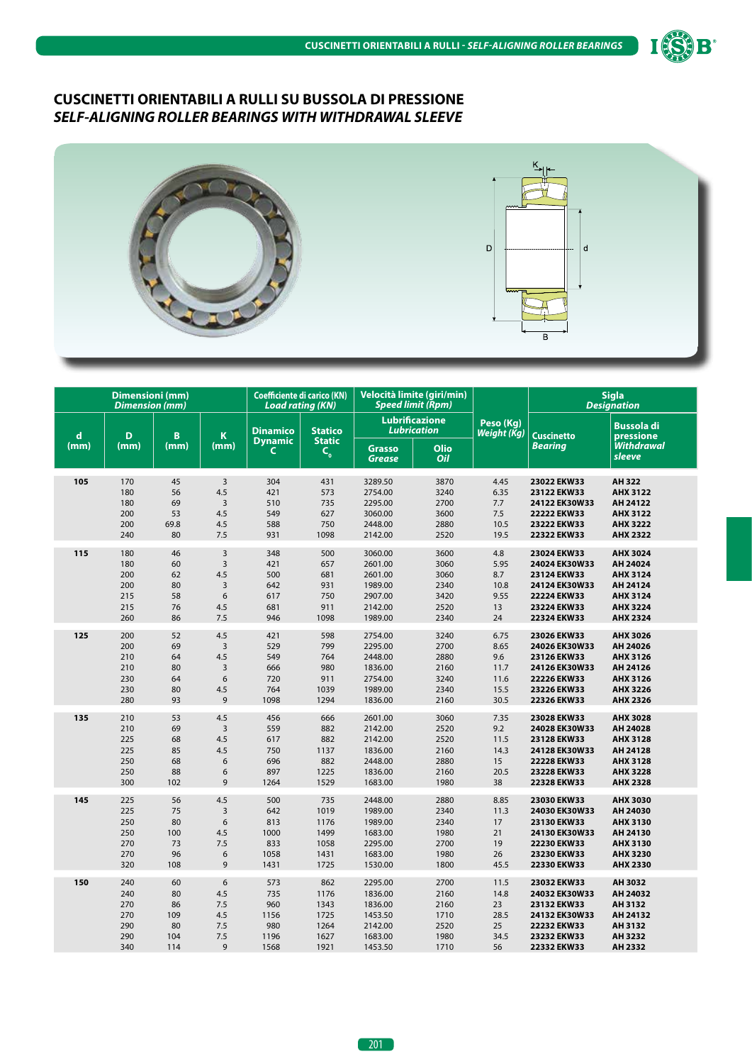# CUSCINETTI ORIENTABILI A RULLI SU BUSSOLA DI PRESSIONE
## *SELF-ALIGNING ROLLER BEARINGS WITH WITHDRAWAL SLEEVE*

| Dimensioni (mm) *Dimension (mm)* | | | | Coefficiente di carico (KN) *Load rating (KN)* | | Velocità limite (giri/min) *Speed limit (Rpm)* | | Peso (Kg) *Weight (Kg)* | Sigla *Designation* | |
|---|---|---|---|---|---|---|---|---|---|---|
| | | | | | | Lubrificazione *Lubrication* | | | | |
| d (mm) | D (mm) | B (mm) | K (mm) | Dinamico *Dynamic* C | Statico *Static* $C_0$ | Grasso *Grease* | Olio *Oil* | | Cuscinetto *Bearing* | Bussola di pressione *Withdrawal sleeve* |
| **105** | 170 | 45 | 3 | 304 | 431 | 3289.50 | 3870 | 4.45 | **23022 EKW33** | **AH 322** |
| | 180 | 56 | 4.5 | 421 | 573 | 2754.00 | 3240 | 6.35 | **23122 EKW33** | **AHX 3122** |
| | 180 | 69 | 3 | 510 | 735 | 2295.00 | 2700 | 7.7 | **24122 EK30W33** | **AH 24122** |
| | 200 | 53 | 4.5 | 549 | 627 | 3060.00 | 3600 | 7.5 | **22222 EKW33** | **AHX 3122** |
| | 200 | 69.8 | 4.5 | 588 | 750 | 2448.00 | 2880 | 10.5 | **23222 EKW33** | **AHX 3222** |
| | 240 | 80 | 7.5 | 931 | 1098 | 2142.00 | 2520 | 19.5 | **22322 EKW33** | **AHX 2322** |
| **115** | 180 | 46 | 3 | 348 | 500 | 3060.00 | 3600 | 4.8 | **23024 EKW33** | **AHX 3024** |
| | 180 | 60 | 3 | 421 | 657 | 2601.00 | 3060 | 5.95 | **24024 EK30W33** | **AH 24024** |
| | 200 | 62 | 4.5 | 500 | 681 | 2601.00 | 3060 | 8.7 | **23124 EKW33** | **AHX 3124** |
| | 200 | 80 | 3 | 642 | 931 | 1989.00 | 2340 | 10.8 | **24124 EK30W33** | **AH 24124** |
| | 215 | 58 | 6 | 617 | 750 | 2907.00 | 3420 | 9.55 | **22224 EKW33** | **AHX 3124** |
| | 215 | 76 | 4.5 | 681 | 911 | 2142.00 | 2520 | 13 | **23224 EKW33** | **AHX 3224** |
| | 260 | 86 | 7.5 | 946 | 1098 | 1989.00 | 2340 | 24 | **22324 EKW33** | **AHX 2324** |
| **125** | 200 | 52 | 4.5 | 421 | 598 | 2754.00 | 3240 | 6.75 | **23026 EKW33** | **AHX 3026** |
| | 200 | 69 | 3 | 529 | 799 | 2295.00 | 2700 | 8.65 | **24026 EK30W33** | **AH 24026** |
| | 210 | 64 | 4.5 | 549 | 764 | 2448.00 | 2880 | 9.6 | **23126 EKW33** | **AHX 3126** |
| | 210 | 80 | 3 | 666 | 980 | 1836.00 | 2160 | 11.7 | **24126 EK30W33** | **AH 24126** |
| | 230 | 64 | 6 | 720 | 911 | 2754.00 | 3240 | 11.6 | **22226 EKW33** | **AHX 3126** |
| | 230 | 80 | 4.5 | 764 | 1039 | 1989.00 | 2340 | 15.5 | **23226 EKW33** | **AHX 3226** |
| | 280 | 93 | 9 | 1098 | 1294 | 1836.00 | 2160 | 30.5 | **22326 EKW33** | **AHX 2326** |
| **135** | 210 | 53 | 4.5 | 456 | 666 | 2601.00 | 3060 | 7.35 | **23028 EKW33** | **AHX 3028** |
| | 210 | 69 | 3 | 559 | 882 | 2142.00 | 2520 | 9.2 | **24028 EK30W33** | **AH 24028** |
| | 225 | 68 | 4.5 | 617 | 882 | 2142.00 | 2520 | 11.5 | **23128 EKW33** | **AHX 3128** |
| | 225 | 85 | 4.5 | 750 | 1137 | 1836.00 | 2160 | 14.3 | **24128 EK30W33** | **AH 24128** |
| | 250 | 68 | 6 | 696 | 882 | 2448.00 | 2880 | 15 | **22228 EKW33** | **AHX 3128** |
| | 250 | 88 | 6 | 897 | 1225 | 1836.00 | 2160 | 20.5 | **23228 EKW33** | **AHX 3228** |
| | 300 | 102 | 9 | 1264 | 1529 | 1683.00 | 1980 | 38 | **22328 EKW33** | **AHX 2328** |
| **145** | 225 | 56 | 4.5 | 500 | 735 | 2448.00 | 2880 | 8.85 | **23030 EKW33** | **AHX 3030** |
| | 225 | 75 | 3 | 642 | 1019 | 1989.00 | 2340 | 11.3 | **24030 EK30W33** | **AH 24030** |
| | 250 | 80 | 6 | 813 | 1176 | 1989.00 | 2340 | 17 | **23130 EKW33** | **AHX 3130** |
| | 250 | 100 | 4.5 | 1000 | 1499 | 1683.00 | 1980 | 21 | **24130 EK30W33** | **AH 24130** |
| | 270 | 73 | 7.5 | 833 | 1058 | 2295.00 | 2700 | 19 | **22230 EKW33** | **AHX 3130** |
| | 270 | 96 | 6 | 1058 | 1431 | 1683.00 | 1980 | 26 | **23230 EKW33** | **AHX 3230** |
| | 320 | 108 | 9 | 1431 | 1725 | 1530.00 | 1800 | 45.5 | **22330 EKW33** | **AHX 2330** |
| **150** | 240 | 60 | 6 | 573 | 862 | 2295.00 | 2700 | 11.5 | **23032 EKW33** | **AH 3032** |
| | 240 | 80 | 4.5 | 735 | 1176 | 1836.00 | 2160 | 14.8 | **24032 EK30W33** | **AH 24032** |
| | 270 | 86 | 7.5 | 960 | 1343 | 1836.00 | 2160 | 23 | **23132 EKW33** | **AH 3132** |
| | 270 | 109 | 4.5 | 1156 | 1725 | 1453.50 | 1710 | 28.5 | **24132 EK30W33** | **AH 24132** |
| | 290 | 80 | 7.5 | 980 | 1264 | 2142.00 | 2520 | 25 | **22232 EKW33** | **AH 3132** |
| | 290 | 104 | 7.5 | 1196 | 1627 | 1683.00 | 1980 | 34.5 | **23232 EKW33** | **AH 3232** |
| | 340 | 114 | 9 | 1568 | 1921 | 1453.50 | 1710 | 56 | **22332 EKW33** | **AH 2332** |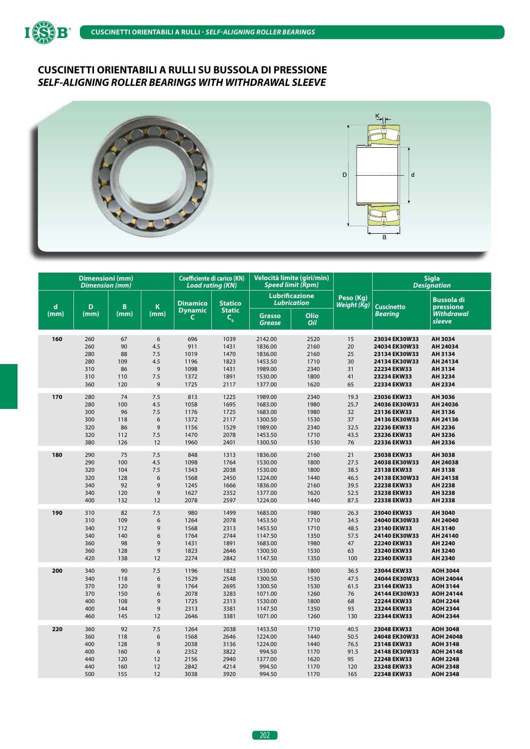## CUSCINETTI ORIENTABILI A RULLI SU BUSSOLA DI PRESSIONE
## *SELF-ALIGNING ROLLER BEARINGS WITH WITHDRAWAL SLEEVE*

| Dimensioni (mm) *Dimension (mm)* | | | | Coefficiente di carico (KN) *Load rating (KN)* | | Velocità limite (giri/min) *Speed limit (Rpm)* | | Peso (Kg) *Weight (Kg)* | Sigla *Designation* | |
|---|---|---|---|---|---|---|---|---|---|---|
| | | | | | | Lubrificazione *Lubrication* | | | | |
| d (mm) | D (mm) | B (mm) | K (mm) | Dinamico *Dynamic* C | Statico *Static* $C_0$ | Grasso *Grease* | Olio *Oil* | | Cuscinetto *Bearing* | Bussola di pressione *Withdrawal sleeve* |
| **160** | 260 | 67 | 6 | 696 | 1039 | 2142.00 | 2520 | 15 | **23034 EK30W33** | **AH 3034** |
| | 260 | 90 | 4.5 | 911 | 1431 | 1836.00 | 2160 | 20 | **24034 EK30W33** | **AH 24034** |
| | 280 | 88 | 7.5 | 1019 | 1470 | 1836.00 | 2160 | 25 | **23134 EK30W33** | **AH 3134** |
| | 280 | 109 | 4.5 | 1196 | 1823 | 1453.50 | 1710 | 30 | **24134 EK30W33** | **AH 24134** |
| | 310 | 86 | 9 | 1098 | 1431 | 1989.00 | 2340 | 31 | **22234 EKW33** | **AH 3134** |
| | 310 | 110 | 7.5 | 1372 | 1891 | 1530.00 | 1800 | 41 | **23234 EKW33** | **AH 3234** |
| | 360 | 120 | 9 | 1725 | 2117 | 1377.00 | 1620 | 65 | **22334 EKW33** | **AH 2334** |
| **170** | 280 | 74 | 7.5 | 813 | 1225 | 1989.00 | 2340 | 19.3 | **23036 EKW33** | **AH 3036** |
| | 280 | 100 | 4.5 | 1058 | 1695 | 1683.00 | 1980 | 25.7 | **24036 EK30W33** | **AH 24036** |
| | 300 | 96 | 7.5 | 1176 | 1725 | 1683.00 | 1980 | 32 | **23136 EKW33** | **AH 3136** |
| | 300 | 118 | 6 | 1372 | 2117 | 1300.50 | 1530 | 37 | **24136 EK30W33** | **AH 24136** |
| | 320 | 86 | 9 | 1156 | 1529 | 1989.00 | 2340 | 32.5 | **22236 EKW33** | **AH 2236** |
| | 320 | 112 | 7.5 | 1470 | 2078 | 1453.50 | 1710 | 43.5 | **23236 EKW33** | **AH 3236** |
| | 380 | 126 | 12 | 1960 | 2401 | 1300.50 | 1530 | 76 | **22336 EKW33** | **AH 2336** |
| **180** | 290 | 75 | 7.5 | 848 | 1313 | 1836.00 | 2160 | 21 | **23038 EKW33** | **AH 3038** |
| | 290 | 100 | 4.5 | 1098 | 1764 | 1530.00 | 1800 | 27.5 | **24038 EK30W33** | **AH 24038** |
| | 320 | 104 | 7.5 | 1343 | 2038 | 1530.00 | 1800 | 38.5 | **23138 EKW33** | **AH 3138** |
| | 320 | 128 | 6 | 1568 | 2450 | 1224.00 | 1440 | 46.5 | **24138 EK30W33** | **AH 24138** |
| | 340 | 92 | 9 | 1245 | 1666 | 1836.00 | 2160 | 39.5 | **22238 EKW33** | **AH 2238** |
| | 340 | 120 | 9 | 1627 | 2352 | 1377.00 | 1620 | 52.5 | **23238 EKW33** | **AH 3238** |
| | 400 | 132 | 12 | 2078 | 2597 | 1224.00 | 1440 | 87.5 | **22338 EKW33** | **AH 2338** |
| **190** | 310 | 82 | 7.5 | 980 | 1499 | 1683.00 | 1980 | 26.3 | **23040 EKW33** | **AH 3040** |
| | 310 | 109 | 6 | 1264 | 2078 | 1453.50 | 1710 | 34.5 | **24040 EK30W33** | **AH 24040** |
| | 340 | 112 | 9 | 1568 | 2313 | 1453.50 | 1710 | 48.5 | **23140 EKW33** | **AH 3140** |
| | 340 | 140 | 6 | 1764 | 2744 | 1147.50 | 1350 | 57.5 | **24140 EK30W33** | **AH 24140** |
| | 360 | 98 | 9 | 1431 | 1891 | 1683.00 | 1980 | 47 | **22240 EKW33** | **AH 2240** |
| | 360 | 128 | 9 | 1823 | 2646 | 1300.50 | 1530 | 63 | **23240 EKW33** | **AH 3240** |
| | 420 | 138 | 12 | 2274 | 2842 | 1147.50 | 1350 | 100 | **22340 EKW33** | **AH 2340** |
| **200** | 340 | 90 | 7.5 | 1196 | 1823 | 1530.00 | 1800 | 36.5 | **23044 EKW33** | **AOH 3044** |
| | 340 | 118 | 6 | 1529 | 2548 | 1300.50 | 1530 | 47.5 | **24044 EKW33** | **AOH 24044** |
| | 370 | 120 | 9 | 1764 | 2695 | 1300.50 | 1530 | 61.5 | **23144 EKW33** | **AOH 3144** |
| | 370 | 150 | 6 | 2078 | 3283 | 1071.00 | 1260 | 76 | **24144 EK30W33** | **AOH 24144** |
| | 400 | 108 | 9 | 1725 | 2313 | 1530.00 | 1800 | 68 | **22244 EKW33** | **AOH 2244** |
| | 400 | 144 | 9 | 2313 | 3381 | 1147.50 | 1350 | 93 | **23244 EKW33** | **AOH 2344** |
| | 460 | 145 | 12 | 2646 | 3381 | 1071.00 | 1260 | 130 | **22344 EKW33** | **AOH 2344** |
| **220** | 360 | 92 | 7.5 | 1264 | 2038 | 1453.50 | 1710 | 40.5 | **23048 EKW33** | **AOH 3048** |
| | 360 | 118 | 6 | 1568 | 2646 | 1224.00 | 1440 | 50.5 | **24048 EK30W33** | **AOH 24048** |
| | 400 | 128 | 9 | 2038 | 3136 | 1224.00 | 1440 | 76.5 | **23148 EKW33** | **AOH 3148** |
| | 400 | 160 | 6 | 2352 | 3822 | 994.50 | 1170 | 91.5 | **24148 EK30W33** | **AOH 24148** |
| | 440 | 120 | 12 | 2156 | 2940 | 1377.00 | 1620 | 95 | **22248 EKW33** | **AOH 2248** |
| | 440 | 160 | 12 | 2842 | 4214 | 994.50 | 1170 | 120 | **23248 EKW33** | **AOH 2348** |
| | 500 | 155 | 12 | 3038 | 3920 | 994.50 | 1170 | 165 | **22348 EKW33** | **AOH 2348** |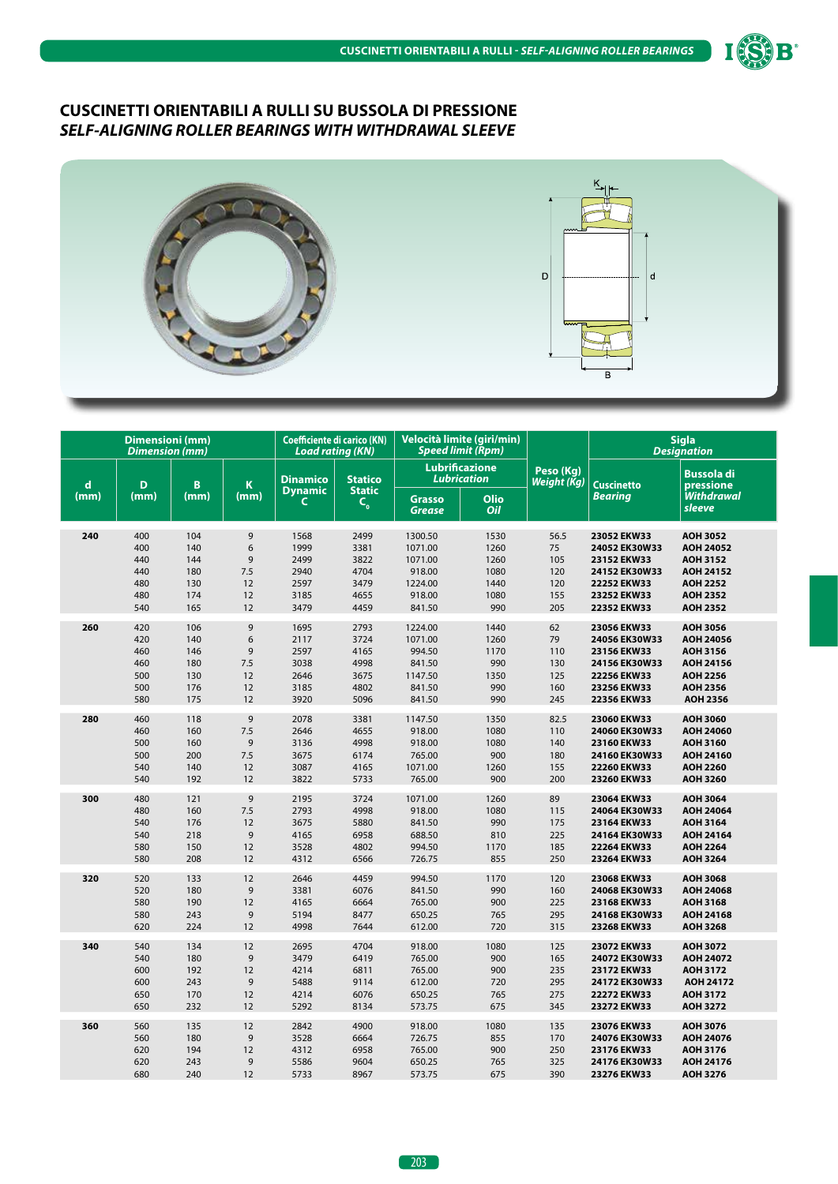## CUSCINETTI ORIENTABILI A RULLI SU BUSSOLA DI PRESSIONE
## *SELF-ALIGNING ROLLER BEARINGS WITH WITHDRAWAL SLEEVE*

| Dimensioni (mm) *Dimension (mm)* | | | | Coefficiente di carico (KN) *Load rating (KN)* | | Velocità limite (giri/min) *Speed limit (Rpm)* | | Peso (Kg) *Weight (Kg)* | Sigla *Designation* | |
|---|---|---|---|---|---|---|---|---|---|---|
| | | | | | | Lubrificazione *Lubrication* | | | | |
| d (mm) | D (mm) | B (mm) | K (mm) | Dinamico *Dynamic* C | Statico *Static* $C_0$ | Grasso *Grease* | Olio *Oil* | | Cuscinetto *Bearing* | Bussola di pressione *Withdrawal sleeve* |
| **240** | 400 | 104 | 9 | 1568 | 2499 | 1300.50 | 1530 | 56.5 | **23052 EKW33** | **AOH 3052** |
| | 400 | 140 | 6 | 1999 | 3381 | 1071.00 | 1260 | 75 | **24052 EK30W33** | **AOH 24052** |
| | 440 | 144 | 9 | 2499 | 3822 | 1071.00 | 1260 | 105 | **23152 EKW33** | **AOH 3152** |
| | 440 | 180 | 7.5 | 2940 | 4704 | 918.00 | 1080 | 120 | **24152 EK30W33** | **AOH 24152** |
| | 480 | 130 | 12 | 2597 | 3479 | 1224.00 | 1440 | 120 | **22252 EKW33** | **AOH 2252** |
| | 480 | 174 | 12 | 3185 | 4655 | 918.00 | 1080 | 155 | **23252 EKW33** | **AOH 2352** |
| | 540 | 165 | 12 | 3479 | 4459 | 841.50 | 990 | 205 | **22352 EKW33** | **AOH 2352** |
| **260** | 420 | 106 | 9 | 1695 | 2793 | 1224.00 | 1440 | 62 | **23056 EKW33** | **AOH 3056** |
| | 420 | 140 | 6 | 2117 | 3724 | 1071.00 | 1260 | 79 | **24056 EK30W33** | **AOH 24056** |
| | 460 | 146 | 9 | 2597 | 4165 | 994.50 | 1170 | 110 | **23156 EKW33** | **AOH 3156** |
| | 460 | 180 | 7.5 | 3038 | 4998 | 841.50 | 990 | 130 | **24156 EK30W33** | **AOH 24156** |
| | 500 | 130 | 12 | 2646 | 3675 | 1147.50 | 1350 | 125 | **22256 EKW33** | **AOH 2256** |
| | 500 | 176 | 12 | 3185 | 4802 | 841.50 | 990 | 160 | **23256 EKW33** | **AOH 2356** |
| | 580 | 175 | 12 | 3920 | 5096 | 841.50 | 990 | 245 | **22356 EKW33** | **AOH 2356** |
| **280** | 460 | 118 | 9 | 2078 | 3381 | 1147.50 | 1350 | 82.5 | **23060 EKW33** | **AOH 3060** |
| | 460 | 160 | 7.5 | 2646 | 4655 | 918.00 | 1080 | 110 | **24060 EK30W33** | **AOH 24060** |
| | 500 | 160 | 9 | 3136 | 4998 | 918.00 | 1080 | 140 | **23160 EKW33** | **AOH 3160** |
| | 500 | 200 | 7.5 | 3675 | 6174 | 765.00 | 900 | 180 | **24160 EK30W33** | **AOH 24160** |
| | 540 | 140 | 12 | 3087 | 4165 | 1071.00 | 1260 | 155 | **22260 EKW33** | **AOH 2260** |
| | 540 | 192 | 12 | 3822 | 5733 | 765.00 | 900 | 200 | **23260 EKW33** | **AOH 3260** |
| **300** | 480 | 121 | 9 | 2195 | 3724 | 1071.00 | 1260 | 89 | **23064 EKW33** | **AOH 3064** |
| | 480 | 160 | 7.5 | 2793 | 4998 | 918.00 | 1080 | 115 | **24064 EK30W33** | **AOH 24064** |
| | 540 | 176 | 12 | 3675 | 5880 | 841.50 | 990 | 175 | **23164 EKW33** | **AOH 3164** |
| | 540 | 218 | 9 | 4165 | 6958 | 688.50 | 810 | 225 | **24164 EK30W33** | **AOH 24164** |
| | 580 | 150 | 12 | 3528 | 4802 | 994.50 | 1170 | 185 | **22264 EKW33** | **AOH 2264** |
| | 580 | 208 | 12 | 4312 | 6566 | 726.75 | 855 | 250 | **23264 EKW33** | **AOH 3264** |
| **320** | 520 | 133 | 12 | 2646 | 4459 | 994.50 | 1170 | 120 | **23068 EKW33** | **AOH 3068** |
| | 520 | 180 | 9 | 3381 | 6076 | 841.50 | 990 | 160 | **24068 EK30W33** | **AOH 24068** |
| | 580 | 190 | 12 | 4165 | 6664 | 765.00 | 900 | 225 | **23168 EKW33** | **AOH 3168** |
| | 580 | 243 | 9 | 5194 | 8477 | 650.25 | 765 | 295 | **24168 EK30W33** | **AOH 24168** |
| | 620 | 224 | 12 | 4998 | 7644 | 612.00 | 720 | 315 | **23268 EKW33** | **AOH 3268** |
| **340** | 540 | 134 | 12 | 2695 | 4704 | 918.00 | 1080 | 125 | **23072 EKW33** | **AOH 3072** |
| | 540 | 180 | 9 | 3479 | 6419 | 765.00 | 900 | 165 | **24072 EK30W33** | **AOH 24072** |
| | 600 | 192 | 12 | 4214 | 6811 | 765.00 | 900 | 235 | **23172 EKW33** | **AOH 3172** |
| | 600 | 243 | 9 | 5488 | 9114 | 612.00 | 720 | 295 | **24172 EK30W33** | **AOH 24172** |
| | 650 | 170 | 12 | 4214 | 6076 | 650.25 | 765 | 275 | **22272 EKW33** | **AOH 3172** |
| | 650 | 232 | 12 | 5292 | 8134 | 573.75 | 675 | 345 | **23272 EKW33** | **AOH 3272** |
| **360** | 560 | 135 | 12 | 2842 | 4900 | 918.00 | 1080 | 135 | **23076 EKW33** | **AOH 3076** |
| | 560 | 180 | 9 | 3528 | 6664 | 726.75 | 855 | 170 | **24076 EK30W33** | **AOH 24076** |
| | 620 | 194 | 12 | 4312 | 6958 | 765.00 | 900 | 250 | **23176 EKW33** | **AOH 3176** |
| | 620 | 243 | 9 | 5586 | 9604 | 650.25 | 765 | 325 | **24176 EK30W33** | **AOH 24176** |
| | 680 | 240 | 12 | 5733 | 8967 | 573.75 | 675 | 390 | **23276 EKW33** | **AOH 3276** |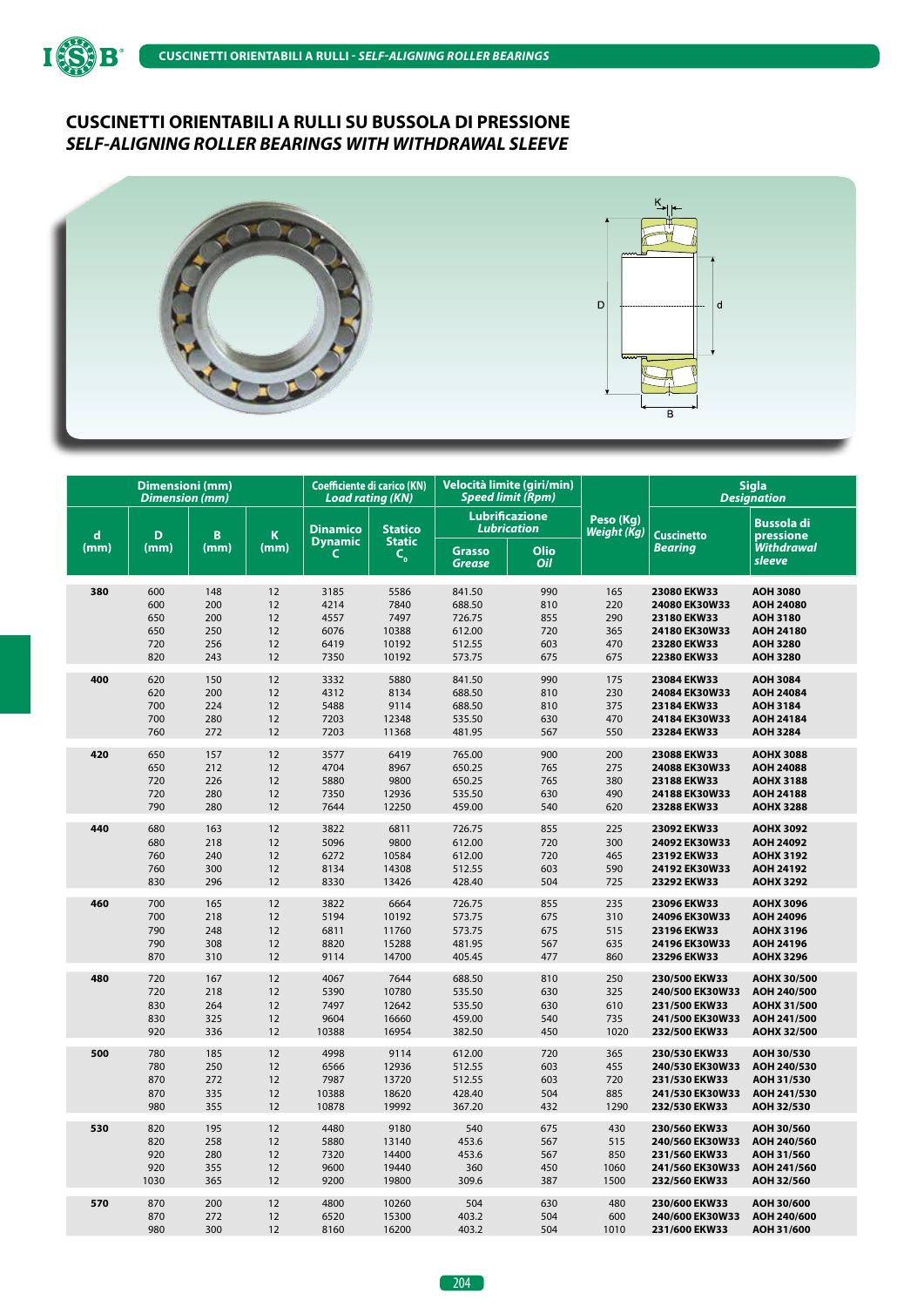## CUSCINETTI ORIENTABILI A RULLI SU BUSSOLA DI PRESSIONE
## *SELF-ALIGNING ROLLER BEARINGS WITH WITHDRAWAL SLEEVE*

| Dimensioni (mm) *Dimension (mm)* | | | | Coefficiente di carico (KN) *Load rating (KN)* | | Velocità limite (giri/min) *Speed limit (Rpm)* | | Peso (Kg) *Weight (Kg)* | Sigla *Designation* | |
|---|---|---|---|---|---|---|---|---|---|---|
| | | | | | | Lubrificazione *Lubrication* | | | | |
| d (mm) | D (mm) | B (mm) | K (mm) | Dinamico *Dynamic* C | Statico *Static* $C_0$ | Grasso *Grease* | Olio *Oil* | | Cuscinetto *Bearing* | Bussola di pressione *Withdrawal sleeve* |
| **380** | 600 | 148 | 12 | 3185 | 5586 | 841.50 | 990 | 165 | **23080 EKW33** | **AOH 3080** |
| | 600 | 200 | 12 | 4214 | 7840 | 688.50 | 810 | 220 | **24080 EK30W33** | **AOH 24080** |
| | 650 | 200 | 12 | 4557 | 7497 | 726.75 | 855 | 290 | **23180 EKW33** | **AOH 3180** |
| | 650 | 250 | 12 | 6076 | 10388 | 612.00 | 720 | 365 | **24180 EK30W33** | **AOH 24180** |
| | 720 | 256 | 12 | 6419 | 10192 | 512.55 | 603 | 470 | **23280 EKW33** | **AOH 3280** |
| | 820 | 243 | 12 | 7350 | 10192 | 573.75 | 675 | 675 | **22380 EKW33** | **AOH 3280** |
| **400** | 620 | 150 | 12 | 3332 | 5880 | 841.50 | 990 | 175 | **23084 EKW33** | **AOH 3084** |
| | 620 | 200 | 12 | 4312 | 8134 | 688.50 | 810 | 230 | **24084 EK30W33** | **AOH 24084** |
| | 700 | 224 | 12 | 5488 | 9114 | 688.50 | 810 | 375 | **23184 EKW33** | **AOH 3184** |
| | 700 | 280 | 12 | 7203 | 12348 | 535.50 | 630 | 470 | **24184 EK30W33** | **AOH 24184** |
| | 760 | 272 | 12 | 7203 | 11368 | 481.95 | 567 | 550 | **23284 EKW33** | **AOH 3284** |
| **420** | 650 | 157 | 12 | 3577 | 6419 | 765.00 | 900 | 200 | **23088 EKW33** | **AOHX 3088** |
| | 650 | 212 | 12 | 4704 | 8967 | 650.25 | 765 | 275 | **24088 EK30W33** | **AOH 24088** |
| | 720 | 226 | 12 | 5880 | 9800 | 650.25 | 765 | 380 | **23188 EKW33** | **AOHX 3188** |
| | 720 | 280 | 12 | 7350 | 12936 | 535.50 | 630 | 490 | **24188 EK30W33** | **AOH 24188** |
| | 790 | 280 | 12 | 7644 | 12250 | 459.00 | 540 | 620 | **23288 EKW33** | **AOHX 3288** |
| **440** | 680 | 163 | 12 | 3822 | 6811 | 726.75 | 855 | 225 | **23092 EKW33** | **AOHX 3092** |
| | 680 | 218 | 12 | 5096 | 9800 | 612.00 | 720 | 300 | **24092 EK30W33** | **AOH 24092** |
| | 760 | 240 | 12 | 6272 | 10584 | 612.00 | 720 | 465 | **23192 EKW33** | **AOHX 3192** |
| | 760 | 300 | 12 | 8134 | 14308 | 512.55 | 603 | 590 | **24192 EK30W33** | **AOH 24192** |
| | 830 | 296 | 12 | 8330 | 13426 | 428.40 | 504 | 725 | **23292 EKW33** | **AOHX 3292** |
| **460** | 700 | 165 | 12 | 3822 | 6664 | 726.75 | 855 | 235 | **23096 EKW33** | **AOHX 3096** |
| | 700 | 218 | 12 | 5194 | 10192 | 573.75 | 675 | 310 | **24096 EK30W33** | **AOH 24096** |
| | 790 | 248 | 12 | 6811 | 11760 | 573.75 | 675 | 515 | **23196 EKW33** | **AOHX 3196** |
| | 790 | 308 | 12 | 8820 | 15288 | 481.95 | 567 | 635 | **24196 EK30W33** | **AOH 24196** |
| | 870 | 310 | 12 | 9114 | 14700 | 405.45 | 477 | 860 | **23296 EKW33** | **AOHX 3296** |
| **480** | 720 | 167 | 12 | 4067 | 7644 | 688.50 | 810 | 250 | **230/500 EKW33** | **AOHX 30/500** |
| | 720 | 218 | 12 | 5390 | 10780 | 535.50 | 630 | 325 | **240/500 EK30W33** | **AOH 240/500** |
| | 830 | 264 | 12 | 7497 | 12642 | 535.50 | 630 | 610 | **231/500 EKW33** | **AOHX 31/500** |
| | 830 | 325 | 12 | 9604 | 16660 | 459.00 | 540 | 735 | **241/500 EK30W33** | **AOH 241/500** |
| | 920 | 336 | 12 | 10388 | 16954 | 382.50 | 450 | 1020 | **232/500 EKW33** | **AOHX 32/500** |
| **500** | 780 | 185 | 12 | 4998 | 9114 | 612.00 | 720 | 365 | **230/530 EKW33** | **AOH 30/530** |
| | 780 | 250 | 12 | 6566 | 12936 | 512.55 | 603 | 455 | **240/530 EK30W33** | **AOH 240/530** |
| | 870 | 272 | 12 | 7987 | 13720 | 512.55 | 603 | 720 | **231/530 EKW33** | **AOH 31/530** |
| | 870 | 335 | 12 | 10388 | 18620 | 428.40 | 504 | 885 | **241/530 EK30W33** | **AOH 241/530** |
| | 980 | 355 | 12 | 10878 | 19992 | 367.20 | 432 | 1290 | **232/530 EKW33** | **AOH 32/530** |
| **530** | 820 | 195 | 12 | 4480 | 9180 | 540 | 675 | 430 | **230/560 EKW33** | **AOH 30/560** |
| | 820 | 258 | 12 | 5880 | 13140 | 453.6 | 567 | 515 | **240/560 EK30W33** | **AOH 240/560** |
| | 920 | 280 | 12 | 7320 | 14400 | 453.6 | 567 | 850 | **231/560 EKW33** | **AOH 31/560** |
| | 920 | 355 | 12 | 9600 | 19440 | 360 | 450 | 1060 | **241/560 EK30W33** | **AOH 241/560** |
| | 1030 | 365 | 12 | 9200 | 19800 | 309.6 | 387 | 1500 | **232/560 EKW33** | **AOH 32/560** |
| **570** | 870 | 200 | 12 | 4800 | 10260 | 504 | 630 | 480 | **230/600 EKW33** | **AOH 30/600** |
| | 870 | 272 | 12 | 6520 | 15300 | 403.2 | 504 | 600 | **240/600 EK30W33** | **AOH 240/600** |
| | 980 | 300 | 12 | 8160 | 16200 | 403.2 | 504 | 1010 | **231/600 EKW33** | **AOH 31/600** |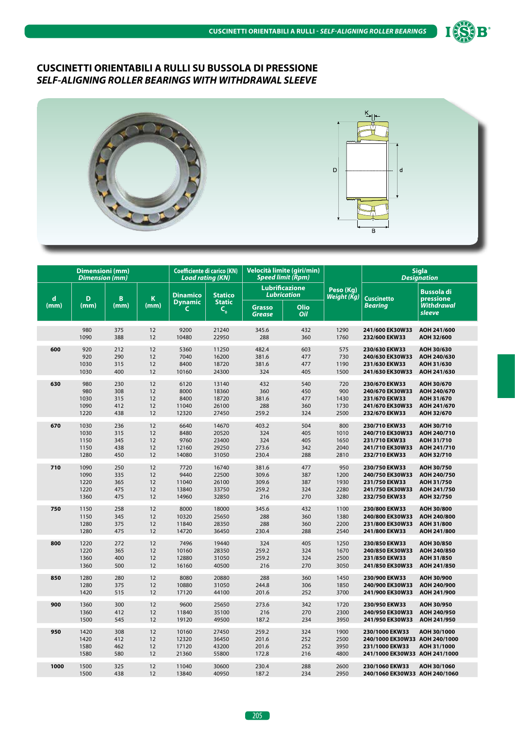# CUSCINETTI ORIENTABILI A RULLI SU BUSSOLA DI PRESSIONE
## *SELF-ALIGNING ROLLER BEARINGS WITH WITHDRAWAL SLEEVE*

| Dimensioni (mm) *Dimension (mm)* | | | | Coefficiente di carico (KN) *Load rating (KN)* | | Velocità limite (giri/min) *Speed limit (Rpm)* | | Peso (Kg) *Weight (Kg)* | Sigla *Designation* | |
|---|---|---|---|---|---|---|---|---|---|---|
| | | | | | | Lubrificazione *Lubrication* | | | | |
| d (mm) | D (mm) | B (mm) | K (mm) | Dinamico *Dynamic* C | Statico *Static* $C_0$ | Grasso *Grease* | Olio *Oil* | | Cuscinetto *Bearing* | Bussola di pressione *Withdrawal sleeve* |
| | 980 | 375 | 12 | 9200 | 21240 | 345.6 | 432 | 1290 | **241/600 EK30W33** | **AOH 241/600** |
| | 1090 | 388 | 12 | 10480 | 22950 | 288 | 360 | 1760 | **232/600 EKW33** | **AOH 32/600** |
| **600** | 920 | 212 | 12 | 5360 | 11250 | 482.4 | 603 | 575 | **230/630 EKW33** | **AOH 30/630** |
| | 920 | 290 | 12 | 7040 | 16200 | 381.6 | 477 | 730 | **240/630 EK30W33** | **AOH 240/630** |
| | 1030 | 315 | 12 | 8400 | 18720 | 381.6 | 477 | 1190 | **231/630 EKW33** | **AOH 31/630** |
| | 1030 | 400 | 12 | 10160 | 24300 | 324 | 405 | 1500 | **241/630 EK30W33** | **AOH 241/630** |
| **630** | 980 | 230 | 12 | 6120 | 13140 | 432 | 540 | 720 | **230/670 EKW33** | **AOH 30/670** |
| | 980 | 308 | 12 | 8000 | 18360 | 360 | 450 | 900 | **240/670 EK30W33** | **AOH 240/670** |
| | 1030 | 315 | 12 | 8400 | 18720 | 381.6 | 477 | 1430 | **231/670 EKW33** | **AOH 31/670** |
| | 1090 | 412 | 12 | 11040 | 26100 | 288 | 360 | 1730 | **241/670 EK30W33** | **AOH 241/670** |
| | 1220 | 438 | 12 | 12320 | 27450 | 259.2 | 324 | 2500 | **232/670 EKW33** | **AOH 32/670** |
| **670** | 1030 | 236 | 12 | 6640 | 14670 | 403.2 | 504 | 800 | **230/710 EKW33** | **AOH 30/710** |
| | 1030 | 315 | 12 | 8480 | 20520 | 324 | 405 | 1010 | **240/710 EK30W33** | **AOH 240/710** |
| | 1150 | 345 | 12 | 9760 | 23400 | 324 | 405 | 1650 | **231/710 EKW33** | **AOH 31/710** |
| | 1150 | 438 | 12 | 12160 | 29250 | 273.6 | 342 | 2040 | **241/710 EK30W33** | **AOH 241/710** |
| | 1280 | 450 | 12 | 14080 | 31050 | 230.4 | 288 | 2810 | **232/710 EKW33** | **AOH 32/710** |
| **710** | 1090 | 250 | 12 | 7720 | 16740 | 381.6 | 477 | 950 | **230/750 EKW33** | **AOH 30/750** |
| | 1090 | 335 | 12 | 9440 | 22500 | 309.6 | 387 | 1200 | **240/750 EK30W33** | **AOH 240/750** |
| | 1220 | 365 | 12 | 11040 | 26100 | 309.6 | 387 | 1930 | **231/750 EKW33** | **AOH 31/750** |
| | 1220 | 475 | 12 | 13840 | 33750 | 259.2 | 324 | 2280 | **241/750 EK30W33** | **AOH 241/750** |
| | 1360 | 475 | 12 | 14960 | 32850 | 216 | 270 | 3280 | **232/750 EKW33** | **AOH 32/750** |
| **750** | 1150 | 258 | 12 | 8000 | 18000 | 345.6 | 432 | 1100 | **230/800 EKW33** | **AOH 30/800** |
| | 1150 | 345 | 12 | 10320 | 25650 | 288 | 360 | 1380 | **240/800 EK30W33** | **AOH 240/800** |
| | 1280 | 375 | 12 | 11840 | 28350 | 288 | 360 | 2200 | **231/800 EK30W33** | **AOH 31/800** |
| | 1280 | 475 | 12 | 14720 | 36450 | 230.4 | 288 | 2540 | **241/800 EK30W33** | **AOH 241/800** |
| **800** | 1220 | 272 | 12 | 7496 | 19440 | 324 | 405 | 1250 | **230/850 EKW33** | **AOH 30/850** |
| | 1220 | 365 | 12 | 10160 | 28350 | 259.2 | 324 | 1670 | **240/850 EK30W33** | **AOH 240/850** |
| | 1360 | 400 | 12 | 12880 | 31050 | 259.2 | 324 | 2500 | **231/850 EKW33** | **AOH 31/850** |
| | 1360 | 500 | 12 | 16160 | 40500 | 216 | 270 | 3050 | **241/850 EK30W33** | **AOH 241/850** |
| **850** | 1280 | 280 | 12 | 8080 | 20880 | 288 | 360 | 1450 | **230/900 EKW33** | **AOH 30/900** |
| | 1280 | 375 | 12 | 10880 | 31050 | 244.8 | 306 | 1850 | **240/900 EK30W33** | **AOH 240/900** |
| | 1420 | 515 | 12 | 17120 | 44100 | 201.6 | 252 | 3700 | **241/900 EK30W33** | **AOH 241/900** |
| **900** | 1360 | 300 | 12 | 9600 | 25650 | 273.6 | 342 | 1720 | **230/950 EKW33** | **AOH 30/950** |
| | 1360 | 412 | 12 | 11840 | 35100 | 216 | 270 | 2300 | **240/950 EK30W33** | **AOH 240/950** |
| | 1500 | 545 | 12 | 19120 | 49500 | 187.2 | 234 | 3950 | **241/950 EK30W33** | **AOH 241/950** |
| **950** | 1420 | 308 | 12 | 10160 | 27450 | 259.2 | 324 | 1900 | **230/1000 EKW33** | **AOH 30/1000** |
| | 1420 | 412 | 12 | 12320 | 36450 | 201.6 | 252 | 2500 | **240/1000 EK30W33** | **AOH 240/1000** |
| | 1580 | 462 | 12 | 17120 | 43200 | 201.6 | 252 | 3950 | **231/1000 EKW33** | **AOH 31/1000** |
| | 1580 | 580 | 12 | 21360 | 55800 | 172.8 | 216 | 4800 | **241/1000 EK30W33** | **AOH 241/1000** |
| **1000** | 1500 | 325 | 12 | 11040 | 30600 | 230.4 | 288 | 2600 | **230/1060 EKW33** | **AOH 30/1060** |
| | 1500 | 438 | 12 | 13840 | 40950 | 187.2 | 234 | 2950 | **240/1060 EK30W33** | **AOH 240/1060** |